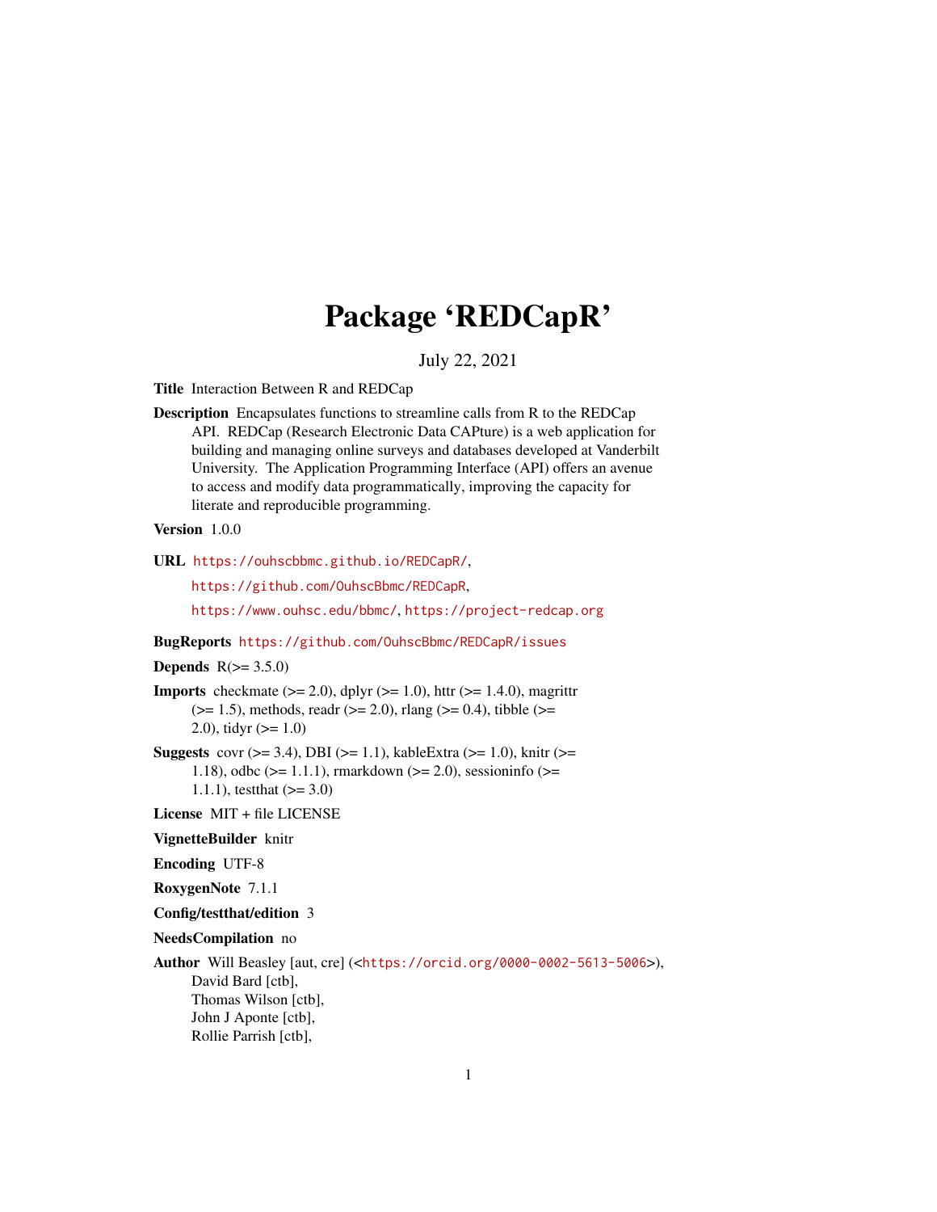# Package 'REDCapR'

July 22, 2021

**Title** Interaction Between R and REDCap

**Description** Encapsulates functions to streamline calls from R to the REDCap API. REDCap (Research Electronic Data CAPture) is a web application for building and managing online surveys and databases developed at Vanderbilt University. The Application Programming Interface (API) offers an avenue to access and modify data programmatically, improving the capacity for literate and reproducible programming.

**Version** 1.0.0

**URL** https://ouhscbbmc.github.io/REDCapR/,
https://github.com/OuhscBbmc/REDCapR,
https://www.ouhsc.edu/bbmc/, https://project-redcap.org

**BugReports** https://github.com/OuhscBbmc/REDCapR/issues

**Depends** R(>= 3.5.0)

**Imports** checkmate (>= 2.0), dplyr (>= 1.0), httr (>= 1.4.0), magrittr (>= 1.5), methods, readr (>= 2.0), rlang (>= 0.4), tibble (>= 2.0), tidyr (>= 1.0)

**Suggests** covr (>= 3.4), DBI (>= 1.1), kableExtra (>= 1.0), knitr (>= 1.18), odbc (>= 1.1.1), rmarkdown (>= 2.0), sessioninfo (>= 1.1.1), testthat (>= 3.0)

**License** MIT + file LICENSE

**VignetteBuilder** knitr

**Encoding** UTF-8

**RoxygenNote** 7.1.1

**Config/testthat/edition** 3

**NeedsCompilation** no

**Author** Will Beasley [aut, cre] (<https://orcid.org/0000-0002-5613-5006>),
David Bard [ctb],
Thomas Wilson [ctb],
John J Aponte [ctb],
Rollie Parrish [ctb],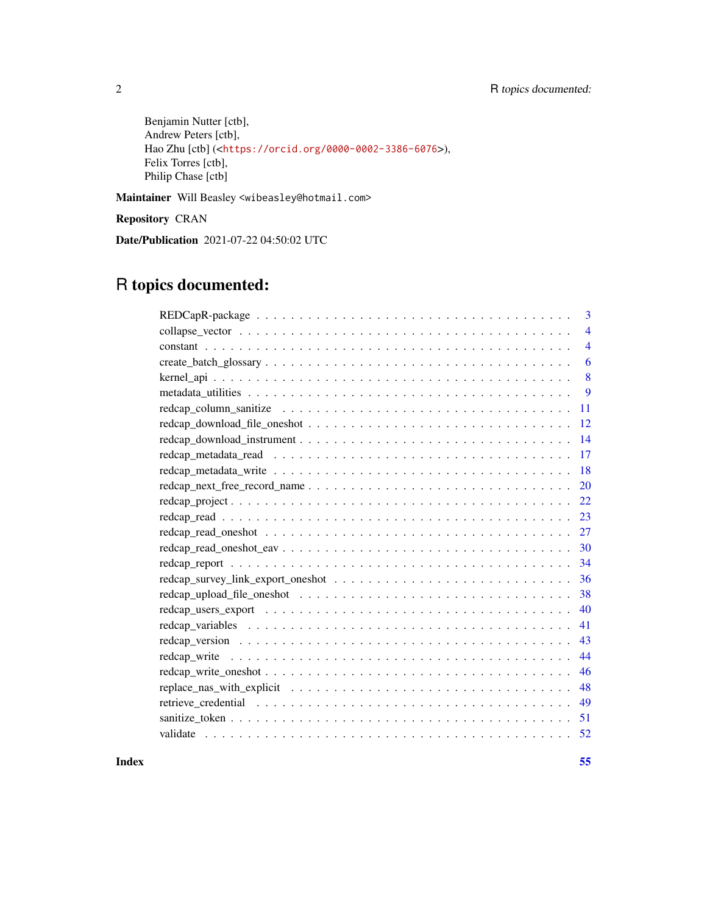Benjamin Nutter [ctb],
Andrew Peters [ctb],
Hao Zhu [ctb] (<https://orcid.org/0000-0002-3386-6076>),
Felix Torres [ctb],
Philip Chase [ctb]

**Maintainer** Will Beasley <wibeasley@hotmail.com>

**Repository** CRAN

**Date/Publication** 2021-07-22 04:50:02 UTC

# R topics documented:

| | |
|---|---|
| REDCapR-package | 3 |
| collapse_vector | 4 |
| constant | 4 |
| create_batch_glossary | 6 |
| kernel_api | 8 |
| metadata_utilities | 9 |
| redcap_column_sanitize | 11 |
| redcap_download_file_oneshot | 12 |
| redcap_download_instrument | 14 |
| redcap_metadata_read | 17 |
| redcap_metadata_write | 18 |
| redcap_next_free_record_name | 20 |
| redcap_project | 22 |
| redcap_read | 23 |
| redcap_read_oneshot | 27 |
| redcap_read_oneshot_eav | 30 |
| redcap_report | 34 |
| redcap_survey_link_export_oneshot | 36 |
| redcap_upload_file_oneshot | 38 |
| redcap_users_export | 40 |
| redcap_variables | 41 |
| redcap_version | 43 |
| redcap_write | 44 |
| redcap_write_oneshot | 46 |
| replace_nas_with_explicit | 48 |
| retrieve_credential | 49 |
| sanitize_token | 51 |
| validate | 52 |
| **Index** | **55** |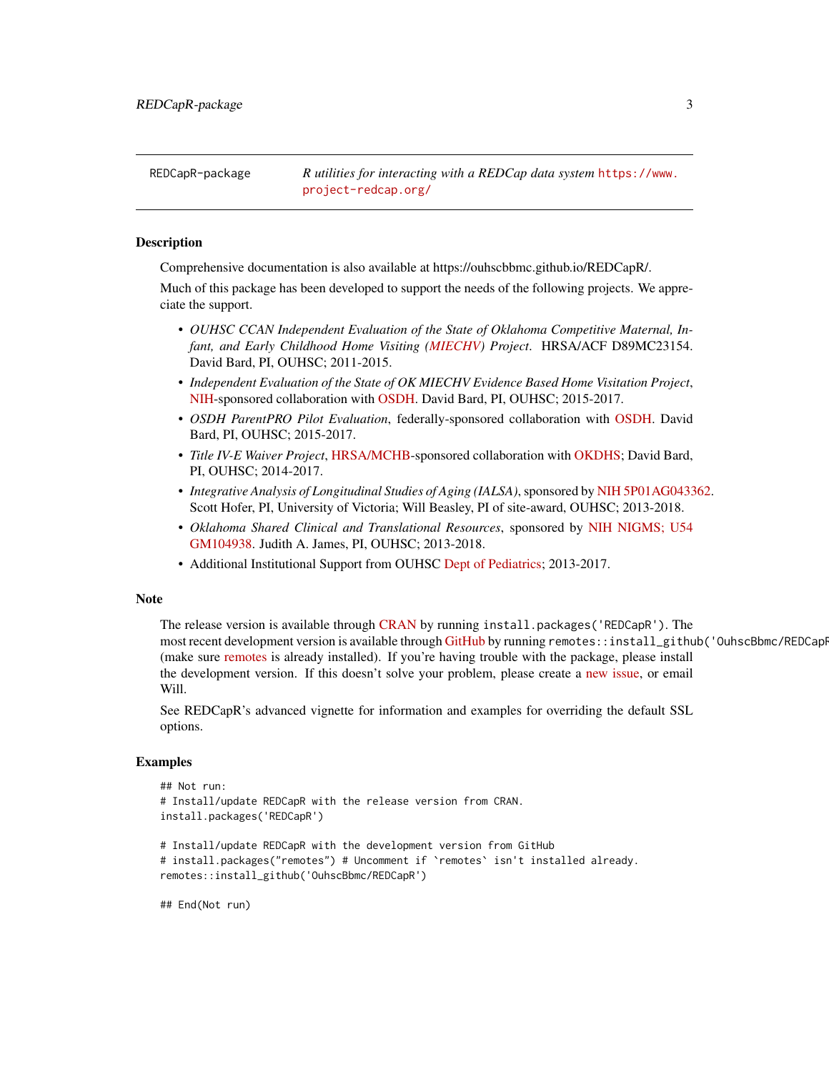REDCapR-package *R utilities for interacting with a REDCap data system* https://www.project-redcap.org/

## Description

Comprehensive documentation is also available at https://ouhscbbmc.github.io/REDCapR/.

Much of this package has been developed to support the needs of the following projects. We appreciate the support.

- *OUHSC CCAN Independent Evaluation of the State of Oklahoma Competitive Maternal, Infant, and Early Childhood Home Visiting (MIECHV) Project*. HRSA/ACF D89MC23154. David Bard, PI, OUHSC; 2011-2015.
- *Independent Evaluation of the State of OK MIECHV Evidence Based Home Visitation Project*, NIH-sponsored collaboration with OSDH. David Bard, PI, OUHSC; 2015-2017.
- *OSDH ParentPRO Pilot Evaluation*, federally-sponsored collaboration with OSDH. David Bard, PI, OUHSC; 2015-2017.
- *Title IV-E Waiver Project*, HRSA/MCHB-sponsored collaboration with OKDHS; David Bard, PI, OUHSC; 2014-2017.
- *Integrative Analysis of Longitudinal Studies of Aging (IALSA)*, sponsored by NIH 5P01AG043362. Scott Hofer, PI, University of Victoria; Will Beasley, PI of site-award, OUHSC; 2013-2018.
- *Oklahoma Shared Clinical and Translational Resources*, sponsored by NIH NIGMS; U54 GM104938. Judith A. James, PI, OUHSC; 2013-2018.
- Additional Institutional Support from OUHSC Dept of Pediatrics; 2013-2017.

## Note

The release version is available through CRAN by running `install.packages('REDCapR')`. The most recent development version is available through GitHub by running `remotes::install_github('OuhscBbmc/REDCapR')` (make sure remotes is already installed). If you're having trouble with the package, please install the development version. If this doesn't solve your problem, please create a new issue, or email Will.

See REDCapR's advanced vignette for information and examples for overriding the default SSL options.

## Examples

```
## Not run:
# Install/update REDCapR with the release version from CRAN.
install.packages('REDCapR')

# Install/update REDCapR with the development version from GitHub
# install.packages("remotes") # Uncomment if `remotes` isn't installed already.
remotes::install_github('OuhscBbmc/REDCapR')

## End(Not run)
```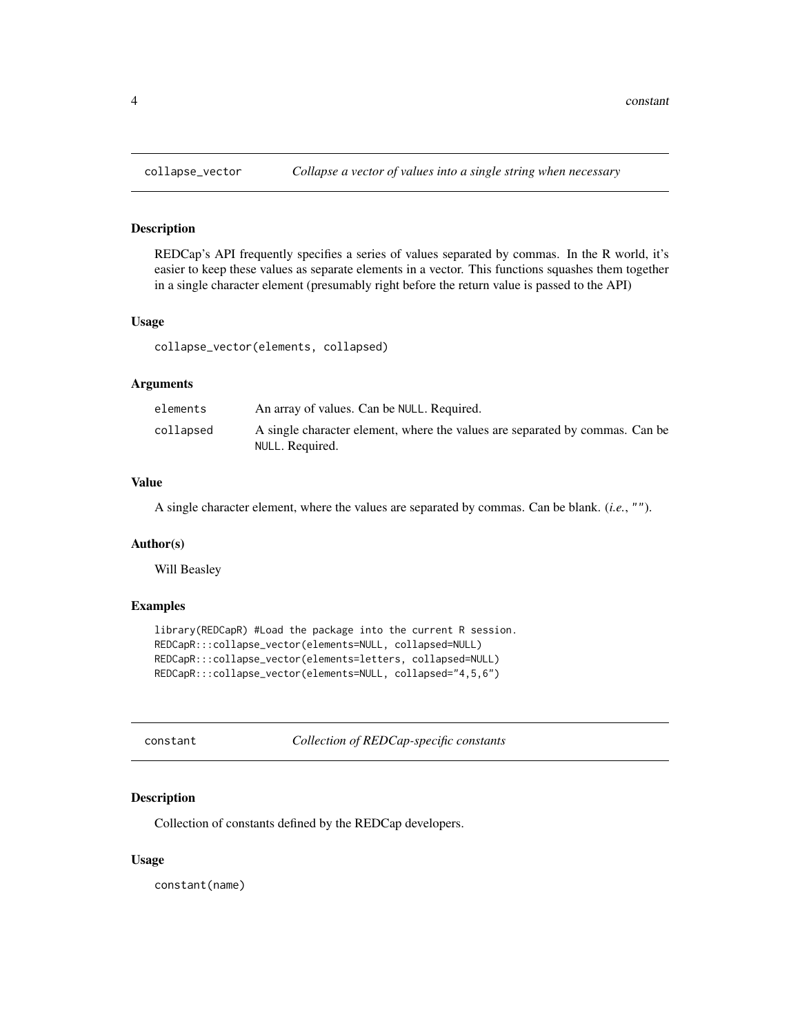## collapse_vector — *Collapse a vector of values into a single string when necessary*

### Description

REDCap's API frequently specifies a series of values separated by commas. In the R world, it's easier to keep these values as separate elements in a vector. This functions squashes them together in a single character element (presumably right before the return value is passed to the API)

### Usage

```
collapse_vector(elements, collapsed)
```

### Arguments

| | |
|---|---|
| elements | An array of values. Can be `NULL`. Required. |
| collapsed | A single character element, where the values are separated by commas. Can be `NULL`. Required. |

### Value

A single character element, where the values are separated by commas. Can be blank. (*i.e.*, `""`).

### Author(s)

Will Beasley

### Examples

```
library(REDCapR) #Load the package into the current R session.
REDCapR:::collapse_vector(elements=NULL, collapsed=NULL)
REDCapR:::collapse_vector(elements=letters, collapsed=NULL)
REDCapR:::collapse_vector(elements=NULL, collapsed="4,5,6")
```

## constant — *Collection of REDCap-specific constants*

### Description

Collection of constants defined by the REDCap developers.

### Usage

```
constant(name)
```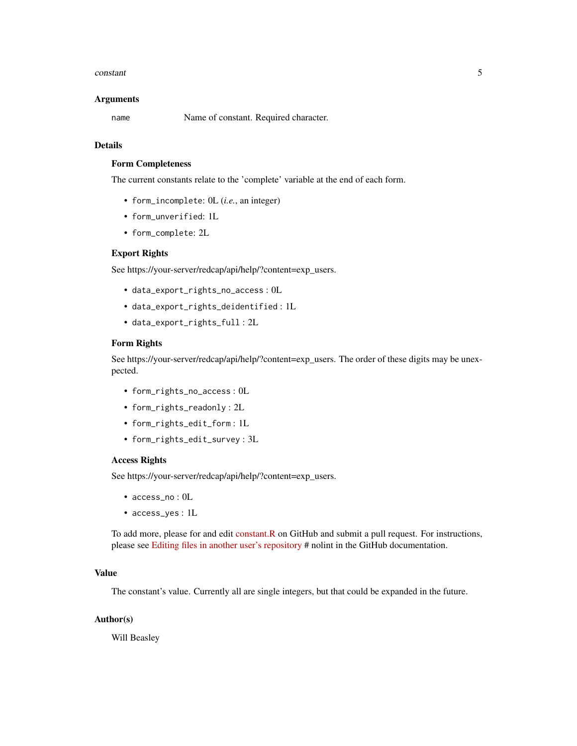## Arguments

`name` Name of constant. Required character.

## Details

### Form Completeness

The current constants relate to the 'complete' variable at the end of each form.

- `form_incomplete`: 0L (*i.e.*, an integer)
- `form_unverified`: 1L
- `form_complete`: 2L

### Export Rights

See https://your-server/redcap/api/help/?content=exp_users.

- `data_export_rights_no_access` : 0L
- `data_export_rights_deidentified` : 1L
- `data_export_rights_full` : 2L

### Form Rights

See https://your-server/redcap/api/help/?content=exp_users. The order of these digits may be unexpected.

- `form_rights_no_access` : 0L
- `form_rights_readonly` : 2L
- `form_rights_edit_form` : 1L
- `form_rights_edit_survey` : 3L

### Access Rights

See https://your-server/redcap/api/help/?content=exp_users.

- `access_no` : 0L
- `access_yes` : 1L

To add more, please for and edit constant.R on GitHub and submit a pull request. For instructions, please see Editing files in another user's repository # nolint in the GitHub documentation.

## Value

The constant's value. Currently all are single integers, but that could be expanded in the future.

## Author(s)

Will Beasley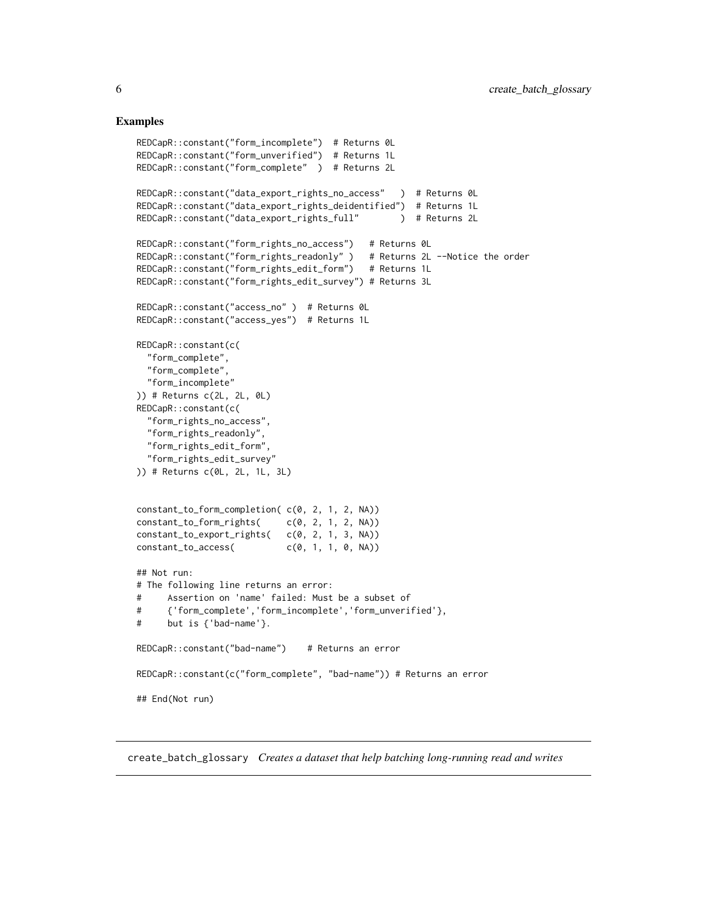## Examples

```
REDCapR::constant("form_incomplete")  # Returns 0L
REDCapR::constant("form_unverified")  # Returns 1L
REDCapR::constant("form_complete"  )  # Returns 2L

REDCapR::constant("data_export_rights_no_access"   )  # Returns 0L
REDCapR::constant("data_export_rights_deidentified")  # Returns 1L
REDCapR::constant("data_export_rights_full"       )  # Returns 2L

REDCapR::constant("form_rights_no_access")   # Returns 0L
REDCapR::constant("form_rights_readonly" )   # Returns 2L --Notice the order
REDCapR::constant("form_rights_edit_form")   # Returns 1L
REDCapR::constant("form_rights_edit_survey") # Returns 3L

REDCapR::constant("access_no" )  # Returns 0L
REDCapR::constant("access_yes")  # Returns 1L

REDCapR::constant(c(
  "form_complete",
  "form_complete",
  "form_incomplete"
)) # Returns c(2L, 2L, 0L)
REDCapR::constant(c(
  "form_rights_no_access",
  "form_rights_readonly",
  "form_rights_edit_form",
  "form_rights_edit_survey"
)) # Returns c(0L, 2L, 1L, 3L)


constant_to_form_completion( c(0, 2, 1, 2, NA))
constant_to_form_rights(     c(0, 2, 1, 2, NA))
constant_to_export_rights(   c(0, 2, 1, 3, NA))
constant_to_access(          c(0, 1, 1, 0, NA))

## Not run:
# The following line returns an error:
#     Assertion on 'name' failed: Must be a subset of
#     {'form_complete','form_incomplete','form_unverified'},
#     but is {'bad-name'}.

REDCapR::constant("bad-name")    # Returns an error

REDCapR::constant(c("form_complete", "bad-name")) # Returns an error

## End(Not run)
```

---

create_batch_glossary *Creates a dataset that help batching long-running read and writes*

---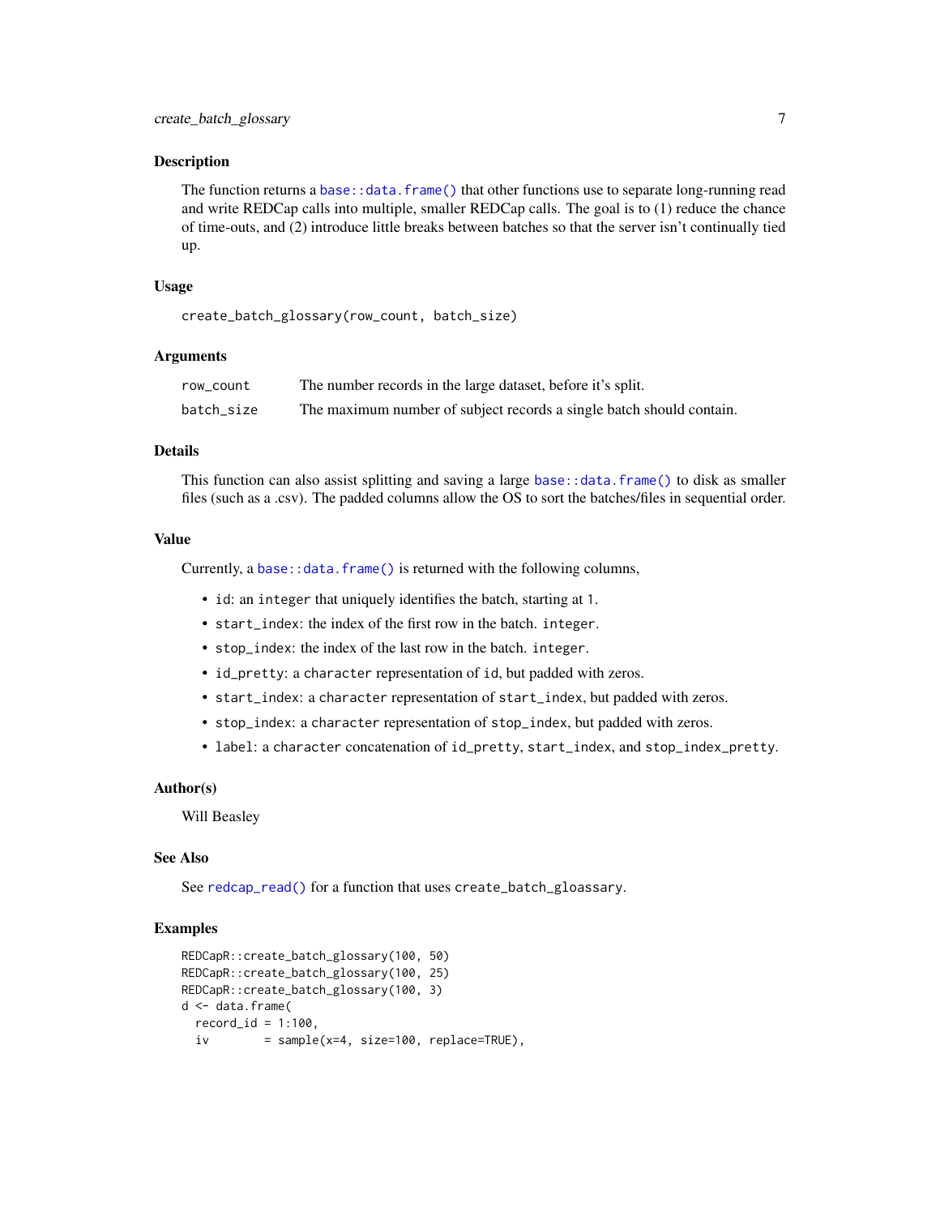### Description

The function returns a `base::data.frame()` that other functions use to separate long-running read and write REDCap calls into multiple, smaller REDCap calls. The goal is to (1) reduce the chance of time-outs, and (2) introduce little breaks between batches so that the server isn't continually tied up.

### Usage

```
create_batch_glossary(row_count, batch_size)
```

### Arguments

| | |
|---|---|
| `row_count` | The number records in the large dataset, before it's split. |
| `batch_size` | The maximum number of subject records a single batch should contain. |

### Details

This function can also assist splitting and saving a large `base::data.frame()` to disk as smaller files (such as a .csv). The padded columns allow the OS to sort the batches/files in sequential order.

### Value

Currently, a `base::data.frame()` is returned with the following columns,

- `id`: an `integer` that uniquely identifies the batch, starting at `1`.
- `start_index`: the index of the first row in the batch. `integer`.
- `stop_index`: the index of the last row in the batch. `integer`.
- `id_pretty`: a `character` representation of `id`, but padded with zeros.
- `start_index`: a `character` representation of `start_index`, but padded with zeros.
- `stop_index`: a `character` representation of `stop_index`, but padded with zeros.
- `label`: a `character` concatenation of `id_pretty`, `start_index`, and `stop_index_pretty`.

### Author(s)

Will Beasley

### See Also

See `redcap_read()` for a function that uses `create_batch_gloassary`.

### Examples

```
REDCapR::create_batch_glossary(100, 50)
REDCapR::create_batch_glossary(100, 25)
REDCapR::create_batch_glossary(100, 3)
d <- data.frame(
  record_id = 1:100,
  iv        = sample(x=4, size=100, replace=TRUE),
```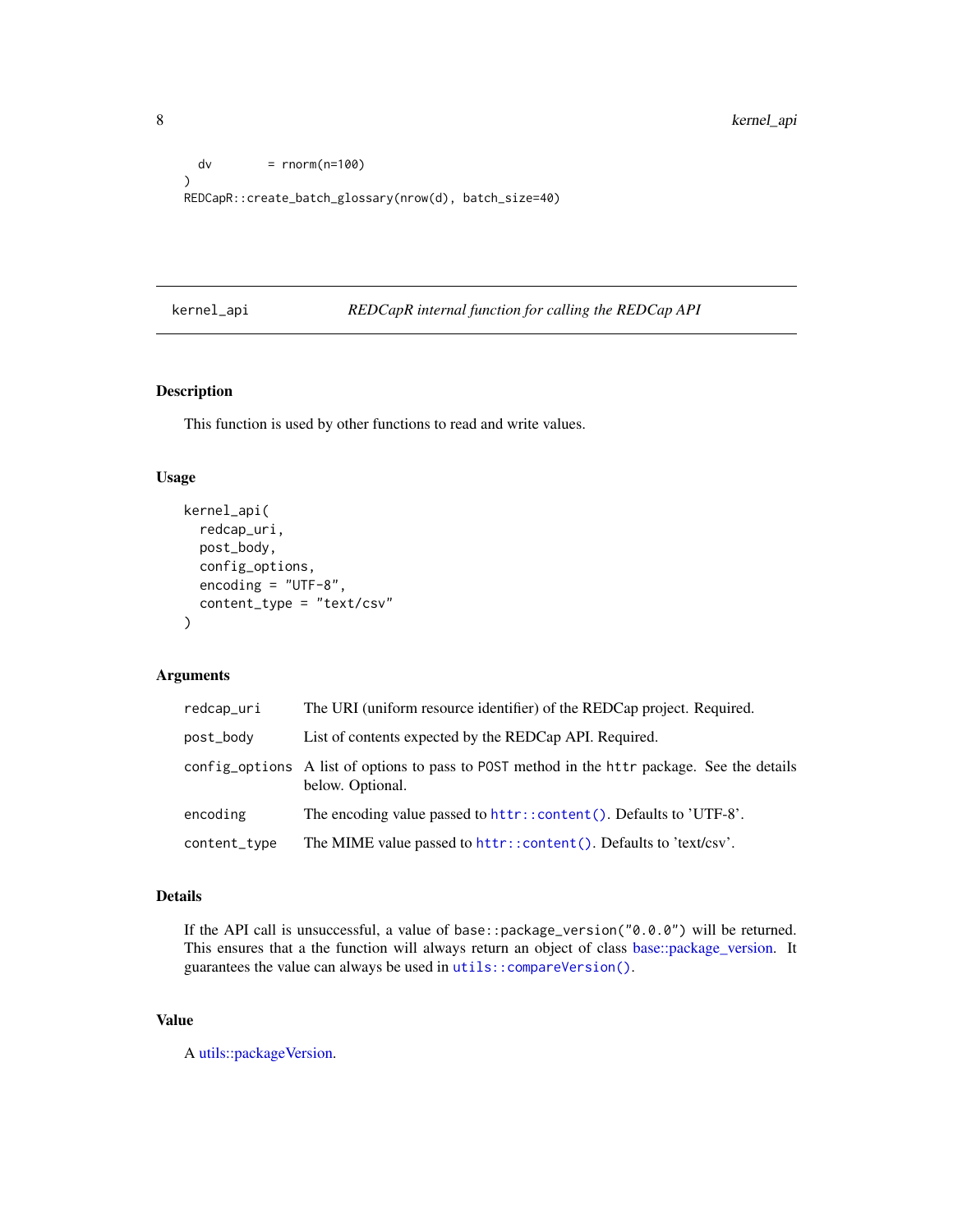```
  dv        = rnorm(n=100)
)
REDCapR::create_batch_glossary(nrow(d), batch_size=40)
```

## kernel_api *REDCapR internal function for calling the REDCap API*

### Description

This function is used by other functions to read and write values.

### Usage

```
kernel_api(
  redcap_uri,
  post_body,
  config_options,
  encoding = "UTF-8",
  content_type = "text/csv"
)
```

### Arguments

| | |
|---|---|
| redcap_uri | The URI (uniform resource identifier) of the REDCap project. Required. |
| post_body | List of contents expected by the REDCap API. Required. |
| config_options | A list of options to pass to POST method in the httr package. See the details below. Optional. |
| encoding | The encoding value passed to httr::content(). Defaults to 'UTF-8'. |
| content_type | The MIME value passed to httr::content(). Defaults to 'text/csv'. |

### Details

If the API call is unsuccessful, a value of base::package_version("0.0.0") will be returned. This ensures that a the function will always return an object of class base::package_version. It guarantees the value can always be used in utils::compareVersion().

### Value

A utils::packageVersion.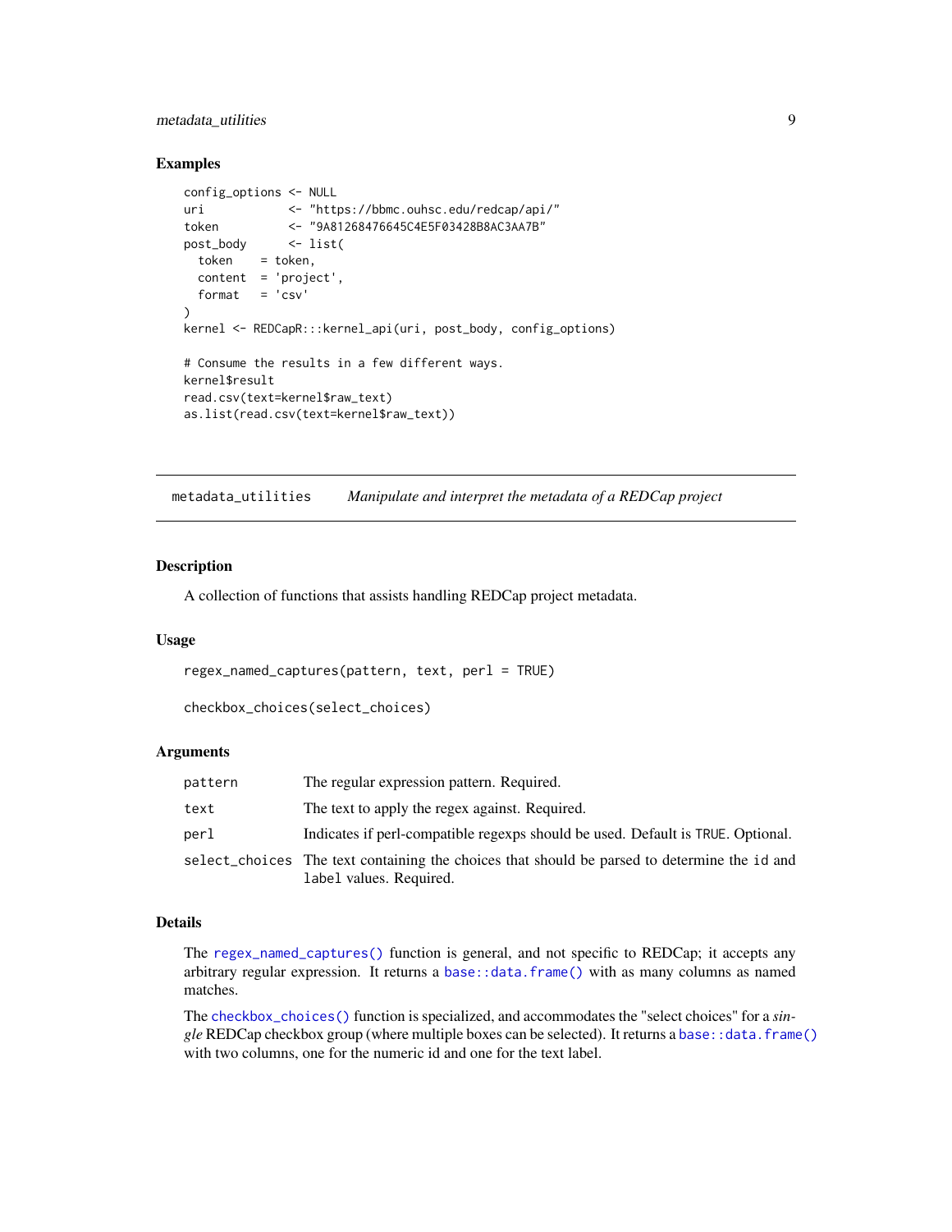### Examples

```
config_options <- NULL
uri            <- "https://bbmc.ouhsc.edu/redcap/api/"
token          <- "9A81268476645C4E5F03428B8AC3AA7B"
post_body      <- list(
  token    = token,
  content  = 'project',
  format   = 'csv'
)
kernel <- REDCapR:::kernel_api(uri, post_body, config_options)

# Consume the results in a few different ways.
kernel$result
read.csv(text=kernel$raw_text)
as.list(read.csv(text=kernel$raw_text))
```

---

## metadata_utilities — *Manipulate and interpret the metadata of a REDCap project*

### Description

A collection of functions that assists handling REDCap project metadata.

### Usage

```
regex_named_captures(pattern, text, perl = TRUE)

checkbox_choices(select_choices)
```

### Arguments

| | |
|---|---|
| `pattern` | The regular expression pattern. Required. |
| `text` | The text to apply the regex against. Required. |
| `perl` | Indicates if perl-compatible regexps should be used. Default is `TRUE`. Optional. |
| `select_choices` | The text containing the choices that should be parsed to determine the `id` and `label` values. Required. |

### Details

The `regex_named_captures()` function is general, and not specific to REDCap; it accepts any arbitrary regular expression. It returns a `base::data.frame()` with as many columns as named matches.

The `checkbox_choices()` function is specialized, and accommodates the "select choices" for a *single* REDCap checkbox group (where multiple boxes can be selected). It returns a `base::data.frame()` with two columns, one for the numeric id and one for the text label.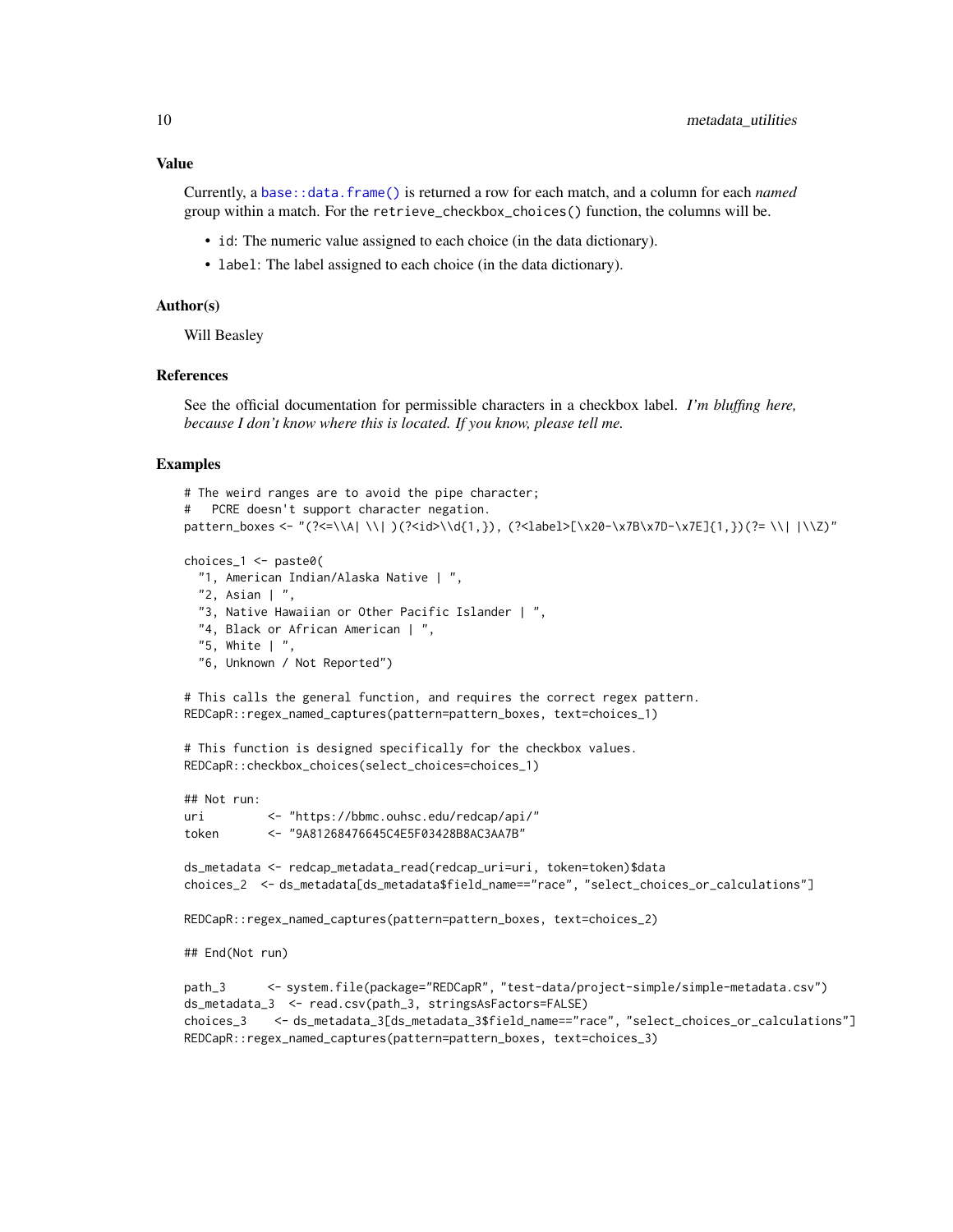## Value

Currently, a `base::data.frame()` is returned a row for each match, and a column for each *named* group within a match. For the `retrieve_checkbox_choices()` function, the columns will be.

- `id`: The numeric value assigned to each choice (in the data dictionary).
- `label`: The label assigned to each choice (in the data dictionary).

## Author(s)

Will Beasley

## References

See the official documentation for permissible characters in a checkbox label. *I'm bluffing here, because I don't know where this is located. If you know, please tell me.*

## Examples

```
# The weird ranges are to avoid the pipe character;
#   PCRE doesn't support character negation.
pattern_boxes <- "(?<=\\A| \\| )(?<id>\\d{1,}), (?<label>[\x20-\x7B\x7D-\x7E]{1,})(?= \\| |\\Z)"

choices_1 <- paste0(
  "1, American Indian/Alaska Native | ",
  "2, Asian | ",
  "3, Native Hawaiian or Other Pacific Islander | ",
  "4, Black or African American | ",
  "5, White | ",
  "6, Unknown / Not Reported")

# This calls the general function, and requires the correct regex pattern.
REDCapR::regex_named_captures(pattern=pattern_boxes, text=choices_1)

# This function is designed specifically for the checkbox values.
REDCapR::checkbox_choices(select_choices=choices_1)

## Not run:
uri         <- "https://bbmc.ouhsc.edu/redcap/api/"
token       <- "9A81268476645C4E5F03428B8AC3AA7B"

ds_metadata <- redcap_metadata_read(redcap_uri=uri, token=token)$data
choices_2  <- ds_metadata[ds_metadata$field_name=="race", "select_choices_or_calculations"]

REDCapR::regex_named_captures(pattern=pattern_boxes, text=choices_2)

## End(Not run)

path_3      <- system.file(package="REDCapR", "test-data/project-simple/simple-metadata.csv")
ds_metadata_3  <- read.csv(path_3, stringsAsFactors=FALSE)
choices_3    <- ds_metadata_3[ds_metadata_3$field_name=="race", "select_choices_or_calculations"]
REDCapR::regex_named_captures(pattern=pattern_boxes, text=choices_3)
```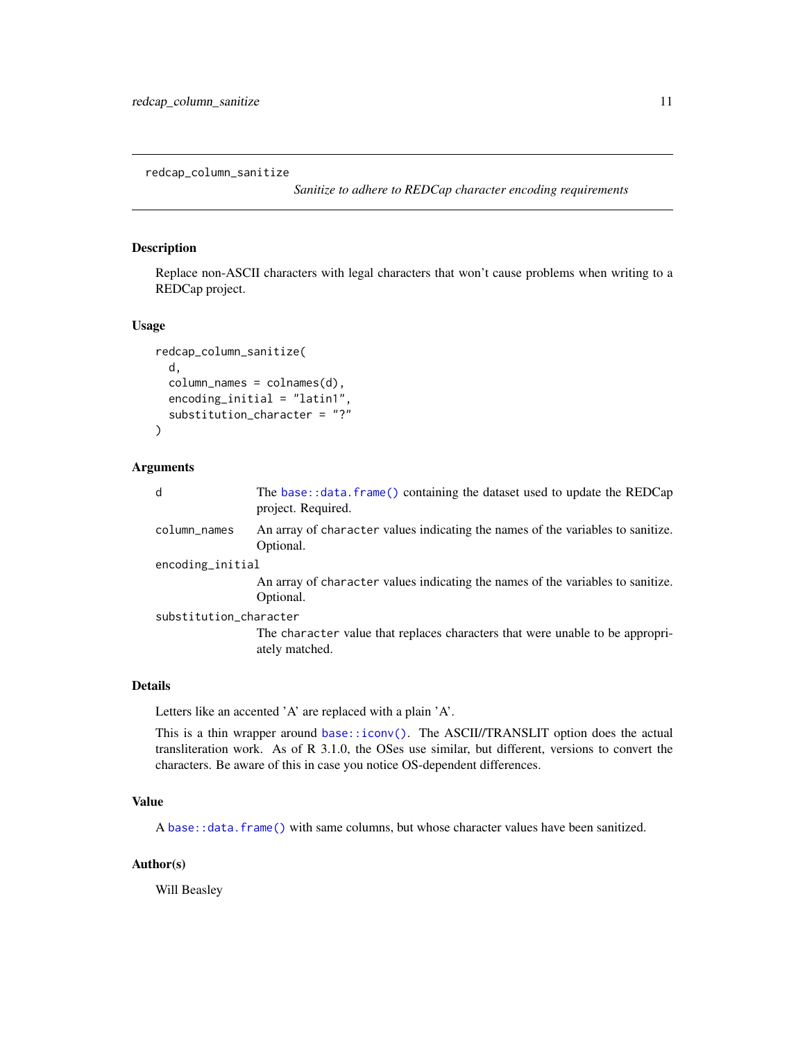redcap_column_sanitize

*Sanitize to adhere to REDCap character encoding requirements*

### Description

Replace non-ASCII characters with legal characters that won't cause problems when writing to a REDCap project.

### Usage

```
redcap_column_sanitize(
  d,
  column_names = colnames(d),
  encoding_initial = "latin1",
  substitution_character = "?"
)
```

### Arguments

| | |
|---|---|
| `d` | The `base::data.frame()` containing the dataset used to update the REDCap project. Required. |
| `column_names` | An array of `character` values indicating the names of the variables to sanitize. Optional. |
| `encoding_initial` | An array of `character` values indicating the names of the variables to sanitize. Optional. |
| `substitution_character` | The `character` value that replaces characters that were unable to be appropriately matched. |

### Details

Letters like an accented 'A' are replaced with a plain 'A'.

This is a thin wrapper around `base::iconv()`. The ASCII//TRANSLIT option does the actual transliteration work. As of R 3.1.0, the OSes use similar, but different, versions to convert the characters. Be aware of this in case you notice OS-dependent differences.

### Value

A `base::data.frame()` with same columns, but whose character values have been sanitized.

### Author(s)

Will Beasley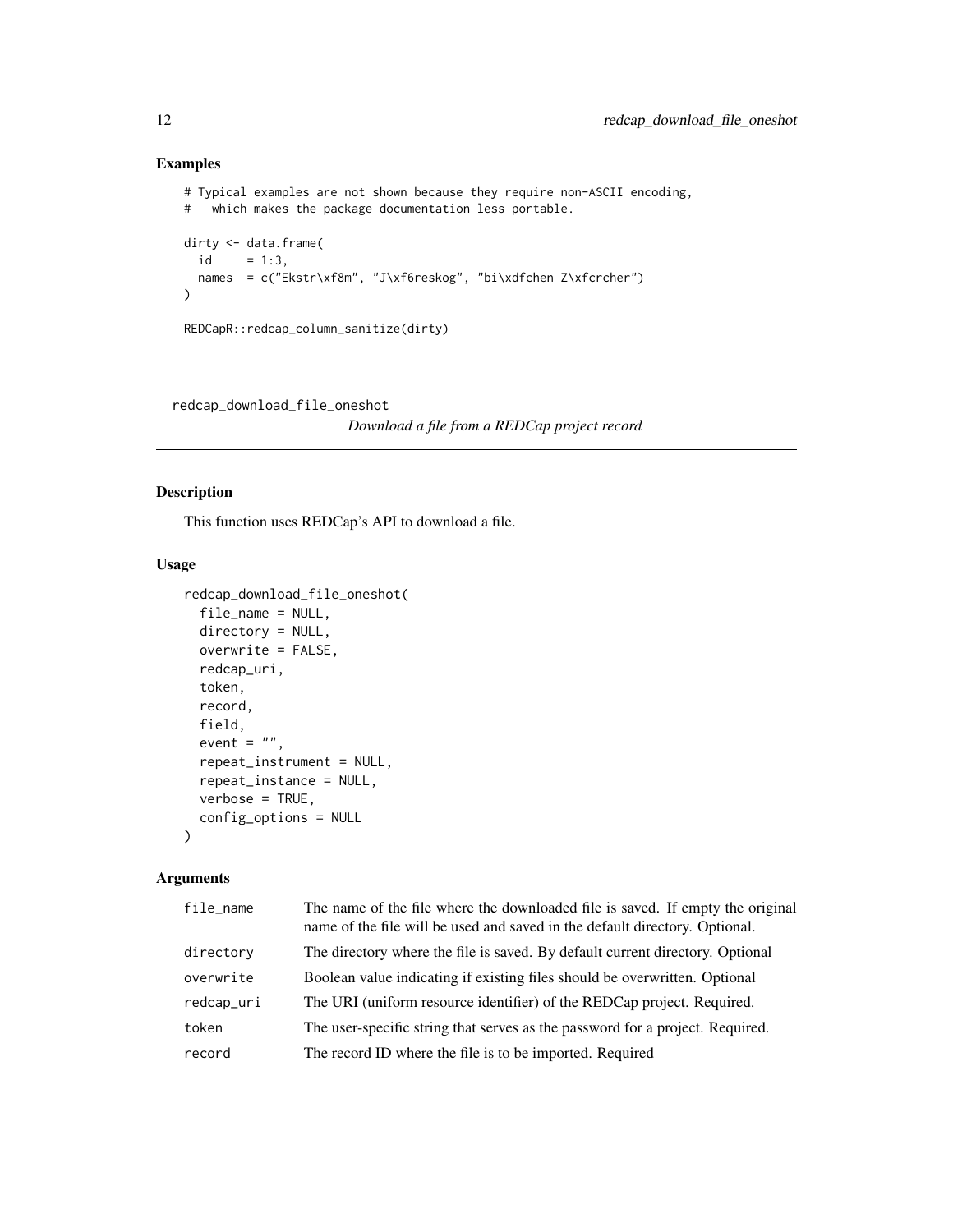## Examples

```
# Typical examples are not shown because they require non-ASCII encoding,
#   which makes the package documentation less portable.

dirty <- data.frame(
  id     = 1:3,
  names  = c("Ekstr\xf8m", "J\xf6reskog", "bi\xdfchen Z\xfcrcher")
)

REDCapR::redcap_column_sanitize(dirty)
```

---

# redcap_download_file_oneshot

*Download a file from a REDCap project record*

---

## Description

This function uses REDCap's API to download a file.

## Usage

```
redcap_download_file_oneshot(
  file_name = NULL,
  directory = NULL,
  overwrite = FALSE,
  redcap_uri,
  token,
  record,
  field,
  event = "",
  repeat_instrument = NULL,
  repeat_instance = NULL,
  verbose = TRUE,
  config_options = NULL
)
```

## Arguments

| | |
|---|---|
| file_name | The name of the file where the downloaded file is saved. If empty the original name of the file will be used and saved in the default directory. Optional. |
| directory | The directory where the file is saved. By default current directory. Optional |
| overwrite | Boolean value indicating if existing files should be overwritten. Optional |
| redcap_uri | The URI (uniform resource identifier) of the REDCap project. Required. |
| token | The user-specific string that serves as the password for a project. Required. |
| record | The record ID where the file is to be imported. Required |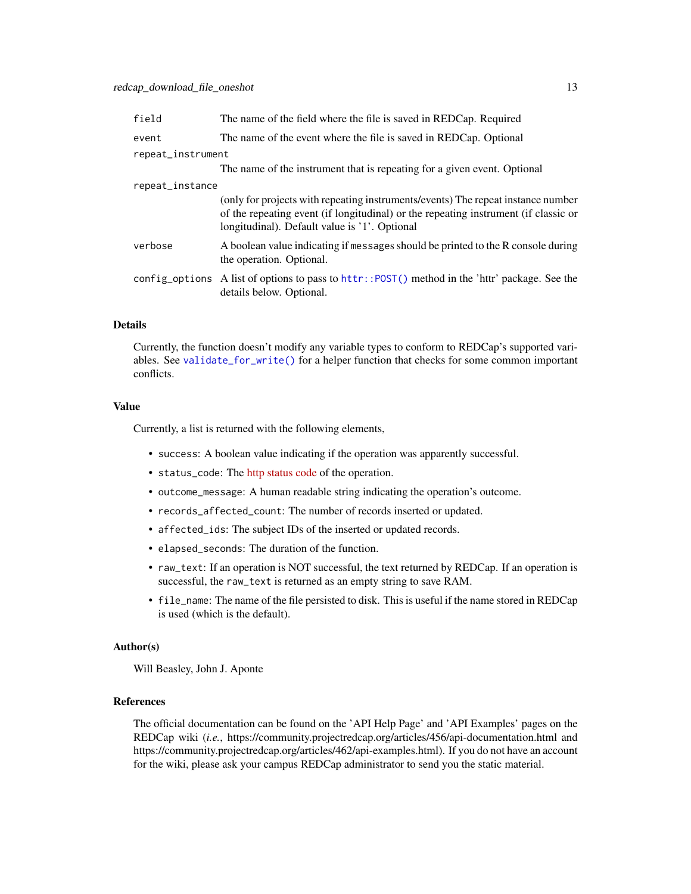| | |
|---|---|
| `field` | The name of the field where the file is saved in REDCap. Required |
| `event` | The name of the event where the file is saved in REDCap. Optional |
| `repeat_instrument` | The name of the instrument that is repeating for a given event. Optional |
| `repeat_instance` | (only for projects with repeating instruments/events) The repeat instance number of the repeating event (if longitudinal) or the repeating instrument (if classic or longitudinal). Default value is '1'. Optional |
| `verbose` | A boolean value indicating if `message`s should be printed to the R console during the operation. Optional. |
| `config_options` | A list of options to pass to `httr::POST()` method in the 'httr' package. See the details below. Optional. |

### Details

Currently, the function doesn't modify any variable types to conform to REDCap's supported variables. See `validate_for_write()` for a helper function that checks for some common important conflicts.

### Value

Currently, a list is returned with the following elements,

- `success`: A boolean value indicating if the operation was apparently successful.
- `status_code`: The http status code of the operation.
- `outcome_message`: A human readable string indicating the operation's outcome.
- `records_affected_count`: The number of records inserted or updated.
- `affected_ids`: The subject IDs of the inserted or updated records.
- `elapsed_seconds`: The duration of the function.
- `raw_text`: If an operation is NOT successful, the text returned by REDCap. If an operation is successful, the `raw_text` is returned as an empty string to save RAM.
- `file_name`: The name of the file persisted to disk. This is useful if the name stored in REDCap is used (which is the default).

### Author(s)

Will Beasley, John J. Aponte

### References

The official documentation can be found on the 'API Help Page' and 'API Examples' pages on the REDCap wiki (*i.e.*, https://community.projectredcap.org/articles/456/api-documentation.html and https://community.projectredcap.org/articles/462/api-examples.html). If you do not have an account for the wiki, please ask your campus REDCap administrator to send you the static material.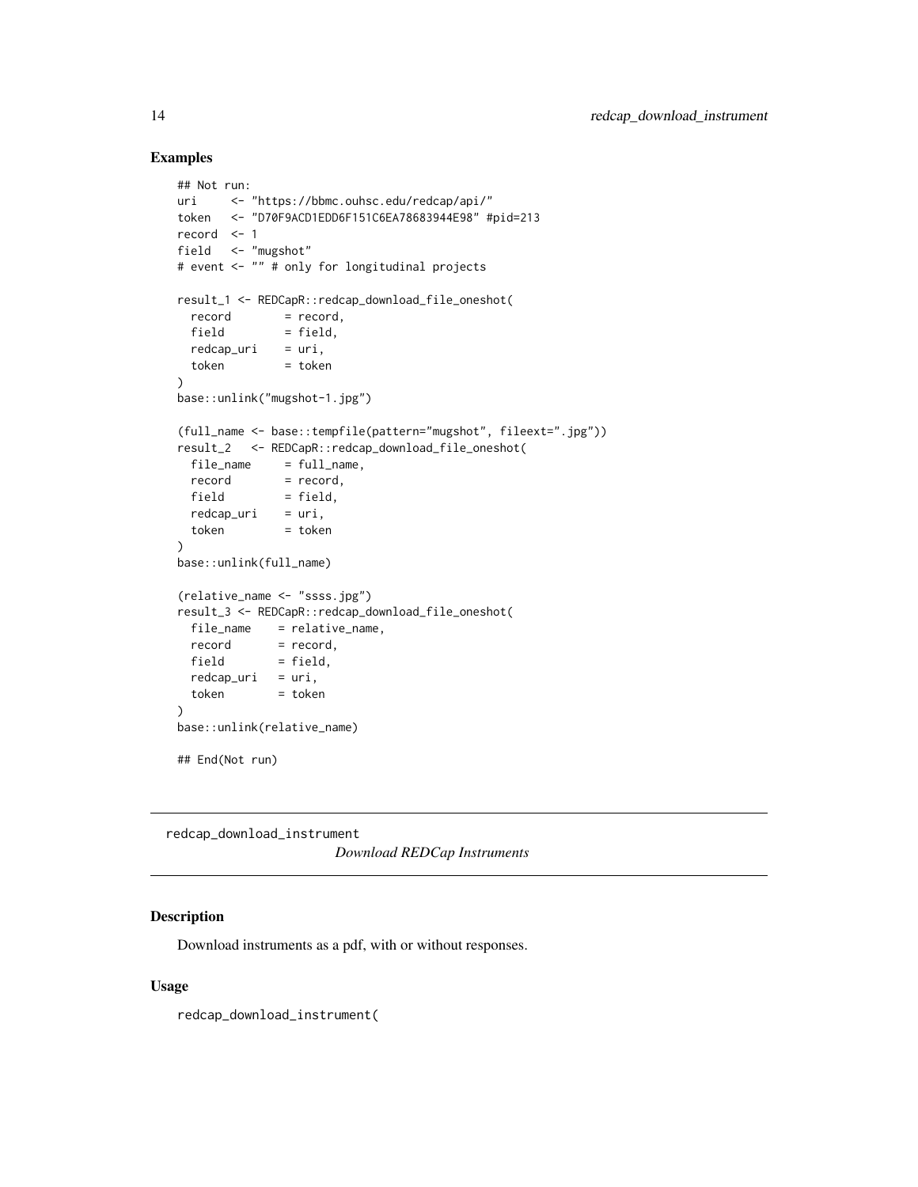## Examples

```
## Not run:
uri     <- "https://bbmc.ouhsc.edu/redcap/api/"
token   <- "D70F9ACD1EDD6F151C6EA78683944E98" #pid=213
record  <- 1
field   <- "mugshot"
# event <- "" # only for longitudinal projects

result_1 <- REDCapR::redcap_download_file_oneshot(
  record        = record,
  field         = field,
  redcap_uri    = uri,
  token         = token
)
base::unlink("mugshot-1.jpg")

(full_name <- base::tempfile(pattern="mugshot", fileext=".jpg"))
result_2   <- REDCapR::redcap_download_file_oneshot(
  file_name     = full_name,
  record        = record,
  field         = field,
  redcap_uri    = uri,
  token         = token
)
base::unlink(full_name)

(relative_name <- "ssss.jpg")
result_3 <- REDCapR::redcap_download_file_oneshot(
  file_name    = relative_name,
  record       = record,
  field        = field,
  redcap_uri   = uri,
  token        = token
)
base::unlink(relative_name)

## End(Not run)
```

---

# redcap_download_instrument

*Download REDCap Instruments*

## Description

Download instruments as a pdf, with or without responses.

## Usage

```
redcap_download_instrument(
```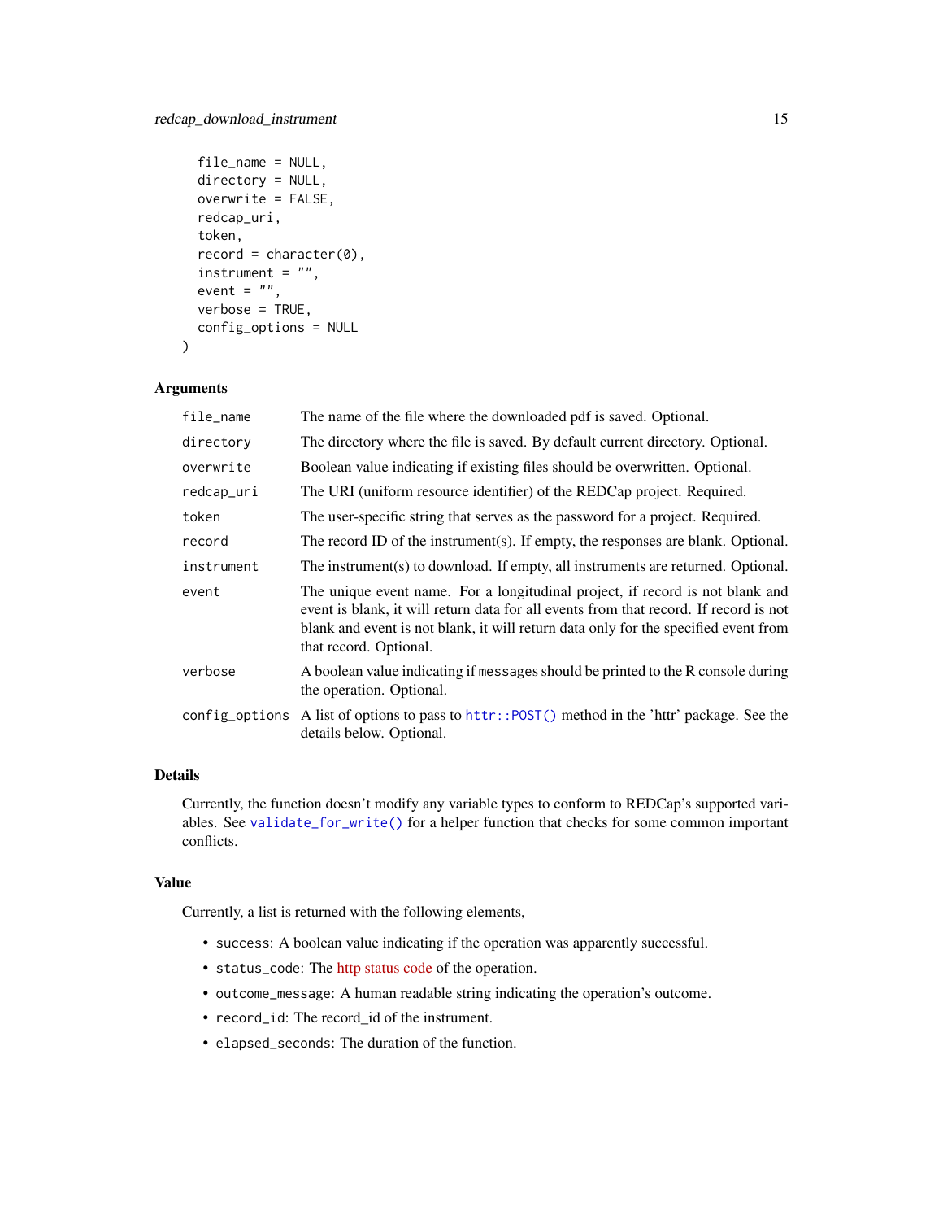```
  file_name = NULL,
  directory = NULL,
  overwrite = FALSE,
  redcap_uri,
  token,
  record = character(0),
  instrument = "",
  event = "",
  verbose = TRUE,
  config_options = NULL
)
```

### Arguments

| | |
|---|---|
| `file_name` | The name of the file where the downloaded pdf is saved. Optional. |
| `directory` | The directory where the file is saved. By default current directory. Optional. |
| `overwrite` | Boolean value indicating if existing files should be overwritten. Optional. |
| `redcap_uri` | The URI (uniform resource identifier) of the REDCap project. Required. |
| `token` | The user-specific string that serves as the password for a project. Required. |
| `record` | The record ID of the instrument(s). If empty, the responses are blank. Optional. |
| `instrument` | The instrument(s) to download. If empty, all instruments are returned. Optional. |
| `event` | The unique event name. For a longitudinal project, if record is not blank and event is blank, it will return data for all events from that record. If record is not blank and event is not blank, it will return data only for the specified event from that record. Optional. |
| `verbose` | A boolean value indicating if `message`s should be printed to the R console during the operation. Optional. |
| `config_options` | A list of options to pass to `httr::POST()` method in the 'httr' package. See the details below. Optional. |

### Details

Currently, the function doesn't modify any variable types to conform to REDCap's supported variables. See `validate_for_write()` for a helper function that checks for some common important conflicts.

### Value

Currently, a list is returned with the following elements,

- `success`: A boolean value indicating if the operation was apparently successful.
- `status_code`: The http status code of the operation.
- `outcome_message`: A human readable string indicating the operation's outcome.
- `record_id`: The record_id of the instrument.
- `elapsed_seconds`: The duration of the function.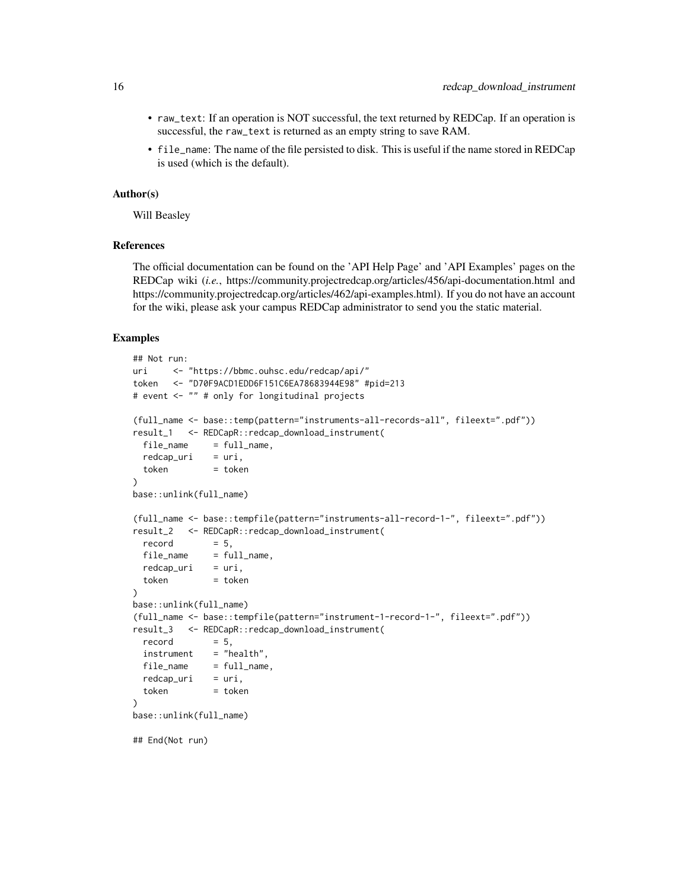- `raw_text`: If an operation is NOT successful, the text returned by REDCap. If an operation is successful, the `raw_text` is returned as an empty string to save RAM.
- `file_name`: The name of the file persisted to disk. This is useful if the name stored in REDCap is used (which is the default).

### Author(s)

Will Beasley

### References

The official documentation can be found on the 'API Help Page' and 'API Examples' pages on the REDCap wiki (*i.e.*, https://community.projectredcap.org/articles/456/api-documentation.html and https://community.projectredcap.org/articles/462/api-examples.html). If you do not have an account for the wiki, please ask your campus REDCap administrator to send you the static material.

### Examples

```
## Not run:
uri     <- "https://bbmc.ouhsc.edu/redcap/api/"
token   <- "D70F9ACD1EDD6F151C6EA78683944E98" #pid=213
# event <- "" # only for longitudinal projects

(full_name <- base::temp(pattern="instruments-all-records-all", fileext=".pdf"))
result_1   <- REDCapR::redcap_download_instrument(
  file_name     = full_name,
  redcap_uri    = uri,
  token         = token
)
base::unlink(full_name)

(full_name <- base::tempfile(pattern="instruments-all-record-1-", fileext=".pdf"))
result_2   <- REDCapR::redcap_download_instrument(
  record        = 5,
  file_name     = full_name,
  redcap_uri    = uri,
  token         = token
)
base::unlink(full_name)
(full_name <- base::tempfile(pattern="instrument-1-record-1-", fileext=".pdf"))
result_3   <- REDCapR::redcap_download_instrument(
  record        = 5,
  instrument    = "health",
  file_name     = full_name,
  redcap_uri    = uri,
  token         = token
)
base::unlink(full_name)

## End(Not run)
```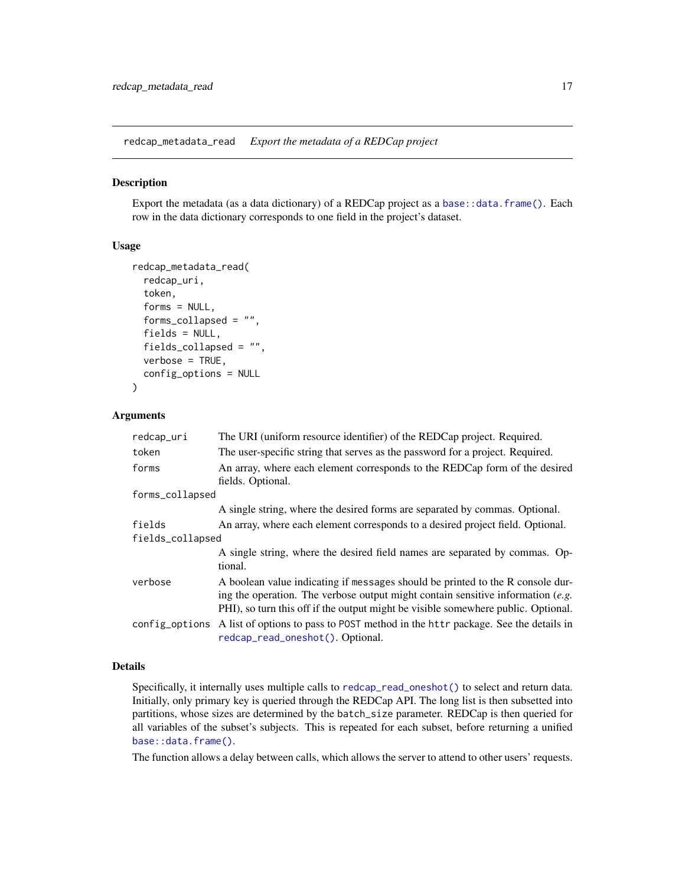# redcap_metadata_read — *Export the metadata of a REDCap project*

## Description

Export the metadata (as a data dictionary) of a REDCap project as a `base::data.frame()`. Each row in the data dictionary corresponds to one field in the project's dataset.

## Usage

```
redcap_metadata_read(
  redcap_uri,
  token,
  forms = NULL,
  forms_collapsed = "",
  fields = NULL,
  fields_collapsed = "",
  verbose = TRUE,
  config_options = NULL
)
```

## Arguments

| Argument | Description |
|---|---|
| `redcap_uri` | The URI (uniform resource identifier) of the REDCap project. Required. |
| `token` | The user-specific string that serves as the password for a project. Required. |
| `forms` | An array, where each element corresponds to the REDCap form of the desired fields. Optional. |
| `forms_collapsed` | A single string, where the desired forms are separated by commas. Optional. |
| `fields` | An array, where each element corresponds to a desired project field. Optional. |
| `fields_collapsed` | A single string, where the desired field names are separated by commas. Optional. |
| `verbose` | A boolean value indicating if `message`s should be printed to the R console during the operation. The verbose output might contain sensitive information (*e.g.* PHI), so turn this off if the output might be visible somewhere public. Optional. |
| `config_options` | A list of options to pass to `POST` method in the `httr` package. See the details in `redcap_read_oneshot()`. Optional. |

## Details

Specifically, it internally uses multiple calls to `redcap_read_oneshot()` to select and return data. Initially, only primary key is queried through the REDCap API. The long list is then subsetted into partitions, whose sizes are determined by the `batch_size` parameter. REDCap is then queried for all variables of the subset's subjects. This is repeated for each subset, before returning a unified `base::data.frame()`.

The function allows a delay between calls, which allows the server to attend to other users' requests.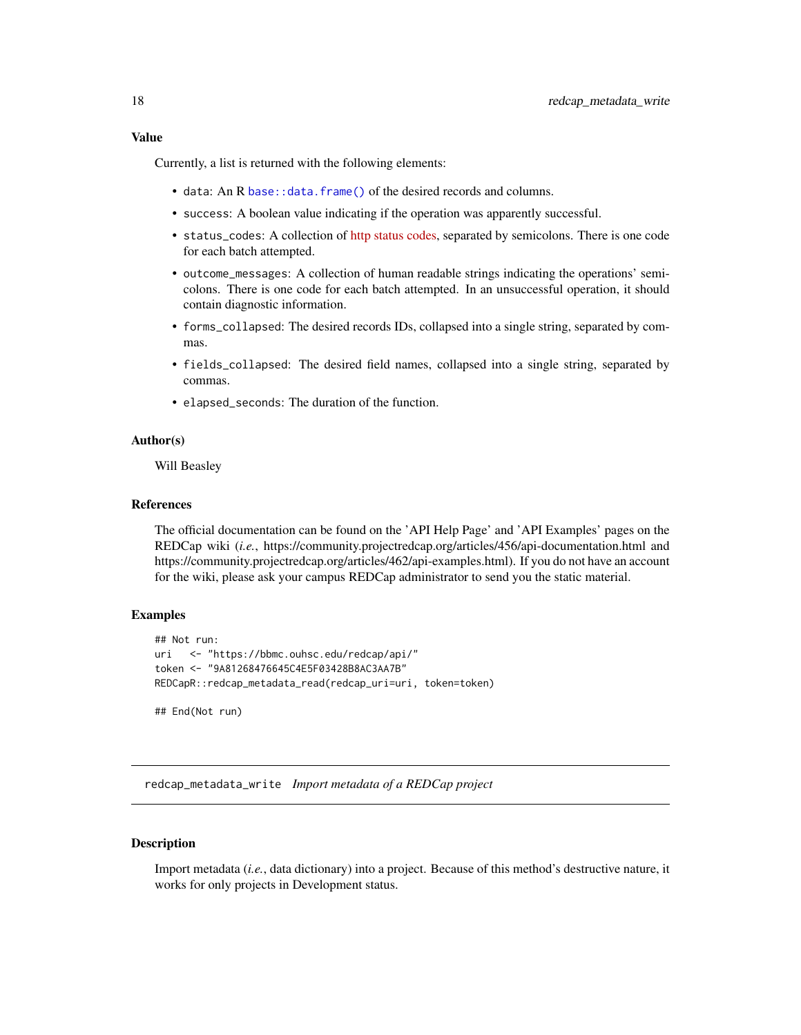### Value

Currently, a list is returned with the following elements:

- `data`: An R `base::data.frame()` of the desired records and columns.
- `success`: A boolean value indicating if the operation was apparently successful.
- `status_codes`: A collection of http status codes, separated by semicolons. There is one code for each batch attempted.
- `outcome_messages`: A collection of human readable strings indicating the operations' semicolons. There is one code for each batch attempted. In an unsuccessful operation, it should contain diagnostic information.
- `forms_collapsed`: The desired records IDs, collapsed into a single string, separated by commas.
- `fields_collapsed`: The desired field names, collapsed into a single string, separated by commas.
- `elapsed_seconds`: The duration of the function.

### Author(s)

Will Beasley

### References

The official documentation can be found on the 'API Help Page' and 'API Examples' pages on the REDCap wiki (*i.e.*, https://community.projectredcap.org/articles/456/api-documentation.html and https://community.projectredcap.org/articles/462/api-examples.html). If you do not have an account for the wiki, please ask your campus REDCap administrator to send you the static material.

### Examples

```
## Not run:
uri   <- "https://bbmc.ouhsc.edu/redcap/api/"
token <- "9A81268476645C4E5F03428B8AC3AA7B"
REDCapR::redcap_metadata_read(redcap_uri=uri, token=token)

## End(Not run)
```

---

## `redcap_metadata_write` *Import metadata of a REDCap project*

---

### Description

Import metadata (*i.e.*, data dictionary) into a project. Because of this method's destructive nature, it works for only projects in Development status.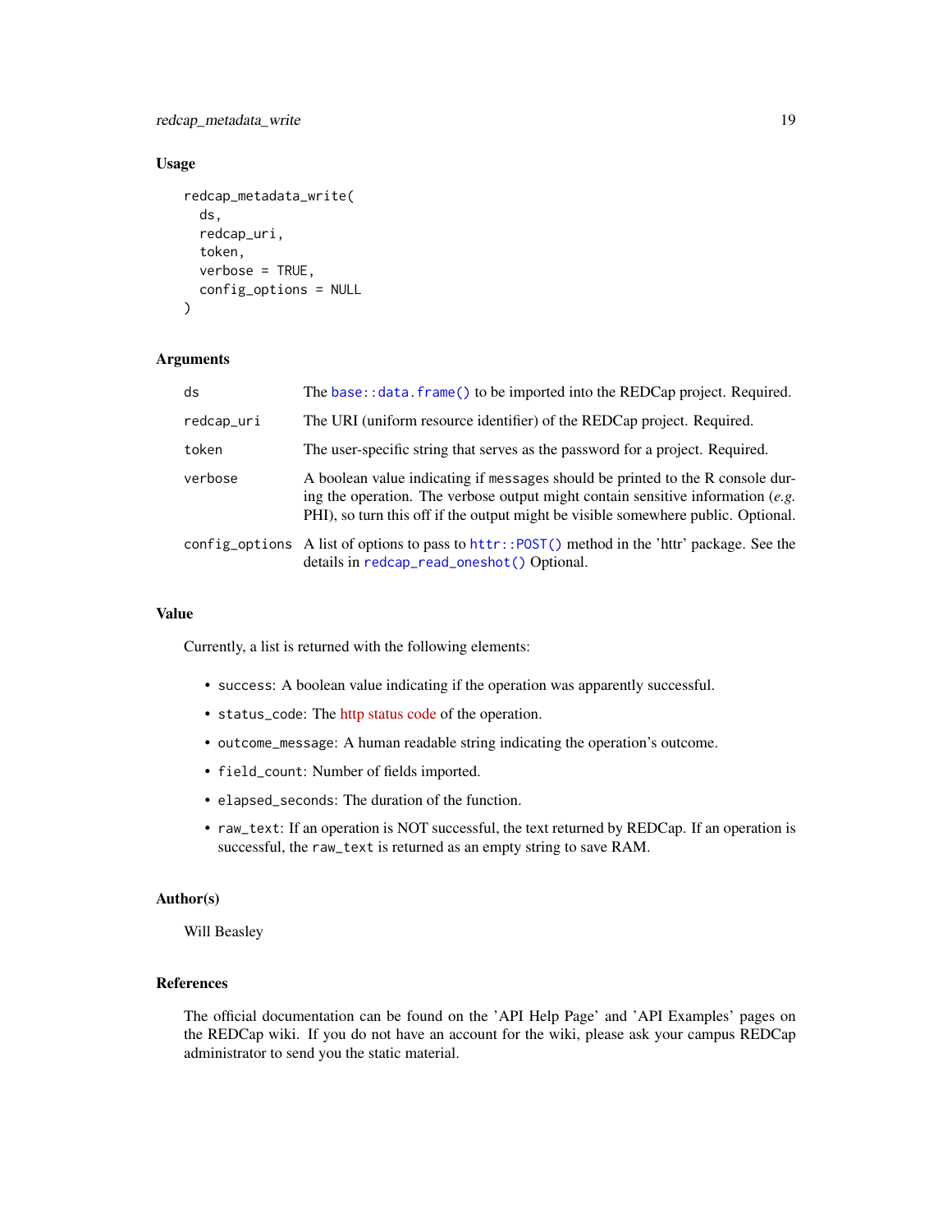### Usage

```
redcap_metadata_write(
  ds,
  redcap_uri,
  token,
  verbose = TRUE,
  config_options = NULL
)
```

### Arguments

| | |
|---|---|
| `ds` | The `base::data.frame()` to be imported into the REDCap project. Required. |
| `redcap_uri` | The URI (uniform resource identifier) of the REDCap project. Required. |
| `token` | The user-specific string that serves as the password for a project. Required. |
| `verbose` | A boolean value indicating if messages should be printed to the R console during the operation. The verbose output might contain sensitive information (*e.g.* PHI), so turn this off if the output might be visible somewhere public. Optional. |
| `config_options` | A list of options to pass to `httr::POST()` method in the 'httr' package. See the details in `redcap_read_oneshot()` Optional. |

### Value

Currently, a list is returned with the following elements:

- `success`: A boolean value indicating if the operation was apparently successful.
- `status_code`: The http status code of the operation.
- `outcome_message`: A human readable string indicating the operation's outcome.
- `field_count`: Number of fields imported.
- `elapsed_seconds`: The duration of the function.
- `raw_text`: If an operation is NOT successful, the text returned by REDCap. If an operation is successful, the `raw_text` is returned as an empty string to save RAM.

### Author(s)

Will Beasley

### References

The official documentation can be found on the 'API Help Page' and 'API Examples' pages on the REDCap wiki. If you do not have an account for the wiki, please ask your campus REDCap administrator to send you the static material.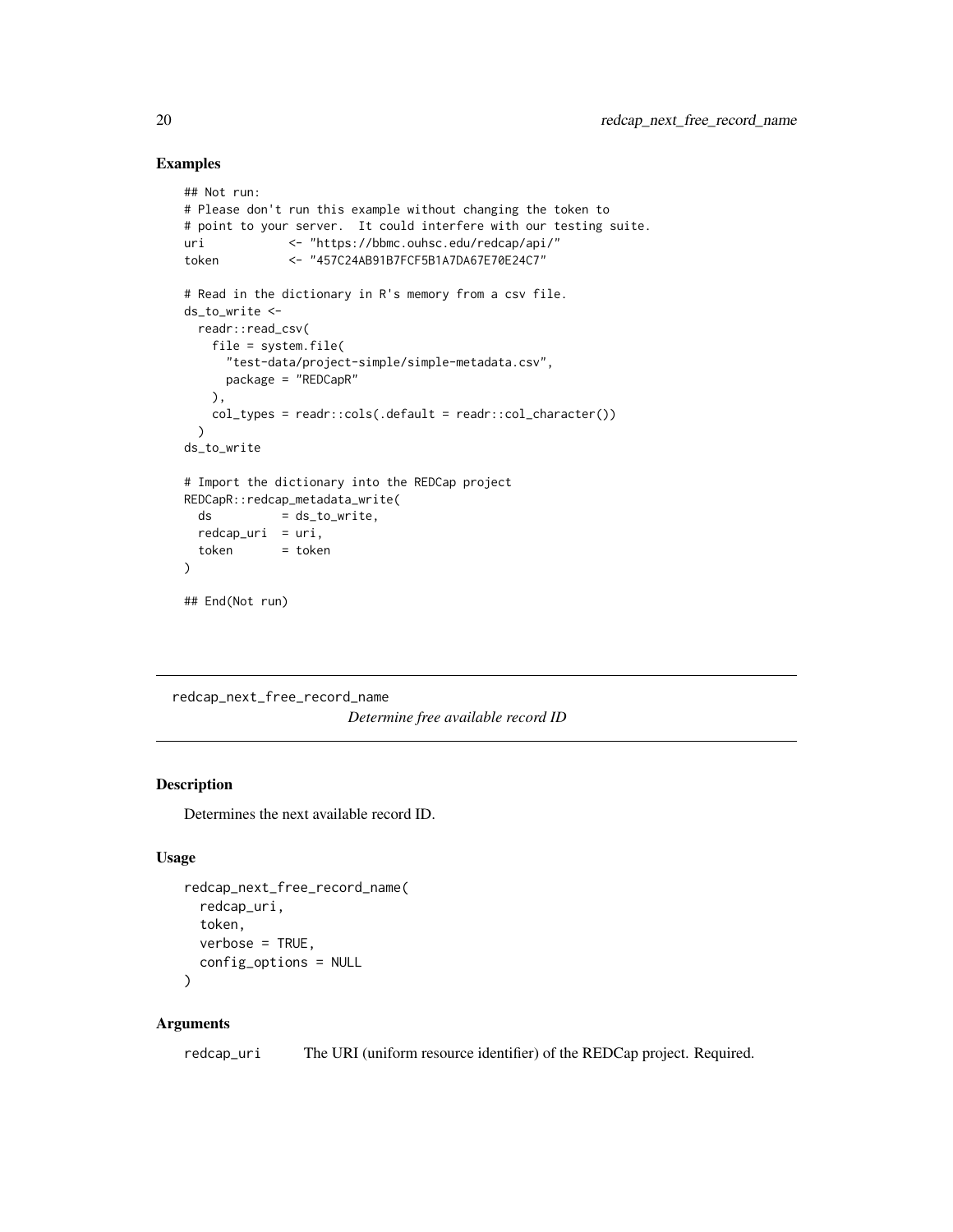## Examples

```
## Not run:
# Please don't run this example without changing the token to
# point to your server.  It could interfere with our testing suite.
uri           <- "https://bbmc.ouhsc.edu/redcap/api/"
token         <- "457C24AB91B7FCF5B1A7DA67E70E24C7"

# Read in the dictionary in R's memory from a csv file.
ds_to_write <-
  readr::read_csv(
    file = system.file(
      "test-data/project-simple/simple-metadata.csv",
      package = "REDCapR"
    ),
    col_types = readr::cols(.default = readr::col_character())
  )
ds_to_write

# Import the dictionary into the REDCap project
REDCapR::redcap_metadata_write(
  ds          = ds_to_write,
  redcap_uri  = uri,
  token       = token
)

## End(Not run)
```

---

redcap_next_free_record_name &nbsp;&nbsp;&nbsp;&nbsp; *Determine free available record ID*

---

## Description

Determines the next available record ID.

## Usage

```
redcap_next_free_record_name(
  redcap_uri,
  token,
  verbose = TRUE,
  config_options = NULL
)
```

## Arguments

| | |
|---|---|
| redcap_uri | The URI (uniform resource identifier) of the REDCap project. Required. |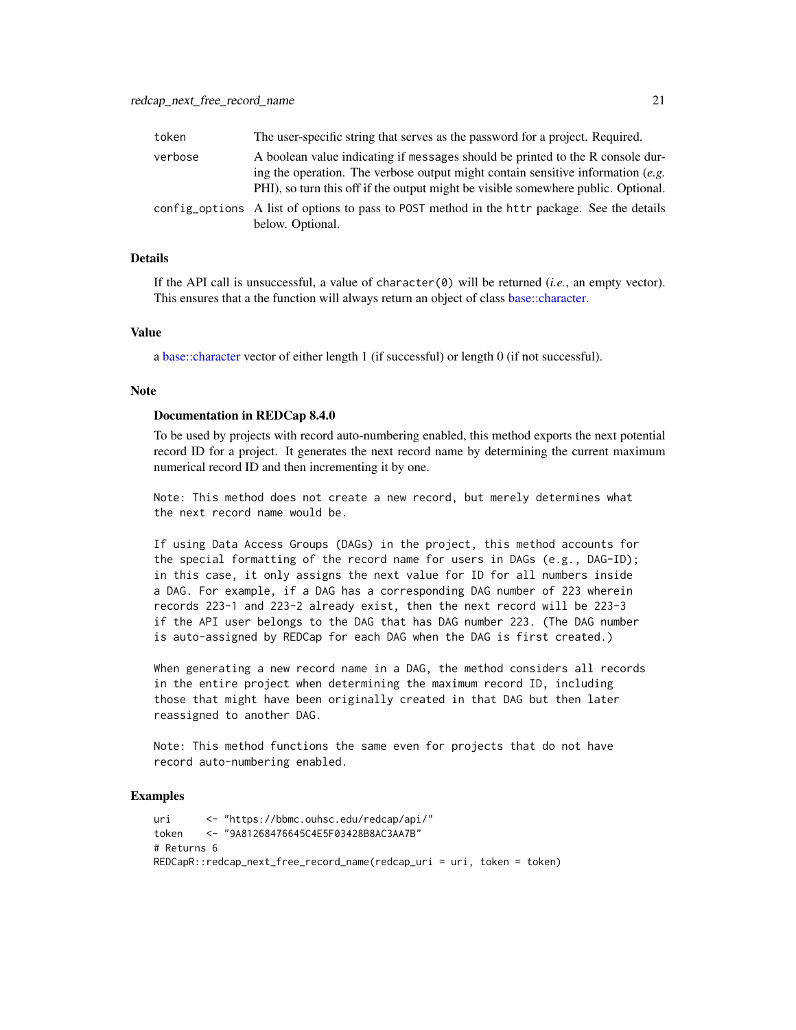| | |
|---|---|
| token | The user-specific string that serves as the password for a project. Required. |
| verbose | A boolean value indicating if messages should be printed to the R console during the operation. The verbose output might contain sensitive information (*e.g.* PHI), so turn this off if the output might be visible somewhere public. Optional. |
| config_options | A list of options to pass to POST method in the httr package. See the details below. Optional. |

## Details

If the API call is unsuccessful, a value of `character(0)` will be returned (*i.e.*, an empty vector). This ensures that a the function will always return an object of class base::character.

## Value

a base::character vector of either length 1 (if successful) or length 0 (if not successful).

## Note

### Documentation in REDCap 8.4.0

To be used by projects with record auto-numbering enabled, this method exports the next potential record ID for a project. It generates the next record name by determining the current maximum numerical record ID and then incrementing it by one.

```
Note: This method does not create a new record, but merely determines what
the next record name would be.

If using Data Access Groups (DAGs) in the project, this method accounts for
the special formatting of the record name for users in DAGs (e.g., DAG-ID);
in this case, it only assigns the next value for ID for all numbers inside
a DAG. For example, if a DAG has a corresponding DAG number of 223 wherein
records 223-1 and 223-2 already exist, then the next record will be 223-3
if the API user belongs to the DAG that has DAG number 223. (The DAG number
is auto-assigned by REDCap for each DAG when the DAG is first created.)

When generating a new record name in a DAG, the method considers all records
in the entire project when determining the maximum record ID, including
those that might have been originally created in that DAG but then later
reassigned to another DAG.

Note: This method functions the same even for projects that do not have
record auto-numbering enabled.
```

## Examples

```
uri      <- "https://bbmc.ouhsc.edu/redcap/api/"
token    <- "9A81268476645C4E5F03428B8AC3AA7B"
# Returns 6
REDCapR::redcap_next_free_record_name(redcap_uri = uri, token = token)
```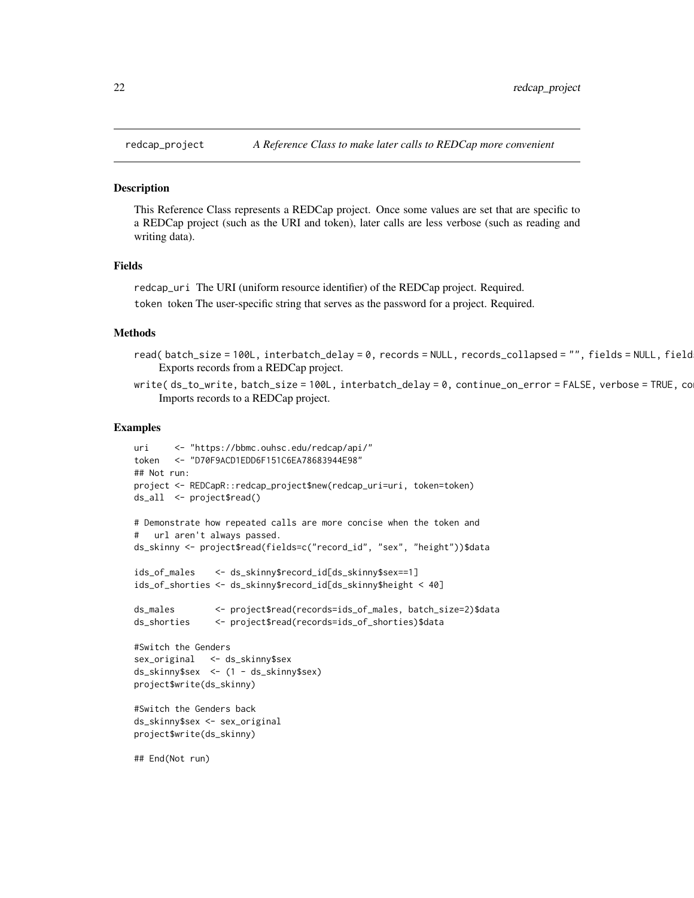## redcap_project — *A Reference Class to make later calls to REDCap more convenient*

### Description

This Reference Class represents a REDCap project. Once some values are set that are specific to a REDCap project (such as the URI and token), later calls are less verbose (such as reading and writing data).

### Fields

`redcap_uri` The URI (uniform resource identifier) of the REDCap project. Required.

`token` token The user-specific string that serves as the password for a project. Required.

### Methods

`read( batch_size = 100L, interbatch_delay = 0, records = NULL, records_collapsed = "", fields = NULL, field`
    Exports records from a REDCap project.

`write( ds_to_write, batch_size = 100L, interbatch_delay = 0, continue_on_error = FALSE, verbose = TRUE, co`
    Imports records to a REDCap project.

### Examples

```
uri     <- "https://bbmc.ouhsc.edu/redcap/api/"
token   <- "D70F9ACD1EDD6F151C6EA78683944E98"
## Not run:
project <- REDCapR::redcap_project$new(redcap_uri=uri, token=token)
ds_all  <- project$read()

# Demonstrate how repeated calls are more concise when the token and
#   url aren't always passed.
ds_skinny <- project$read(fields=c("record_id", "sex", "height"))$data

ids_of_males    <- ds_skinny$record_id[ds_skinny$sex==1]
ids_of_shorties <- ds_skinny$record_id[ds_skinny$height < 40]

ds_males        <- project$read(records=ids_of_males, batch_size=2)$data
ds_shorties     <- project$read(records=ids_of_shorties)$data

#Switch the Genders
sex_original   <- ds_skinny$sex
ds_skinny$sex  <- (1 - ds_skinny$sex)
project$write(ds_skinny)

#Switch the Genders back
ds_skinny$sex <- sex_original
project$write(ds_skinny)

## End(Not run)
```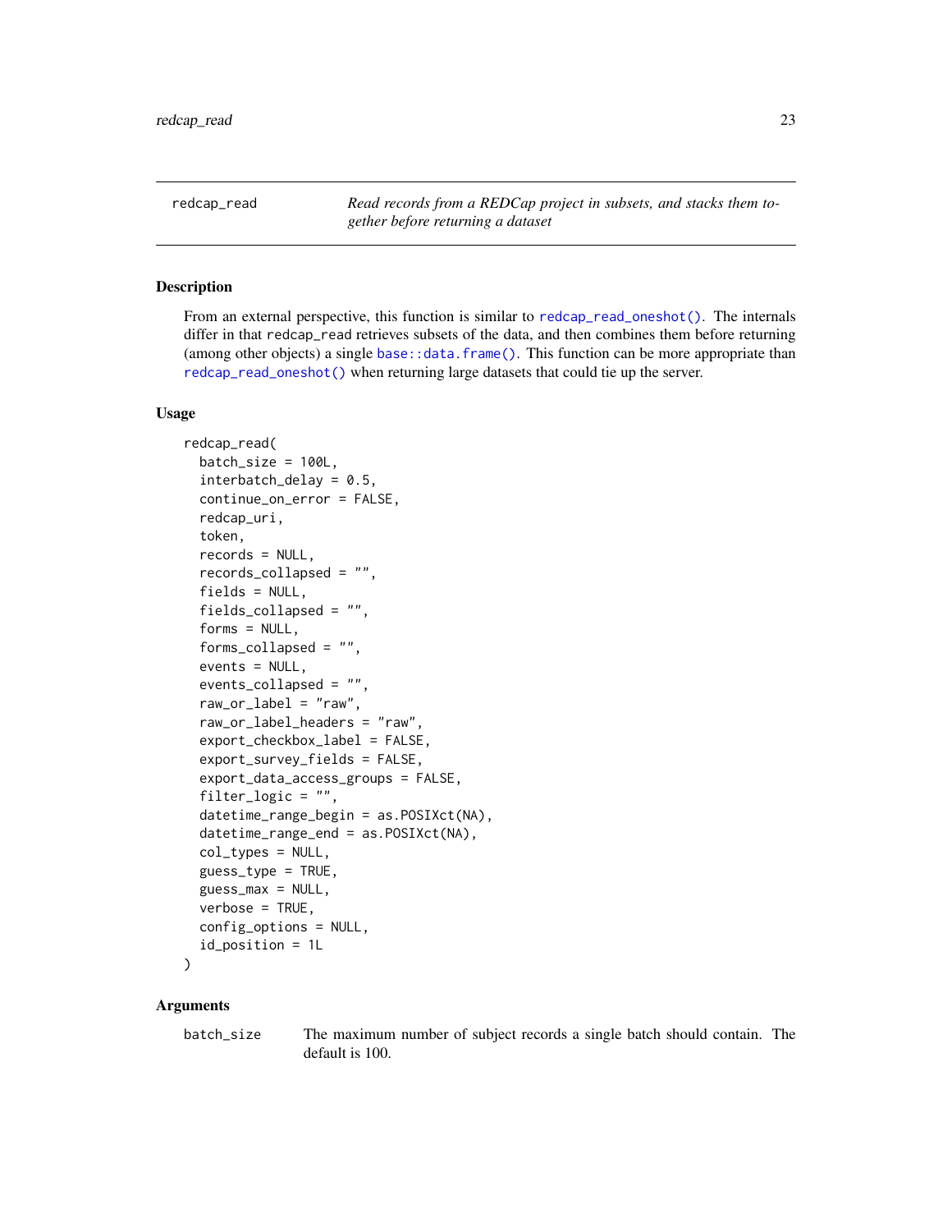## redcap_read

*Read records from a REDCap project in subsets, and stacks them together before returning a dataset*

### Description

From an external perspective, this function is similar to `redcap_read_oneshot()`. The internals differ in that `redcap_read` retrieves subsets of the data, and then combines them before returning (among other objects) a single `base::data.frame()`. This function can be more appropriate than `redcap_read_oneshot()` when returning large datasets that could tie up the server.

### Usage

```
redcap_read(
  batch_size = 100L,
  interbatch_delay = 0.5,
  continue_on_error = FALSE,
  redcap_uri,
  token,
  records = NULL,
  records_collapsed = "",
  fields = NULL,
  fields_collapsed = "",
  forms = NULL,
  forms_collapsed = "",
  events = NULL,
  events_collapsed = "",
  raw_or_label = "raw",
  raw_or_label_headers = "raw",
  export_checkbox_label = FALSE,
  export_survey_fields = FALSE,
  export_data_access_groups = FALSE,
  filter_logic = "",
  datetime_range_begin = as.POSIXct(NA),
  datetime_range_end = as.POSIXct(NA),
  col_types = NULL,
  guess_type = TRUE,
  guess_max = NULL,
  verbose = TRUE,
  config_options = NULL,
  id_position = 1L
)
```

### Arguments

`batch_size` The maximum number of subject records a single batch should contain. The default is 100.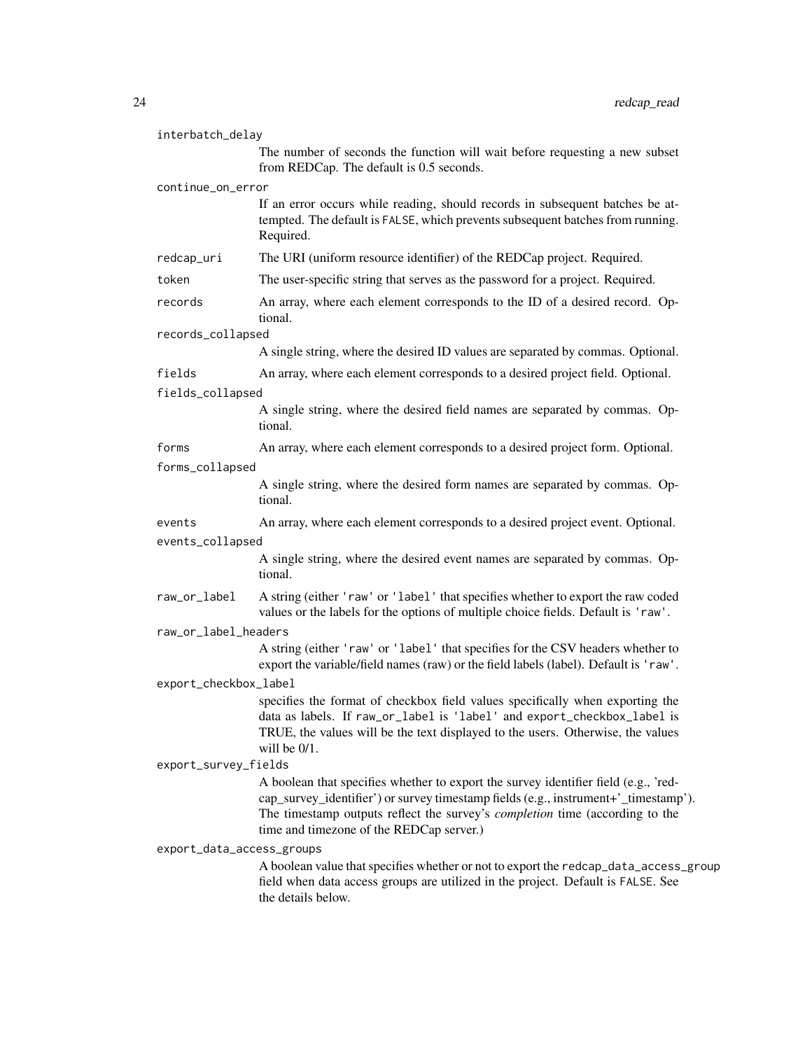`interbatch_delay`
: The number of seconds the function will wait before requesting a new subset from REDCap. The default is 0.5 seconds.

`continue_on_error`
: If an error occurs while reading, should records in subsequent batches be attempted. The default is `FALSE`, which prevents subsequent batches from running. Required.

`redcap_uri`
: The URI (uniform resource identifier) of the REDCap project. Required.

`token`
: The user-specific string that serves as the password for a project. Required.

`records`
: An array, where each element corresponds to the ID of a desired record. Optional.

`records_collapsed`
: A single string, where the desired ID values are separated by commas. Optional.

`fields`
: An array, where each element corresponds to a desired project field. Optional.

`fields_collapsed`
: A single string, where the desired field names are separated by commas. Optional.

`forms`
: An array, where each element corresponds to a desired project form. Optional.

`forms_collapsed`
: A single string, where the desired form names are separated by commas. Optional.

`events`
: An array, where each element corresponds to a desired project event. Optional.

`events_collapsed`
: A single string, where the desired event names are separated by commas. Optional.

`raw_or_label`
: A string (either `'raw'` or `'label'` that specifies whether to export the raw coded values or the labels for the options of multiple choice fields. Default is `'raw'`.

`raw_or_label_headers`
: A string (either `'raw'` or `'label'` that specifies for the CSV headers whether to export the variable/field names (raw) or the field labels (label). Default is `'raw'`.

`export_checkbox_label`
: specifies the format of checkbox field values specifically when exporting the data as labels. If `raw_or_label` is `'label'` and `export_checkbox_label` is TRUE, the values will be the text displayed to the users. Otherwise, the values will be 0/1.

`export_survey_fields`
: A boolean that specifies whether to export the survey identifier field (e.g., 'redcap_survey_identifier') or survey timestamp fields (e.g., instrument+'_timestamp'). The timestamp outputs reflect the survey's *completion* time (according to the time and timezone of the REDCap server.)

`export_data_access_groups`
: A boolean value that specifies whether or not to export the `redcap_data_access_group` field when data access groups are utilized in the project. Default is `FALSE`. See the details below.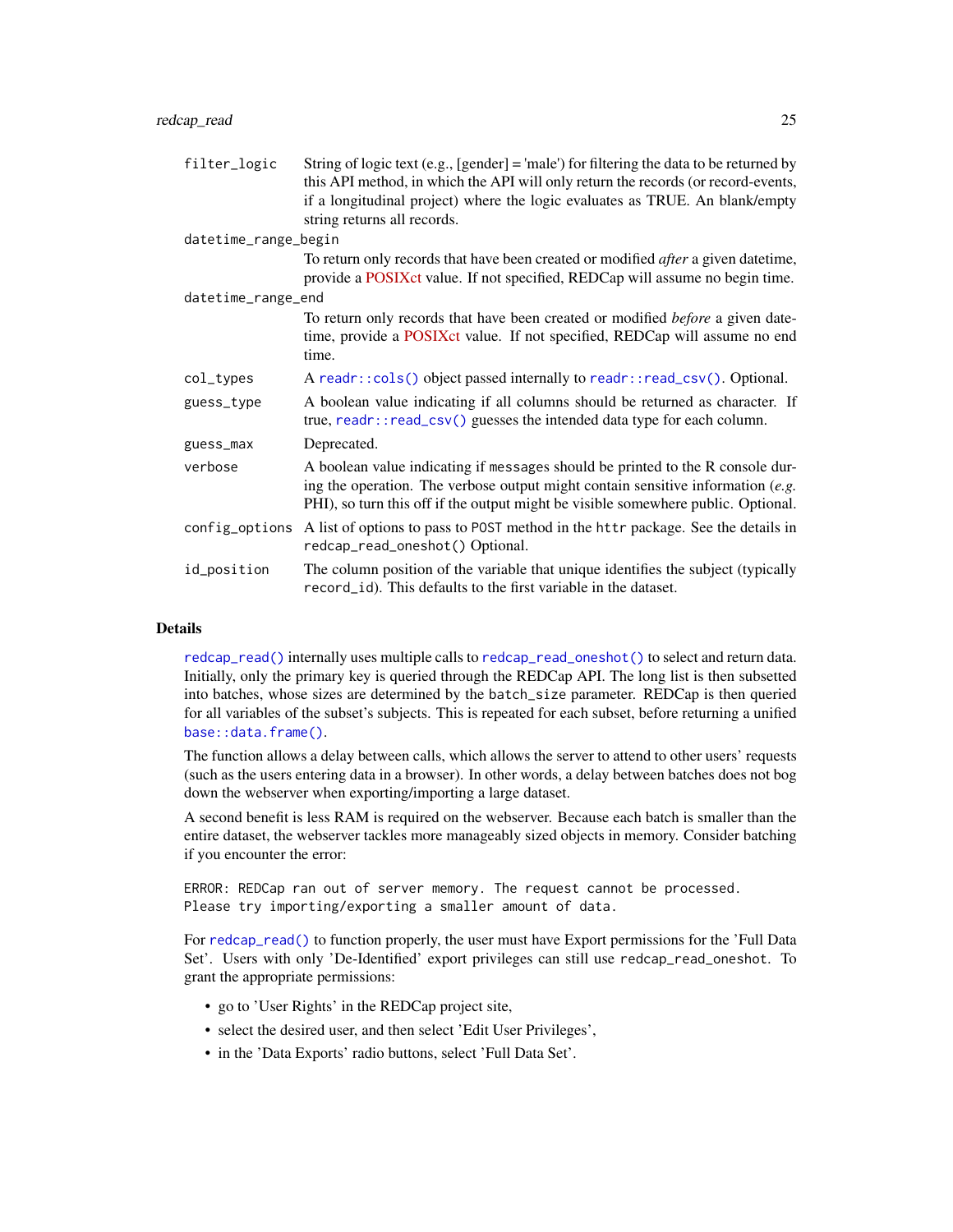| | |
|---|---|
| `filter_logic` | String of logic text (e.g., [gender] = 'male') for filtering the data to be returned by this API method, in which the API will only return the records (or record-events, if a longitudinal project) where the logic evaluates as TRUE. An blank/empty string returns all records. |
| `datetime_range_begin` | To return only records that have been created or modified *after* a given datetime, provide a POSIXct value. If not specified, REDCap will assume no begin time. |
| `datetime_range_end` | To return only records that have been created or modified *before* a given datetime, provide a POSIXct value. If not specified, REDCap will assume no end time. |
| `col_types` | A `readr::cols()` object passed internally to `readr::read_csv()`. Optional. |
| `guess_type` | A boolean value indicating if all columns should be returned as character. If true, `readr::read_csv()` guesses the intended data type for each column. |
| `guess_max` | Deprecated. |
| `verbose` | A boolean value indicating if `message`s should be printed to the R console during the operation. The verbose output might contain sensitive information (*e.g.* PHI), so turn this off if the output might be visible somewhere public. Optional. |
| `config_options` | A list of options to pass to `POST` method in the `httr` package. See the details in `redcap_read_oneshot()` Optional. |
| `id_position` | The column position of the variable that unique identifies the subject (typically `record_id`). This defaults to the first variable in the dataset. |

## Details

`redcap_read()` internally uses multiple calls to `redcap_read_oneshot()` to select and return data. Initially, only the primary key is queried through the REDCap API. The long list is then subsetted into batches, whose sizes are determined by the `batch_size` parameter. REDCap is then queried for all variables of the subset's subjects. This is repeated for each subset, before returning a unified `base::data.frame()`.

The function allows a delay between calls, which allows the server to attend to other users' requests (such as the users entering data in a browser). In other words, a delay between batches does not bog down the webserver when exporting/importing a large dataset.

A second benefit is less RAM is required on the webserver. Because each batch is smaller than the entire dataset, the webserver tackles more manageably sized objects in memory. Consider batching if you encounter the error:

```
ERROR: REDCap ran out of server memory. The request cannot be processed.
Please try importing/exporting a smaller amount of data.
```

For `redcap_read()` to function properly, the user must have Export permissions for the 'Full Data Set'. Users with only 'De-Identified' export privileges can still use `redcap_read_oneshot`. To grant the appropriate permissions:

- go to 'User Rights' in the REDCap project site,
- select the desired user, and then select 'Edit User Privileges',
- in the 'Data Exports' radio buttons, select 'Full Data Set'.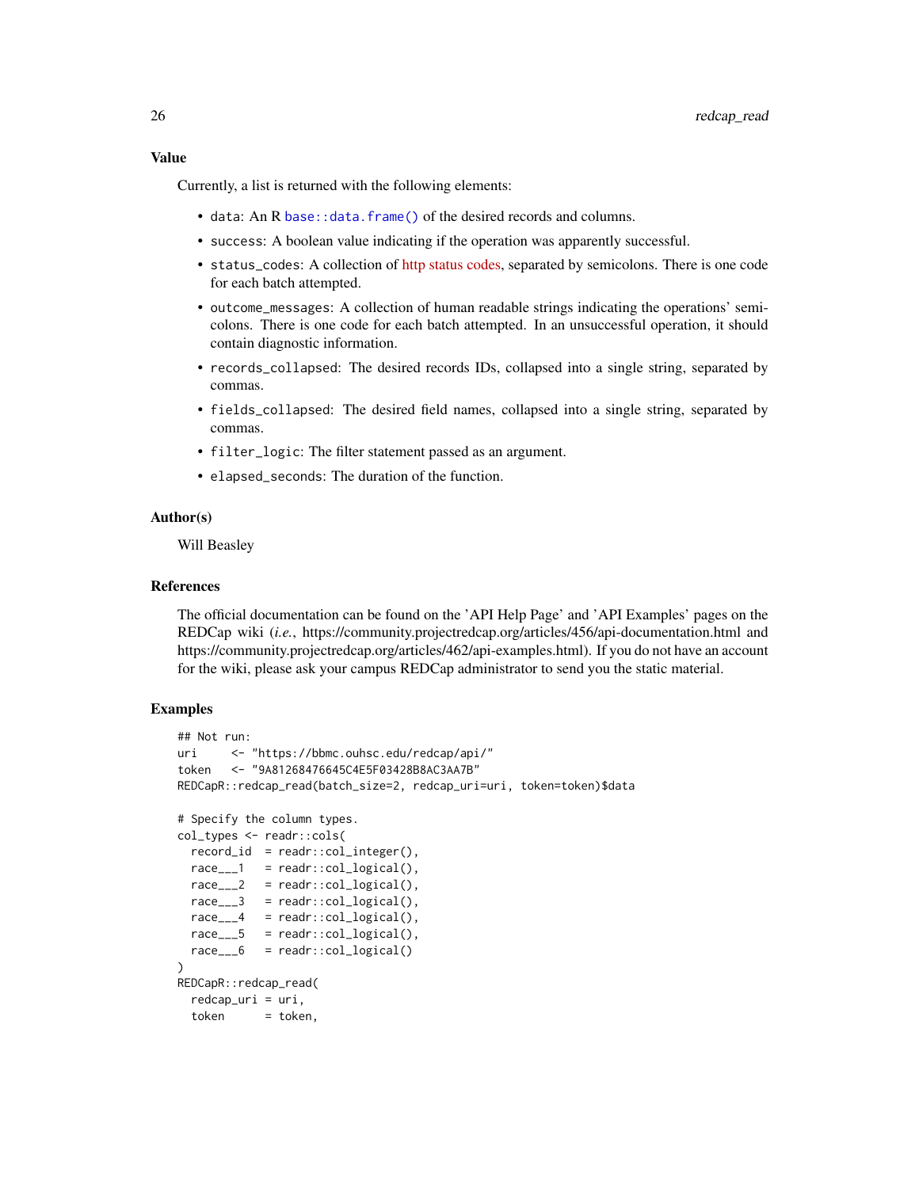### Value

Currently, a list is returned with the following elements:

- `data`: An R `base::data.frame()` of the desired records and columns.
- `success`: A boolean value indicating if the operation was apparently successful.
- `status_codes`: A collection of http status codes, separated by semicolons. There is one code for each batch attempted.
- `outcome_messages`: A collection of human readable strings indicating the operations' semicolons. There is one code for each batch attempted. In an unsuccessful operation, it should contain diagnostic information.
- `records_collapsed`: The desired records IDs, collapsed into a single string, separated by commas.
- `fields_collapsed`: The desired field names, collapsed into a single string, separated by commas.
- `filter_logic`: The filter statement passed as an argument.
- `elapsed_seconds`: The duration of the function.

### Author(s)

Will Beasley

### References

The official documentation can be found on the 'API Help Page' and 'API Examples' pages on the REDCap wiki (*i.e.*, https://community.projectredcap.org/articles/456/api-documentation.html and https://community.projectredcap.org/articles/462/api-examples.html). If you do not have an account for the wiki, please ask your campus REDCap administrator to send you the static material.

### Examples

```
## Not run:
uri     <- "https://bbmc.ouhsc.edu/redcap/api/"
token   <- "9A81268476645C4E5F03428B8AC3AA7B"
REDCapR::redcap_read(batch_size=2, redcap_uri=uri, token=token)$data

# Specify the column types.
col_types <- readr::cols(
  record_id  = readr::col_integer(),
  race___1   = readr::col_logical(),
  race___2   = readr::col_logical(),
  race___3   = readr::col_logical(),
  race___4   = readr::col_logical(),
  race___5   = readr::col_logical(),
  race___6   = readr::col_logical()
)
REDCapR::redcap_read(
  redcap_uri = uri,
  token      = token,
```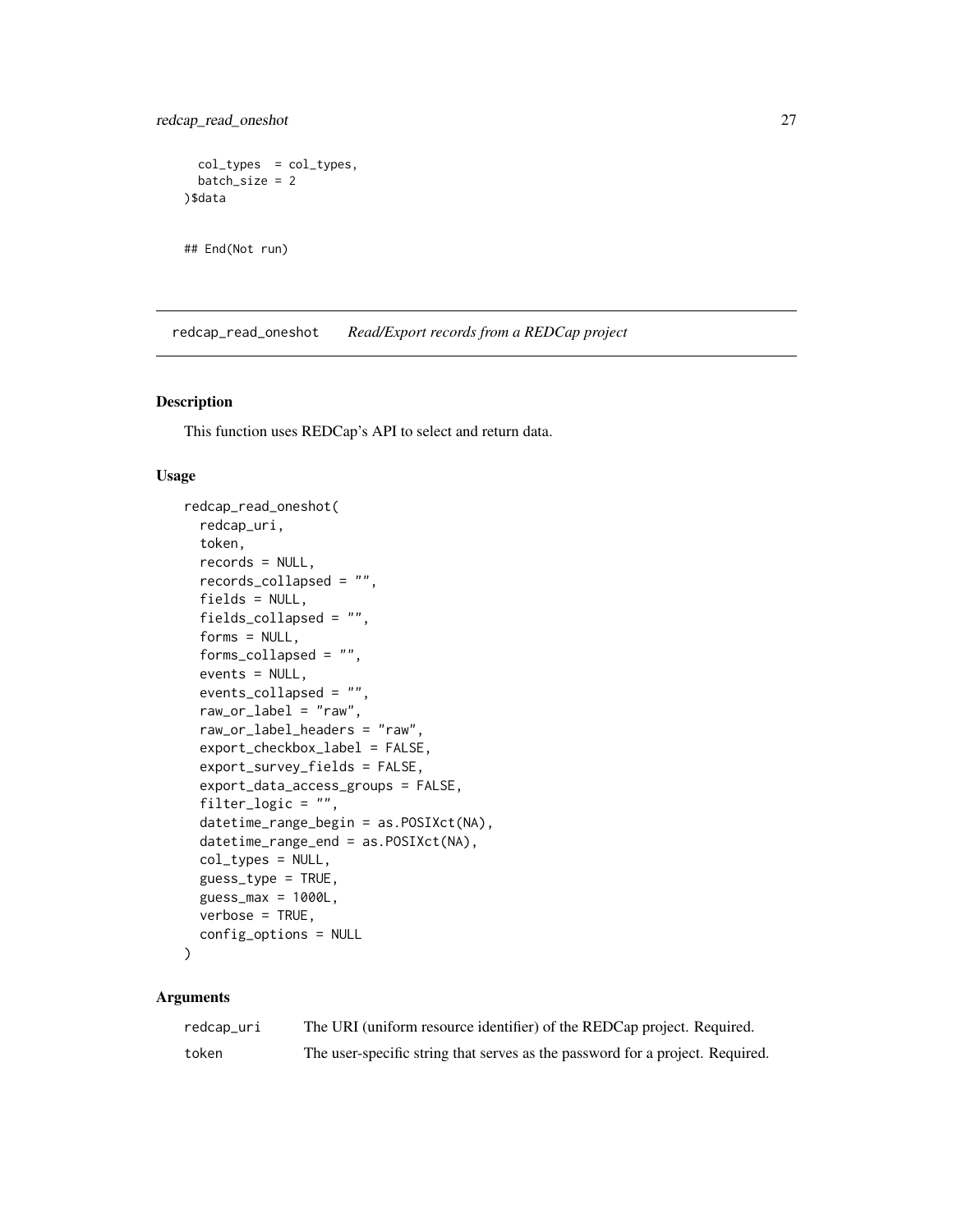```
  col_types  = col_types,
  batch_size = 2
)$data

## End(Not run)
```

## redcap_read_oneshot *Read/Export records from a REDCap project*

### Description

This function uses REDCap's API to select and return data.

### Usage

```
redcap_read_oneshot(
  redcap_uri,
  token,
  records = NULL,
  records_collapsed = "",
  fields = NULL,
  fields_collapsed = "",
  forms = NULL,
  forms_collapsed = "",
  events = NULL,
  events_collapsed = "",
  raw_or_label = "raw",
  raw_or_label_headers = "raw",
  export_checkbox_label = FALSE,
  export_survey_fields = FALSE,
  export_data_access_groups = FALSE,
  filter_logic = "",
  datetime_range_begin = as.POSIXct(NA),
  datetime_range_end = as.POSIXct(NA),
  col_types = NULL,
  guess_type = TRUE,
  guess_max = 1000L,
  verbose = TRUE,
  config_options = NULL
)
```

### Arguments

| | |
|---|---|
| redcap_uri | The URI (uniform resource identifier) of the REDCap project. Required. |
| token | The user-specific string that serves as the password for a project. Required. |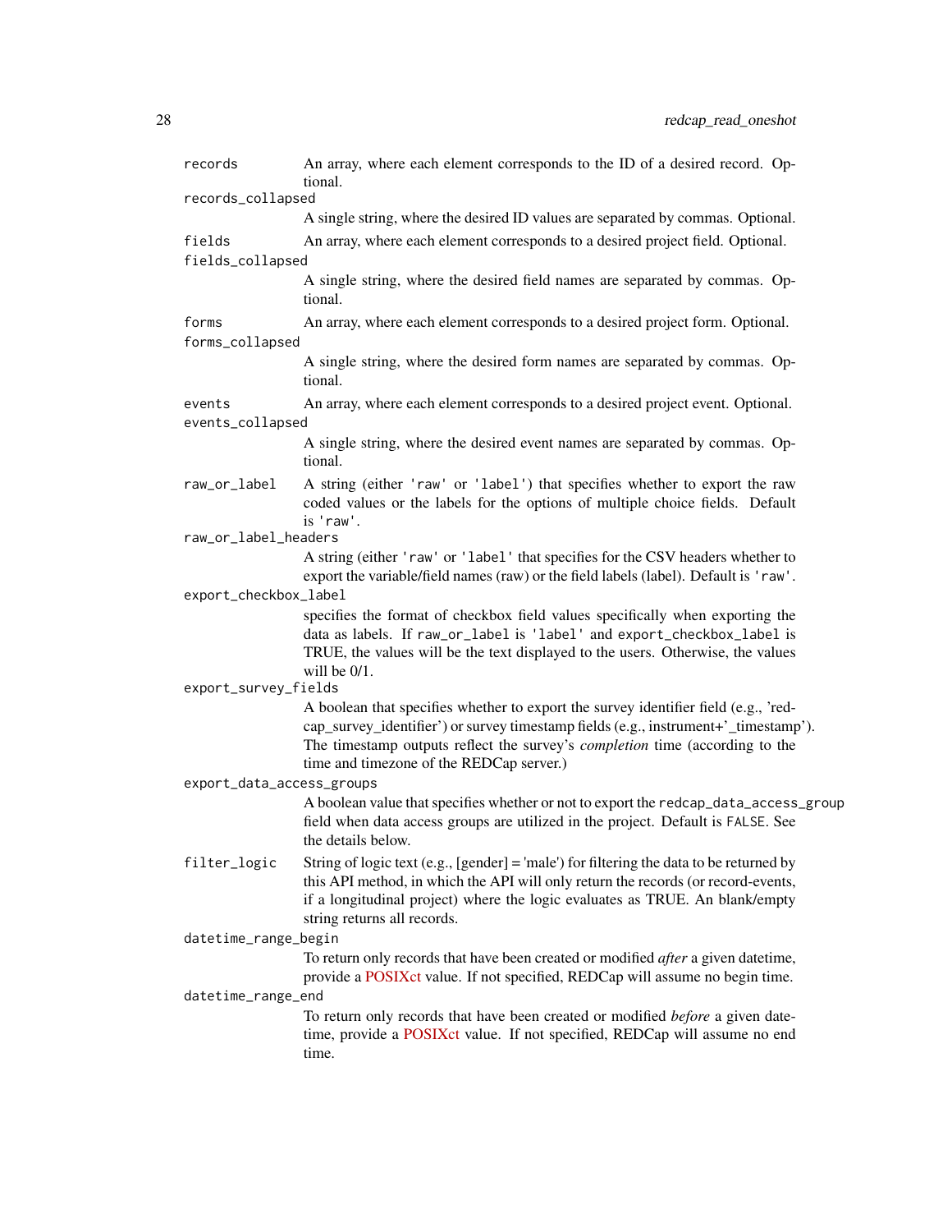`records` An array, where each element corresponds to the ID of a desired record. Optional.

`records_collapsed`
A single string, where the desired ID values are separated by commas. Optional.

`fields` An array, where each element corresponds to a desired project field. Optional.

`fields_collapsed`
A single string, where the desired field names are separated by commas. Optional.

`forms` An array, where each element corresponds to a desired project form. Optional.

`forms_collapsed`
A single string, where the desired form names are separated by commas. Optional.

`events` An array, where each element corresponds to a desired project event. Optional.

`events_collapsed`
A single string, where the desired event names are separated by commas. Optional.

`raw_or_label` A string (either `'raw'` or `'label'`) that specifies whether to export the raw coded values or the labels for the options of multiple choice fields. Default is `'raw'`.

`raw_or_label_headers`
A string (either `'raw'` or `'label'` that specifies for the CSV headers whether to export the variable/field names (raw) or the field labels (label). Default is `'raw'`.

`export_checkbox_label`
specifies the format of checkbox field values specifically when exporting the data as labels. If `raw_or_label` is `'label'` and `export_checkbox_label` is TRUE, the values will be the text displayed to the users. Otherwise, the values will be 0/1.

`export_survey_fields`
A boolean that specifies whether to export the survey identifier field (e.g., 'redcap_survey_identifier') or survey timestamp fields (e.g., instrument+'_timestamp'). The timestamp outputs reflect the survey's *completion* time (according to the time and timezone of the REDCap server.)

`export_data_access_groups`
A boolean value that specifies whether or not to export the `redcap_data_access_group` field when data access groups are utilized in the project. Default is `FALSE`. See the details below.

`filter_logic` String of logic text (e.g., [gender] = 'male') for filtering the data to be returned by this API method, in which the API will only return the records (or record-events, if a longitudinal project) where the logic evaluates as TRUE. An blank/empty string returns all records.

`datetime_range_begin`
To return only records that have been created or modified *after* a given datetime, provide a POSIXct value. If not specified, REDCap will assume no begin time.

`datetime_range_end`
To return only records that have been created or modified *before* a given datetime, provide a POSIXct value. If not specified, REDCap will assume no end time.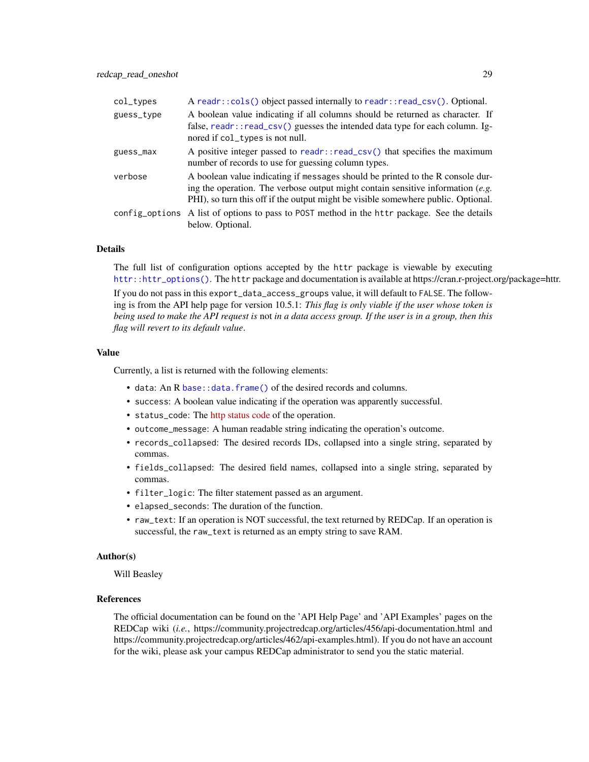| | |
|---|---|
| col_types | A readr::cols() object passed internally to readr::read_csv(). Optional. |
| guess_type | A boolean value indicating if all columns should be returned as character. If false, readr::read_csv() guesses the intended data type for each column. Ignored if col_types is not null. |
| guess_max | A positive integer passed to readr::read_csv() that specifies the maximum number of records to use for guessing column types. |
| verbose | A boolean value indicating if messages should be printed to the R console during the operation. The verbose output might contain sensitive information (*e.g.* PHI), so turn this off if the output might be visible somewhere public. Optional. |
| config_options | A list of options to pass to POST method in the httr package. See the details below. Optional. |

## Details

The full list of configuration options accepted by the httr package is viewable by executing httr::httr_options(). The httr package and documentation is available at https://cran.r-project.org/package=httr.

If you do not pass in this export_data_access_groups value, it will default to FALSE. The following is from the API help page for version 10.5.1: *This flag is only viable if the user whose token is being used to make the API request is* not *in a data access group. If the user is in a group, then this flag will revert to its default value*.

## Value

Currently, a list is returned with the following elements:

- data: An R base::data.frame() of the desired records and columns.
- success: A boolean value indicating if the operation was apparently successful.
- status_code: The http status code of the operation.
- outcome_message: A human readable string indicating the operation's outcome.
- records_collapsed: The desired records IDs, collapsed into a single string, separated by commas.
- fields_collapsed: The desired field names, collapsed into a single string, separated by commas.
- filter_logic: The filter statement passed as an argument.
- elapsed_seconds: The duration of the function.
- raw_text: If an operation is NOT successful, the text returned by REDCap. If an operation is successful, the raw_text is returned as an empty string to save RAM.

## Author(s)

Will Beasley

## References

The official documentation can be found on the 'API Help Page' and 'API Examples' pages on the REDCap wiki (*i.e.*, https://community.projectredcap.org/articles/456/api-documentation.html and https://community.projectredcap.org/articles/462/api-examples.html). If you do not have an account for the wiki, please ask your campus REDCap administrator to send you the static material.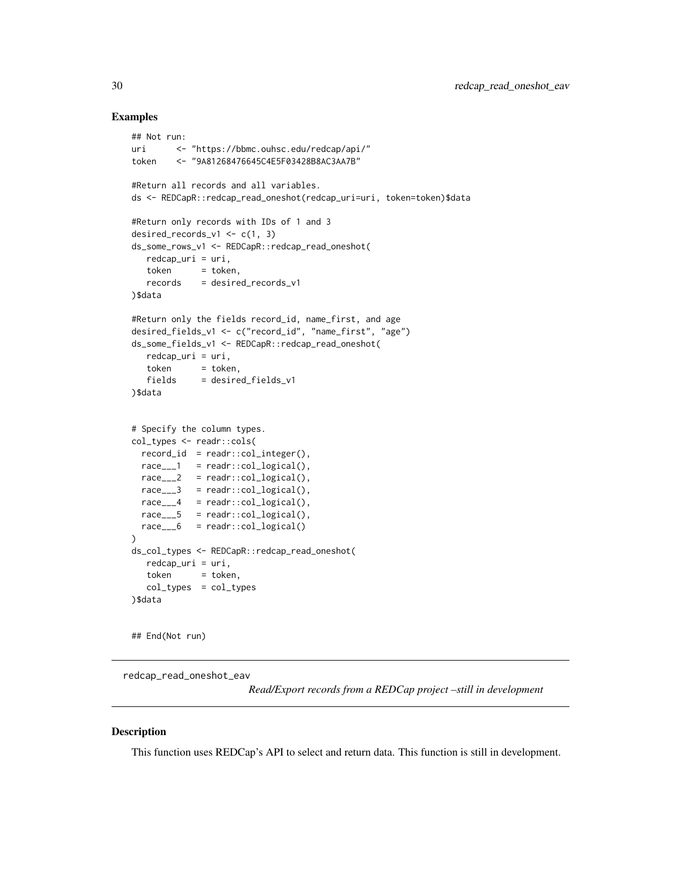### Examples

```
## Not run:
uri      <- "https://bbmc.ouhsc.edu/redcap/api/"
token    <- "9A81268476645C4E5F03428B8AC3AA7B"

#Return all records and all variables.
ds <- REDCapR::redcap_read_oneshot(redcap_uri=uri, token=token)$data

#Return only records with IDs of 1 and 3
desired_records_v1 <- c(1, 3)
ds_some_rows_v1 <- REDCapR::redcap_read_oneshot(
   redcap_uri = uri,
   token      = token,
   records    = desired_records_v1
)$data

#Return only the fields record_id, name_first, and age
desired_fields_v1 <- c("record_id", "name_first", "age")
ds_some_fields_v1 <- REDCapR::redcap_read_oneshot(
   redcap_uri = uri,
   token      = token,
   fields     = desired_fields_v1
)$data


# Specify the column types.
col_types <- readr::cols(
  record_id  = readr::col_integer(),
  race___1   = readr::col_logical(),
  race___2   = readr::col_logical(),
  race___3   = readr::col_logical(),
  race___4   = readr::col_logical(),
  race___5   = readr::col_logical(),
  race___6   = readr::col_logical()
)
ds_col_types <- REDCapR::redcap_read_oneshot(
   redcap_uri = uri,
   token      = token,
   col_types  = col_types
)$data


## End(Not run)
```

---

## redcap_read_oneshot_eav

*Read/Export records from a REDCap project –still in development*

---

### Description

This function uses REDCap's API to select and return data. This function is still in development.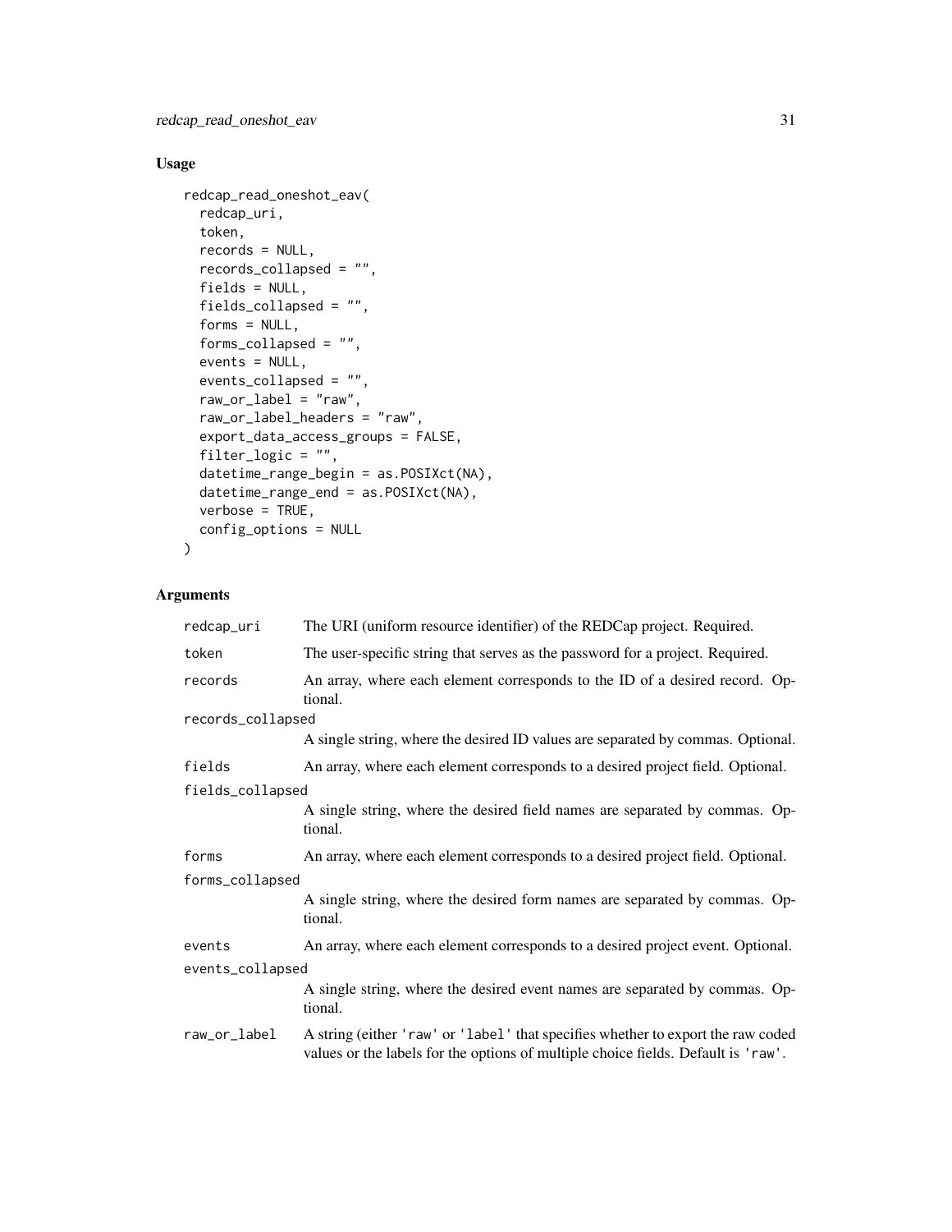## Usage

```
redcap_read_oneshot_eav(
  redcap_uri,
  token,
  records = NULL,
  records_collapsed = "",
  fields = NULL,
  fields_collapsed = "",
  forms = NULL,
  forms_collapsed = "",
  events = NULL,
  events_collapsed = "",
  raw_or_label = "raw",
  raw_or_label_headers = "raw",
  export_data_access_groups = FALSE,
  filter_logic = "",
  datetime_range_begin = as.POSIXct(NA),
  datetime_range_end = as.POSIXct(NA),
  verbose = TRUE,
  config_options = NULL
)
```

## Arguments

| | |
|---|---|
| `redcap_uri` | The URI (uniform resource identifier) of the REDCap project. Required. |
| `token` | The user-specific string that serves as the password for a project. Required. |
| `records` | An array, where each element corresponds to the ID of a desired record. Optional. |
| `records_collapsed` | A single string, where the desired ID values are separated by commas. Optional. |
| `fields` | An array, where each element corresponds to a desired project field. Optional. |
| `fields_collapsed` | A single string, where the desired field names are separated by commas. Optional. |
| `forms` | An array, where each element corresponds to a desired project field. Optional. |
| `forms_collapsed` | A single string, where the desired form names are separated by commas. Optional. |
| `events` | An array, where each element corresponds to a desired project event. Optional. |
| `events_collapsed` | A single string, where the desired event names are separated by commas. Optional. |
| `raw_or_label` | A string (either `'raw'` or `'label'` that specifies whether to export the raw coded values or the labels for the options of multiple choice fields. Default is `'raw'`. |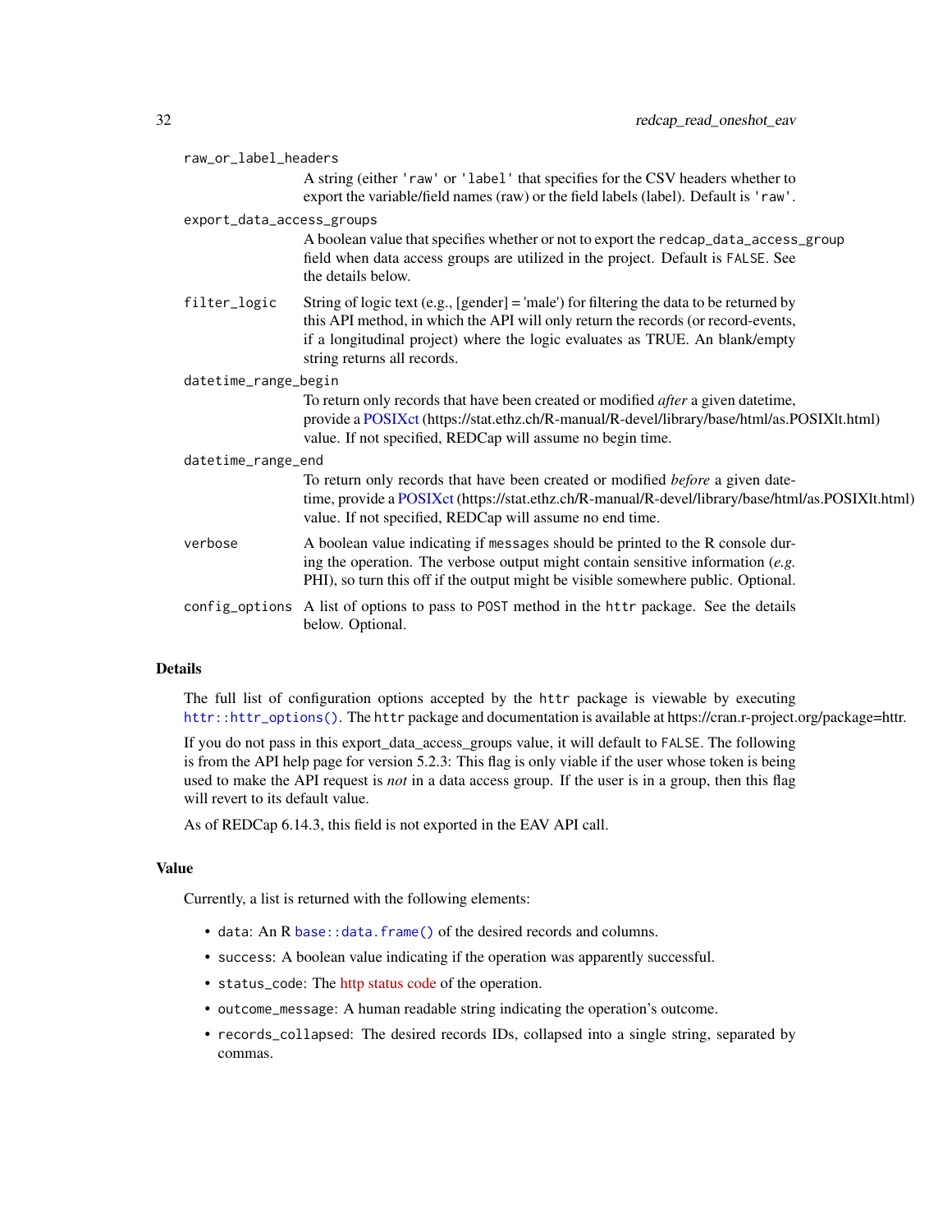`raw_or_label_headers`
: A string (either `'raw'` or `'label'` that specifies for the CSV headers whether to export the variable/field names (raw) or the field labels (label). Default is `'raw'`.

`export_data_access_groups`
: A boolean value that specifies whether or not to export the `redcap_data_access_group` field when data access groups are utilized in the project. Default is `FALSE`. See the details below.

`filter_logic`
: String of logic text (e.g., [gender] = 'male') for filtering the data to be returned by this API method, in which the API will only return the records (or record-events, if a longitudinal project) where the logic evaluates as TRUE. An blank/empty string returns all records.

`datetime_range_begin`
: To return only records that have been created or modified *after* a given datetime, provide a POSIXct (https://stat.ethz.ch/R-manual/R-devel/library/base/html/as.POSIXlt.html) value. If not specified, REDCap will assume no begin time.

`datetime_range_end`
: To return only records that have been created or modified *before* a given datetime, provide a POSIXct (https://stat.ethz.ch/R-manual/R-devel/library/base/html/as.POSIXlt.html) value. If not specified, REDCap will assume no end time.

`verbose`
: A boolean value indicating if `message`s should be printed to the R console during the operation. The verbose output might contain sensitive information (*e.g.* PHI), so turn this off if the output might be visible somewhere public. Optional.

`config_options`
: A list of options to pass to `POST` method in the `httr` package. See the details below. Optional.

## Details

The full list of configuration options accepted by the `httr` package is viewable by executing `httr::httr_options()`. The `httr` package and documentation is available at https://cran.r-project.org/package=httr.

If you do not pass in this export_data_access_groups value, it will default to `FALSE`. The following is from the API help page for version 5.2.3: This flag is only viable if the user whose token is being used to make the API request is *not* in a data access group. If the user is in a group, then this flag will revert to its default value.

As of REDCap 6.14.3, this field is not exported in the EAV API call.

## Value

Currently, a list is returned with the following elements:

- `data`: An R `base::data.frame()` of the desired records and columns.
- `success`: A boolean value indicating if the operation was apparently successful.
- `status_code`: The http status code of the operation.
- `outcome_message`: A human readable string indicating the operation's outcome.
- `records_collapsed`: The desired records IDs, collapsed into a single string, separated by commas.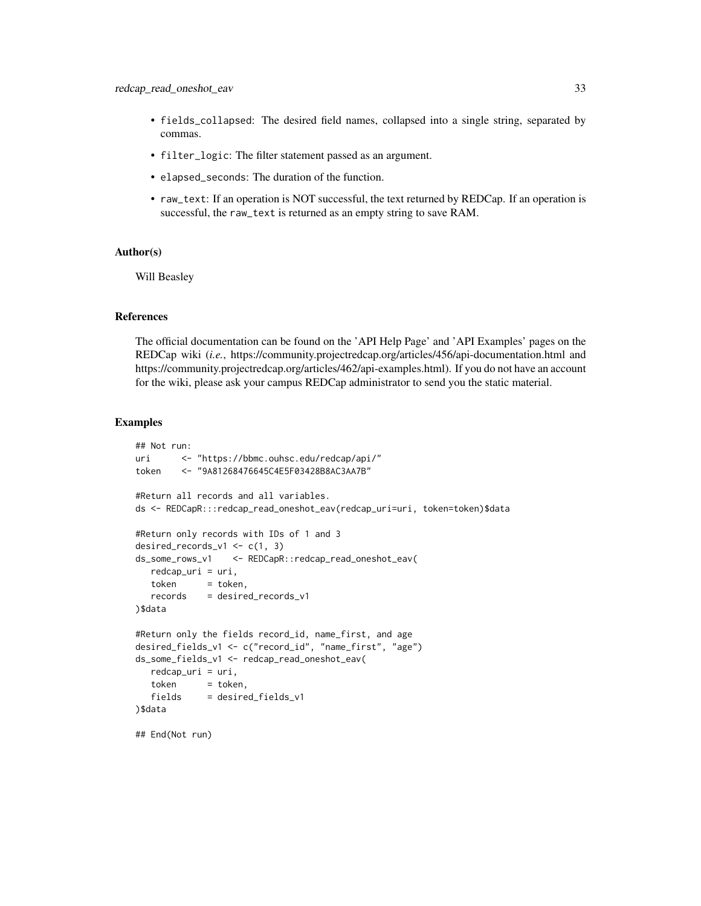- `fields_collapsed`: The desired field names, collapsed into a single string, separated by commas.
- `filter_logic`: The filter statement passed as an argument.
- `elapsed_seconds`: The duration of the function.
- `raw_text`: If an operation is NOT successful, the text returned by REDCap. If an operation is successful, the `raw_text` is returned as an empty string to save RAM.

### Author(s)

Will Beasley

### References

The official documentation can be found on the 'API Help Page' and 'API Examples' pages on the REDCap wiki (*i.e.*, https://community.projectredcap.org/articles/456/api-documentation.html and https://community.projectredcap.org/articles/462/api-examples.html). If you do not have an account for the wiki, please ask your campus REDCap administrator to send you the static material.

### Examples

```
## Not run:
uri      <- "https://bbmc.ouhsc.edu/redcap/api/"
token    <- "9A81268476645C4E5F03428B8AC3AA7B"

#Return all records and all variables.
ds <- REDCapR:::redcap_read_oneshot_eav(redcap_uri=uri, token=token)$data

#Return only records with IDs of 1 and 3
desired_records_v1 <- c(1, 3)
ds_some_rows_v1    <- REDCapR::redcap_read_oneshot_eav(
   redcap_uri = uri,
   token      = token,
   records    = desired_records_v1
)$data

#Return only the fields record_id, name_first, and age
desired_fields_v1 <- c("record_id", "name_first", "age")
ds_some_fields_v1 <- redcap_read_oneshot_eav(
   redcap_uri = uri,
   token      = token,
   fields     = desired_fields_v1
)$data

## End(Not run)
```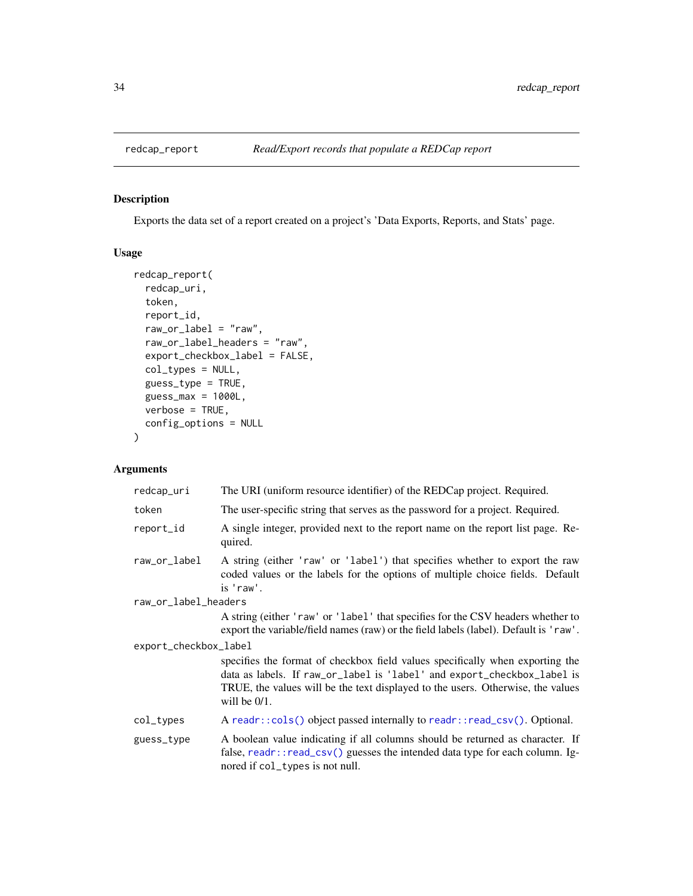# redcap_report — *Read/Export records that populate a REDCap report*

## Description

Exports the data set of a report created on a project's 'Data Exports, Reports, and Stats' page.

## Usage

```
redcap_report(
  redcap_uri,
  token,
  report_id,
  raw_or_label = "raw",
  raw_or_label_headers = "raw",
  export_checkbox_label = FALSE,
  col_types = NULL,
  guess_type = TRUE,
  guess_max = 1000L,
  verbose = TRUE,
  config_options = NULL
)
```

## Arguments

| Argument | Description |
|---|---|
| `redcap_uri` | The URI (uniform resource identifier) of the REDCap project. Required. |
| `token` | The user-specific string that serves as the password for a project. Required. |
| `report_id` | A single integer, provided next to the report name on the report list page. Required. |
| `raw_or_label` | A string (either `'raw'` or `'label'`) that specifies whether to export the raw coded values or the labels for the options of multiple choice fields. Default is `'raw'`. |
| `raw_or_label_headers` | A string (either `'raw'` or `'label'` that specifies for the CSV headers whether to export the variable/field names (raw) or the field labels (label). Default is `'raw'`. |
| `export_checkbox_label` | specifies the format of checkbox field values specifically when exporting the data as labels. If `raw_or_label` is `'label'` and `export_checkbox_label` is TRUE, the values will be the text displayed to the users. Otherwise, the values will be 0/1. |
| `col_types` | A `readr::cols()` object passed internally to `readr::read_csv()`. Optional. |
| `guess_type` | A boolean value indicating if all columns should be returned as character. If false, `readr::read_csv()` guesses the intended data type for each column. Ignored if `col_types` is not null. |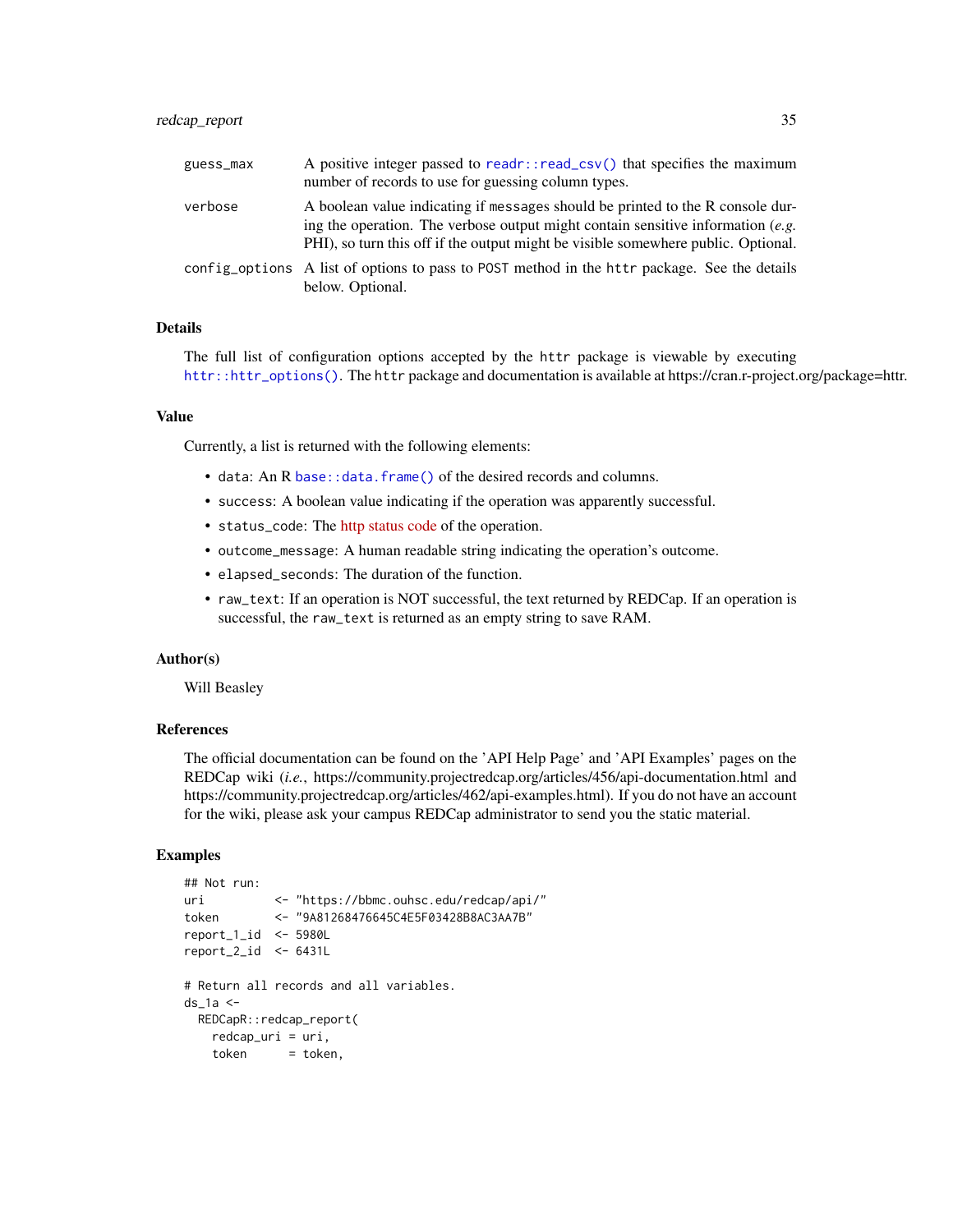| | |
|---|---|
| guess_max | A positive integer passed to `readr::read_csv()` that specifies the maximum number of records to use for guessing column types. |
| verbose | A boolean value indicating if messages should be printed to the R console during the operation. The verbose output might contain sensitive information (*e.g.* PHI), so turn this off if the output might be visible somewhere public. Optional. |
| config_options | A list of options to pass to `POST` method in the `httr` package. See the details below. Optional. |

### Details

The full list of configuration options accepted by the `httr` package is viewable by executing `httr::httr_options()`. The `httr` package and documentation is available at https://cran.r-project.org/package=httr.

### Value

Currently, a list is returned with the following elements:

- `data`: An R `base::data.frame()` of the desired records and columns.
- `success`: A boolean value indicating if the operation was apparently successful.
- `status_code`: The http status code of the operation.
- `outcome_message`: A human readable string indicating the operation's outcome.
- `elapsed_seconds`: The duration of the function.
- `raw_text`: If an operation is NOT successful, the text returned by REDCap. If an operation is successful, the `raw_text` is returned as an empty string to save RAM.

### Author(s)

Will Beasley

### References

The official documentation can be found on the 'API Help Page' and 'API Examples' pages on the REDCap wiki (*i.e.*, https://community.projectredcap.org/articles/456/api-documentation.html and https://community.projectredcap.org/articles/462/api-examples.html). If you do not have an account for the wiki, please ask your campus REDCap administrator to send you the static material.

### Examples

```
## Not run:
uri          <- "https://bbmc.ouhsc.edu/redcap/api/"
token        <- "9A81268476645C4E5F03428B8AC3AA7B"
report_1_id  <- 5980L
report_2_id  <- 6431L

# Return all records and all variables.
ds_1a <-
  REDCapR::redcap_report(
    redcap_uri = uri,
    token      = token,
```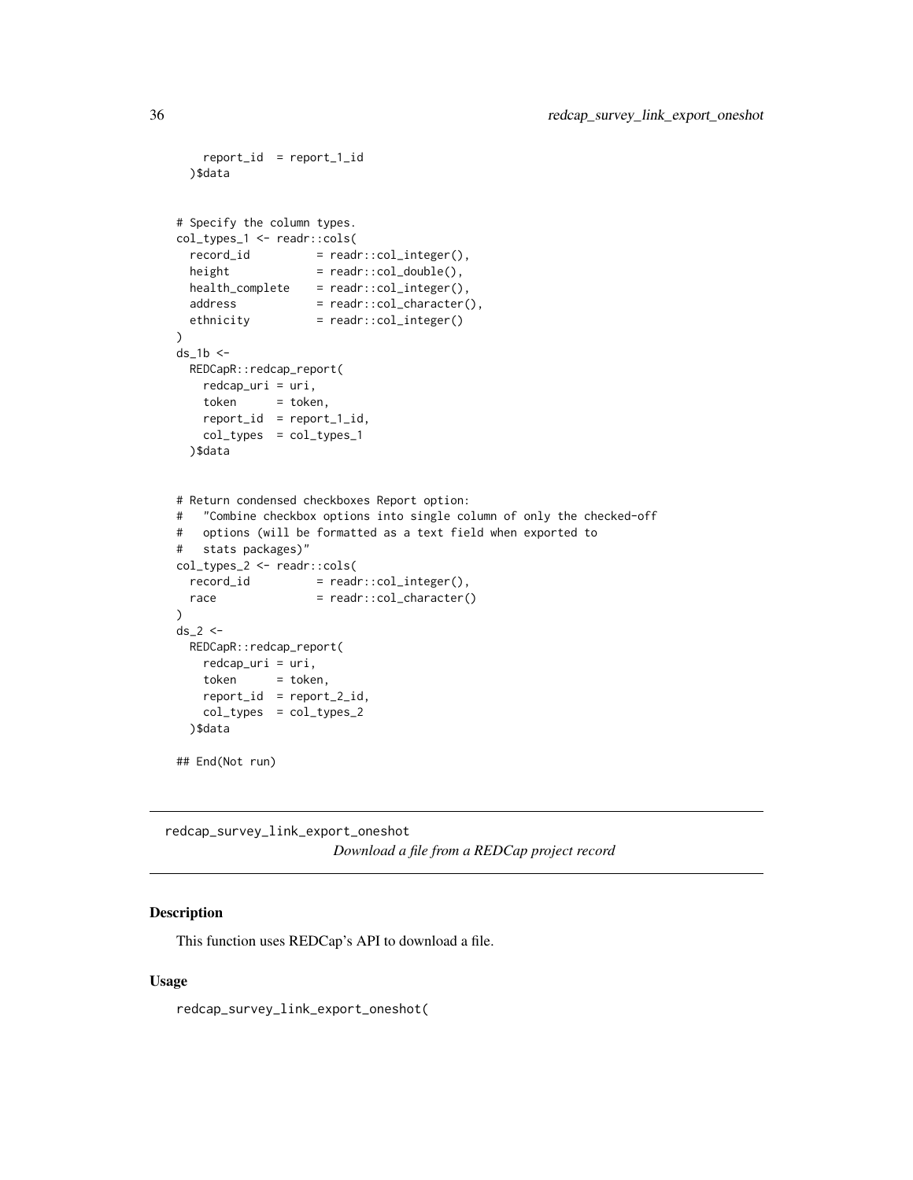```
    report_id  = report_1_id
  )$data


# Specify the column types.
col_types_1 <- readr::cols(
  record_id          = readr::col_integer(),
  height             = readr::col_double(),
  health_complete    = readr::col_integer(),
  address            = readr::col_character(),
  ethnicity          = readr::col_integer()
)
ds_1b <-
  REDCapR::redcap_report(
    redcap_uri = uri,
    token      = token,
    report_id  = report_1_id,
    col_types  = col_types_1
  )$data


# Return condensed checkboxes Report option:
#   "Combine checkbox options into single column of only the checked-off
#   options (will be formatted as a text field when exported to
#   stats packages)"
col_types_2 <- readr::cols(
  record_id          = readr::col_integer(),
  race               = readr::col_character()
)
ds_2 <-
  REDCapR::redcap_report(
    redcap_uri = uri,
    token      = token,
    report_id  = report_2_id,
    col_types  = col_types_2
  )$data

## End(Not run)
```

---

`redcap_survey_link_export_oneshot`

*Download a file from a REDCap project record*

---

## Description

This function uses REDCap's API to download a file.

## Usage

```
redcap_survey_link_export_oneshot(
```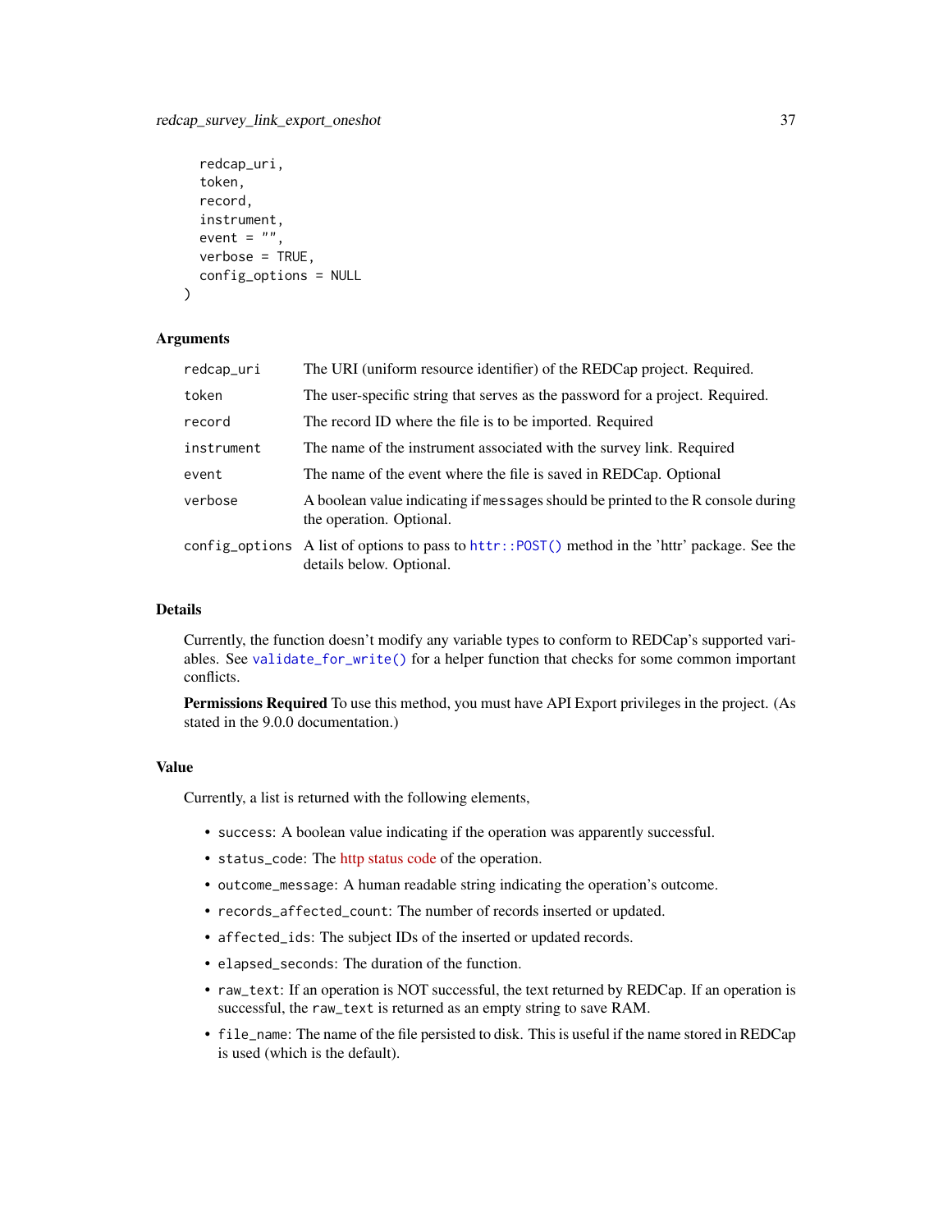```
  redcap_uri,
  token,
  record,
  instrument,
  event = "",
  verbose = TRUE,
  config_options = NULL
)
```

### Arguments

| | |
|---|---|
| redcap_uri | The URI (uniform resource identifier) of the REDCap project. Required. |
| token | The user-specific string that serves as the password for a project. Required. |
| record | The record ID where the file is to be imported. Required |
| instrument | The name of the instrument associated with the survey link. Required |
| event | The name of the event where the file is saved in REDCap. Optional |
| verbose | A boolean value indicating if `message`s should be printed to the R console during the operation. Optional. |
| config_options | A list of options to pass to `httr::POST()` method in the 'httr' package. See the details below. Optional. |

### Details

Currently, the function doesn't modify any variable types to conform to REDCap's supported variables. See `validate_for_write()` for a helper function that checks for some common important conflicts.

**Permissions Required** To use this method, you must have API Export privileges in the project. (As stated in the 9.0.0 documentation.)

### Value

Currently, a list is returned with the following elements,

- `success`: A boolean value indicating if the operation was apparently successful.
- `status_code`: The http status code of the operation.
- `outcome_message`: A human readable string indicating the operation's outcome.
- `records_affected_count`: The number of records inserted or updated.
- `affected_ids`: The subject IDs of the inserted or updated records.
- `elapsed_seconds`: The duration of the function.
- `raw_text`: If an operation is NOT successful, the text returned by REDCap. If an operation is successful, the `raw_text` is returned as an empty string to save RAM.
- `file_name`: The name of the file persisted to disk. This is useful if the name stored in REDCap is used (which is the default).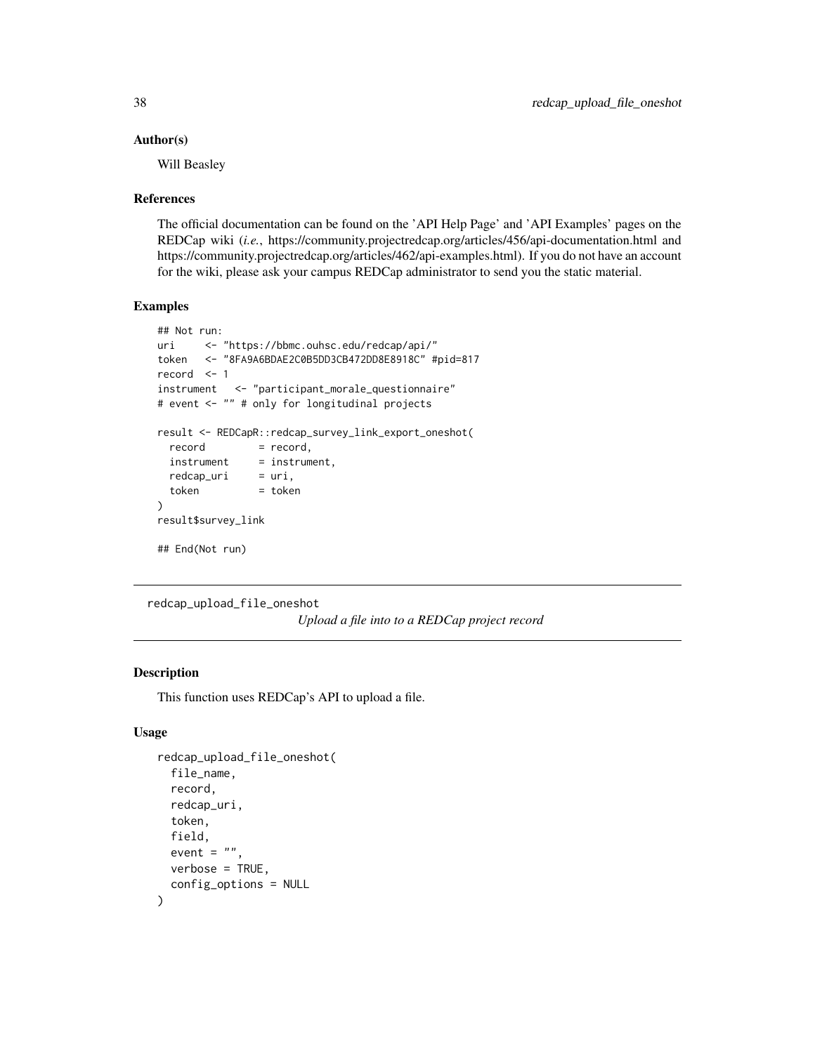### Author(s)

Will Beasley

### References

The official documentation can be found on the 'API Help Page' and 'API Examples' pages on the REDCap wiki (*i.e.*, https://community.projectredcap.org/articles/456/api-documentation.html and https://community.projectredcap.org/articles/462/api-examples.html). If you do not have an account for the wiki, please ask your campus REDCap administrator to send you the static material.

### Examples

```
## Not run:
uri     <- "https://bbmc.ouhsc.edu/redcap/api/"
token   <- "8FA9A6BDAE2C0B5DD3CB472DD8E8918C" #pid=817
record  <- 1
instrument   <- "participant_morale_questionnaire"
# event <- "" # only for longitudinal projects

result <- REDCapR::redcap_survey_link_export_oneshot(
  record         = record,
  instrument     = instrument,
  redcap_uri     = uri,
  token          = token
)
result$survey_link

## End(Not run)
```

---

## redcap_upload_file_oneshot

*Upload a file into to a REDCap project record*

---

### Description

This function uses REDCap's API to upload a file.

### Usage

```
redcap_upload_file_oneshot(
  file_name,
  record,
  redcap_uri,
  token,
  field,
  event = "",
  verbose = TRUE,
  config_options = NULL
)
```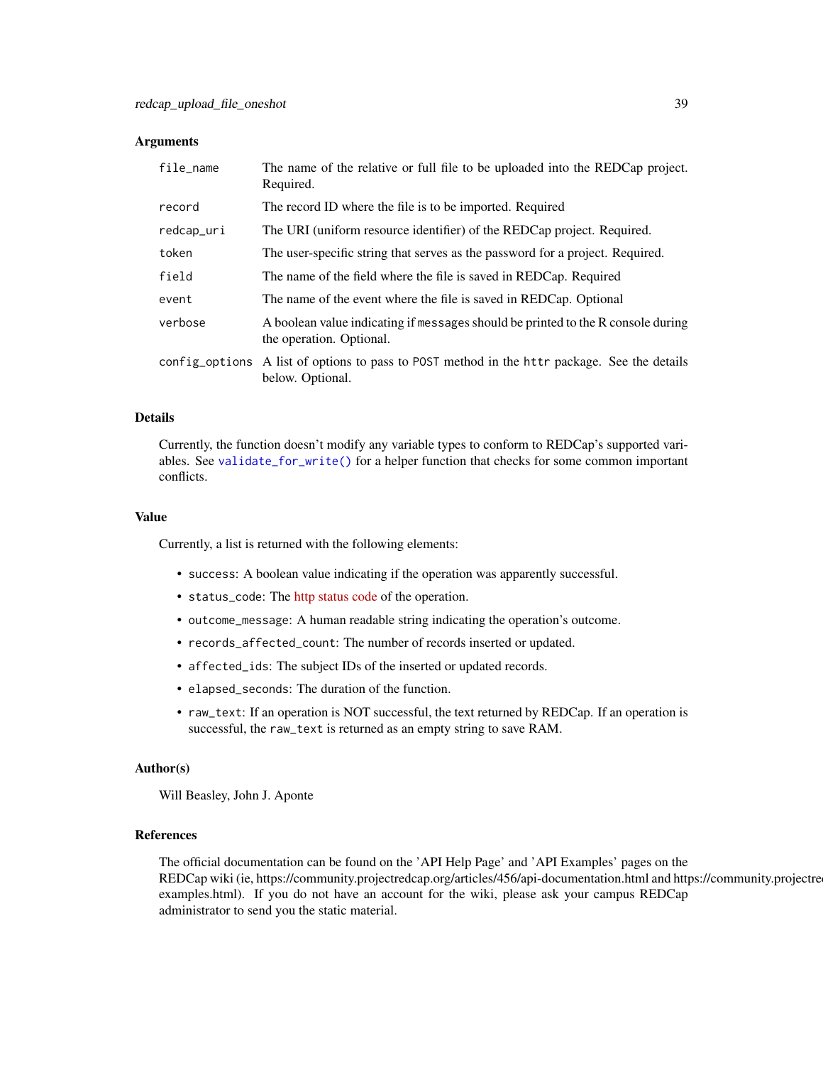### Arguments

| | |
|---|---|
| `file_name` | The name of the relative or full file to be uploaded into the REDCap project. Required. |
| `record` | The record ID where the file is to be imported. Required |
| `redcap_uri` | The URI (uniform resource identifier) of the REDCap project. Required. |
| `token` | The user-specific string that serves as the password for a project. Required. |
| `field` | The name of the field where the file is saved in REDCap. Required |
| `event` | The name of the event where the file is saved in REDCap. Optional |
| `verbose` | A boolean value indicating if `message`s should be printed to the R console during the operation. Optional. |
| `config_options` | A list of options to pass to `POST` method in the `httr` package. See the details below. Optional. |

### Details

Currently, the function doesn't modify any variable types to conform to REDCap's supported variables. See `validate_for_write()` for a helper function that checks for some common important conflicts.

### Value

Currently, a list is returned with the following elements:

- `success`: A boolean value indicating if the operation was apparently successful.
- `status_code`: The http status code of the operation.
- `outcome_message`: A human readable string indicating the operation's outcome.
- `records_affected_count`: The number of records inserted or updated.
- `affected_ids`: The subject IDs of the inserted or updated records.
- `elapsed_seconds`: The duration of the function.
- `raw_text`: If an operation is NOT successful, the text returned by REDCap. If an operation is successful, the `raw_text` is returned as an empty string to save RAM.

### Author(s)

Will Beasley, John J. Aponte

### References

The official documentation can be found on the 'API Help Page' and 'API Examples' pages on the REDCap wiki (ie, https://community.projectredcap.org/articles/456/api-documentation.html and https://community.projectredcap.org/articles/462/api-examples.html). If you do not have an account for the wiki, please ask your campus REDCap administrator to send you the static material.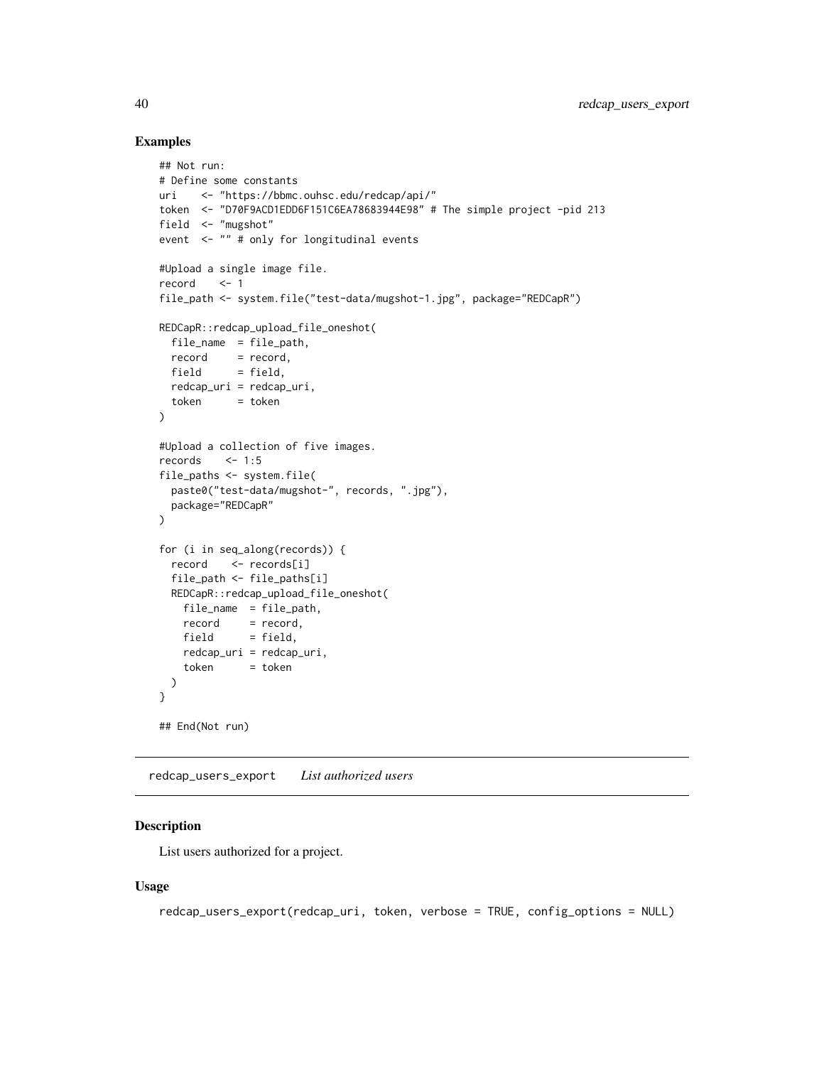## Examples

```
## Not run:
# Define some constants
uri    <- "https://bbmc.ouhsc.edu/redcap/api/"
token  <- "D70F9ACD1EDD6F151C6EA78683944E98" # The simple project -pid 213
field  <- "mugshot"
event  <- "" # only for longitudinal events

#Upload a single image file.
record    <- 1
file_path <- system.file("test-data/mugshot-1.jpg", package="REDCapR")

REDCapR::redcap_upload_file_oneshot(
  file_name  = file_path,
  record     = record,
  field      = field,
  redcap_uri = redcap_uri,
  token      = token
)

#Upload a collection of five images.
records    <- 1:5
file_paths <- system.file(
  paste0("test-data/mugshot-", records, ".jpg"),
  package="REDCapR"
)

for (i in seq_along(records)) {
  record    <- records[i]
  file_path <- file_paths[i]
  REDCapR::redcap_upload_file_oneshot(
    file_name  = file_path,
    record     = record,
    field      = field,
    redcap_uri = redcap_uri,
    token      = token
  )
}

## End(Not run)
```

---

# redcap_users_export    *List authorized users*

---

## Description

List users authorized for a project.

## Usage

```
redcap_users_export(redcap_uri, token, verbose = TRUE, config_options = NULL)
```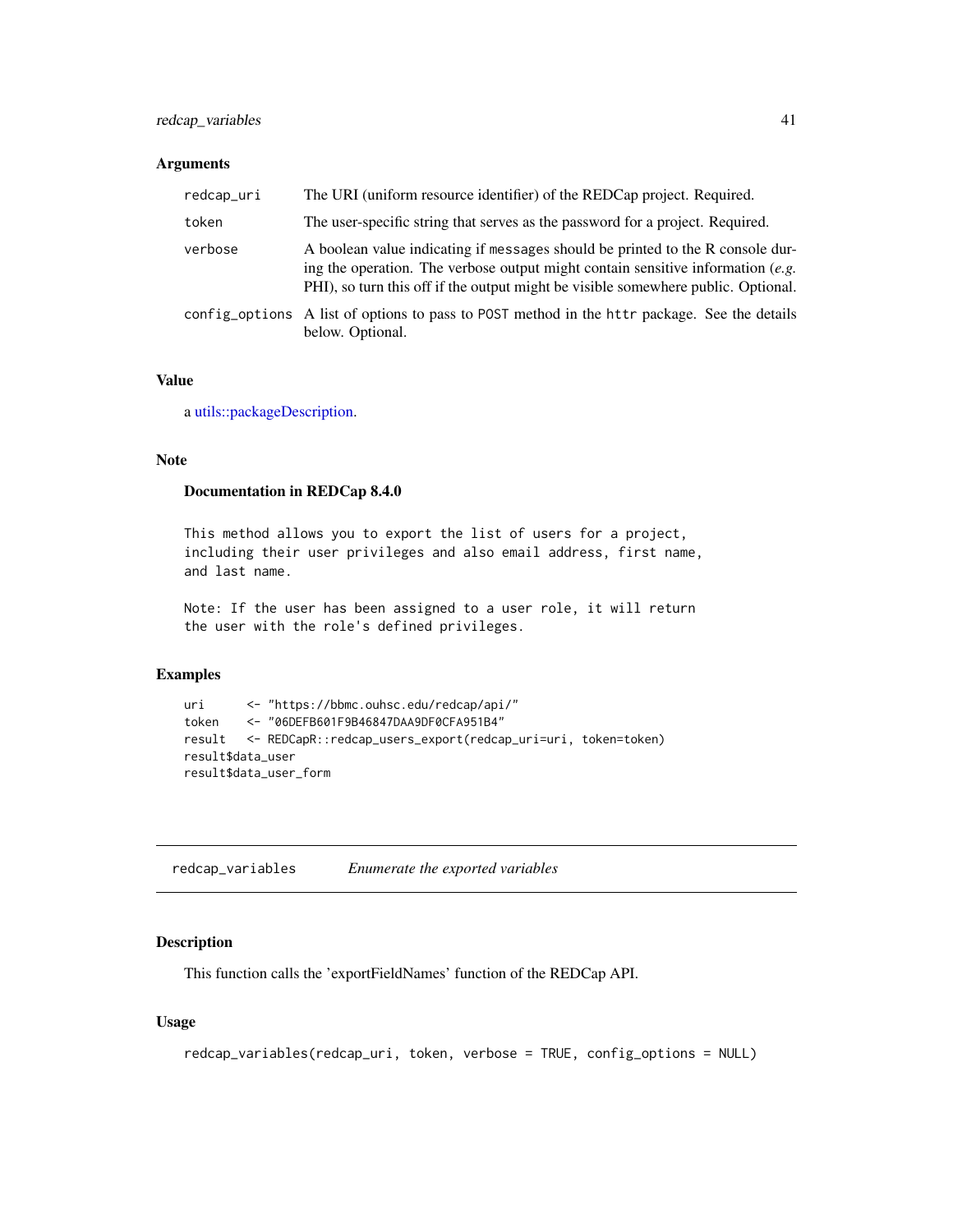### Arguments

| | |
|---|---|
| redcap_uri | The URI (uniform resource identifier) of the REDCap project. Required. |
| token | The user-specific string that serves as the password for a project. Required. |
| verbose | A boolean value indicating if messages should be printed to the R console during the operation. The verbose output might contain sensitive information (*e.g.* PHI), so turn this off if the output might be visible somewhere public. Optional. |
| config_options | A list of options to pass to POST method in the httr package. See the details below. Optional. |

### Value

a utils::packageDescription.

### Note

#### Documentation in REDCap 8.4.0

```
This method allows you to export the list of users for a project,
including their user privileges and also email address, first name,
and last name.

Note: If the user has been assigned to a user role, it will return
the user with the role's defined privileges.
```

### Examples

```
uri      <- "https://bbmc.ouhsc.edu/redcap/api/"
token    <- "06DEFB601F9B46847DAA9DF0CFA951B4"
result   <- REDCapR::redcap_users_export(redcap_uri=uri, token=token)
result$data_user
result$data_user_form
```

---

## redcap_variables *Enumerate the exported variables*

### Description

This function calls the 'exportFieldNames' function of the REDCap API.

### Usage

```
redcap_variables(redcap_uri, token, verbose = TRUE, config_options = NULL)
```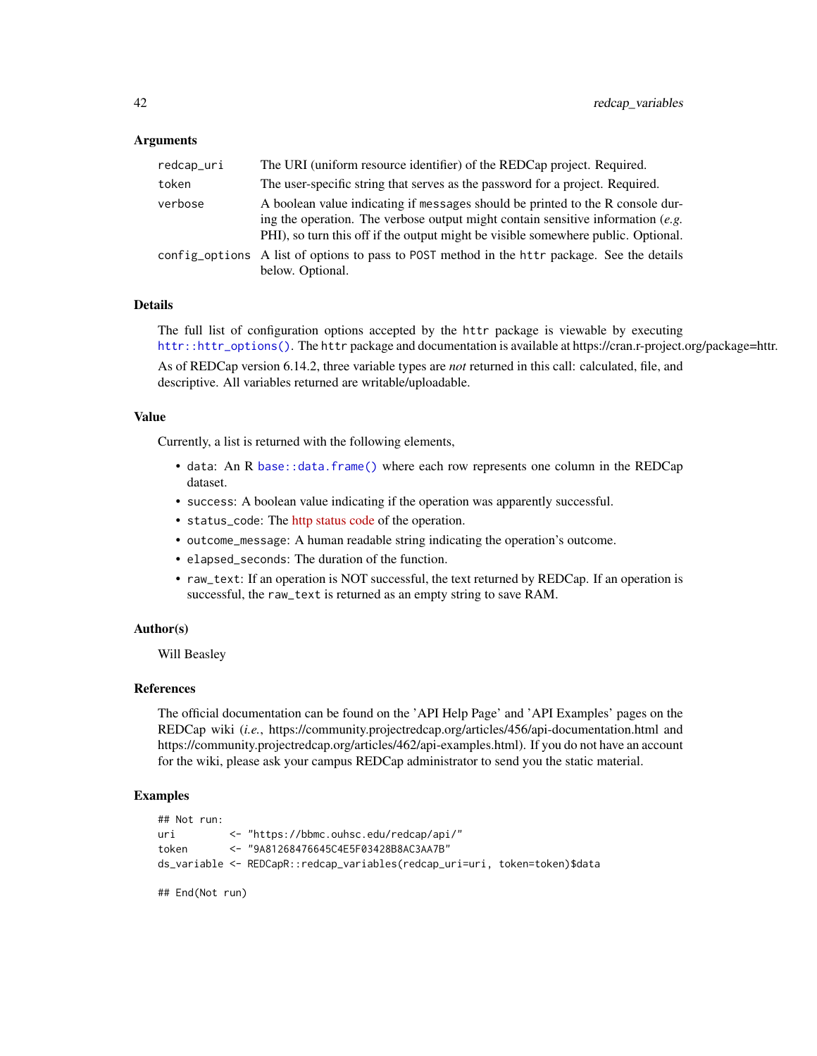### Arguments

| | |
|---|---|
| `redcap_uri` | The URI (uniform resource identifier) of the REDCap project. Required. |
| `token` | The user-specific string that serves as the password for a project. Required. |
| `verbose` | A boolean value indicating if `message`s should be printed to the R console during the operation. The verbose output might contain sensitive information (*e.g.* PHI), so turn this off if the output might be visible somewhere public. Optional. |
| `config_options` | A list of options to pass to `POST` method in the `httr` package. See the details below. Optional. |

### Details

The full list of configuration options accepted by the `httr` package is viewable by executing `httr::httr_options()`. The `httr` package and documentation is available at https://cran.r-project.org/package=httr.

As of REDCap version 6.14.2, three variable types are *not* returned in this call: calculated, file, and descriptive. All variables returned are writable/uploadable.

### Value

Currently, a list is returned with the following elements,

- `data`: An R `base::data.frame()` where each row represents one column in the REDCap dataset.
- `success`: A boolean value indicating if the operation was apparently successful.
- `status_code`: The http status code of the operation.
- `outcome_message`: A human readable string indicating the operation's outcome.
- `elapsed_seconds`: The duration of the function.
- `raw_text`: If an operation is NOT successful, the text returned by REDCap. If an operation is successful, the `raw_text` is returned as an empty string to save RAM.

### Author(s)

Will Beasley

### References

The official documentation can be found on the 'API Help Page' and 'API Examples' pages on the REDCap wiki (*i.e.*, https://community.projectredcap.org/articles/456/api-documentation.html and https://community.projectredcap.org/articles/462/api-examples.html). If you do not have an account for the wiki, please ask your campus REDCap administrator to send you the static material.

### Examples

```
## Not run:
uri         <- "https://bbmc.ouhsc.edu/redcap/api/"
token       <- "9A81268476645C4E5F03428B8AC3AA7B"
ds_variable <- REDCapR::redcap_variables(redcap_uri=uri, token=token)$data

## End(Not run)
```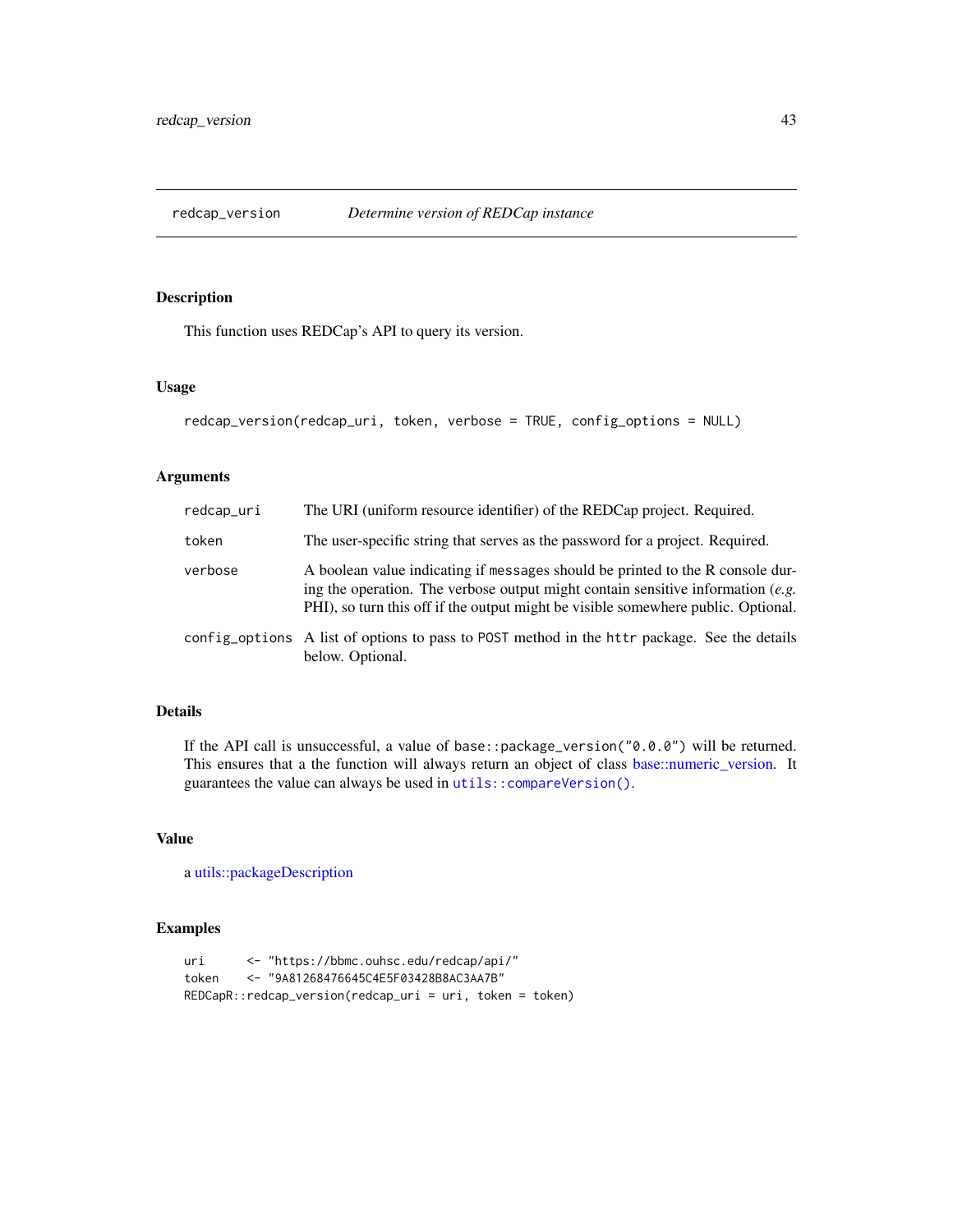## redcap_version — *Determine version of REDCap instance*

### Description

This function uses REDCap's API to query its version.

### Usage

```
redcap_version(redcap_uri, token, verbose = TRUE, config_options = NULL)
```

### Arguments

| | |
|---|---|
| `redcap_uri` | The URI (uniform resource identifier) of the REDCap project. Required. |
| `token` | The user-specific string that serves as the password for a project. Required. |
| `verbose` | A boolean value indicating if `message`s should be printed to the R console during the operation. The verbose output might contain sensitive information (*e.g.* PHI), so turn this off if the output might be visible somewhere public. Optional. |
| `config_options` | A list of options to pass to `POST` method in the `httr` package. See the details below. Optional. |

### Details

If the API call is unsuccessful, a value of `base::package_version("0.0.0")` will be returned. This ensures that a the function will always return an object of class base::numeric_version. It guarantees the value can always be used in `utils::compareVersion()`.

### Value

a utils::packageDescription

### Examples

```
uri      <- "https://bbmc.ouhsc.edu/redcap/api/"
token    <- "9A81268476645C4E5F03428B8AC3AA7B"
REDCapR::redcap_version(redcap_uri = uri, token = token)
```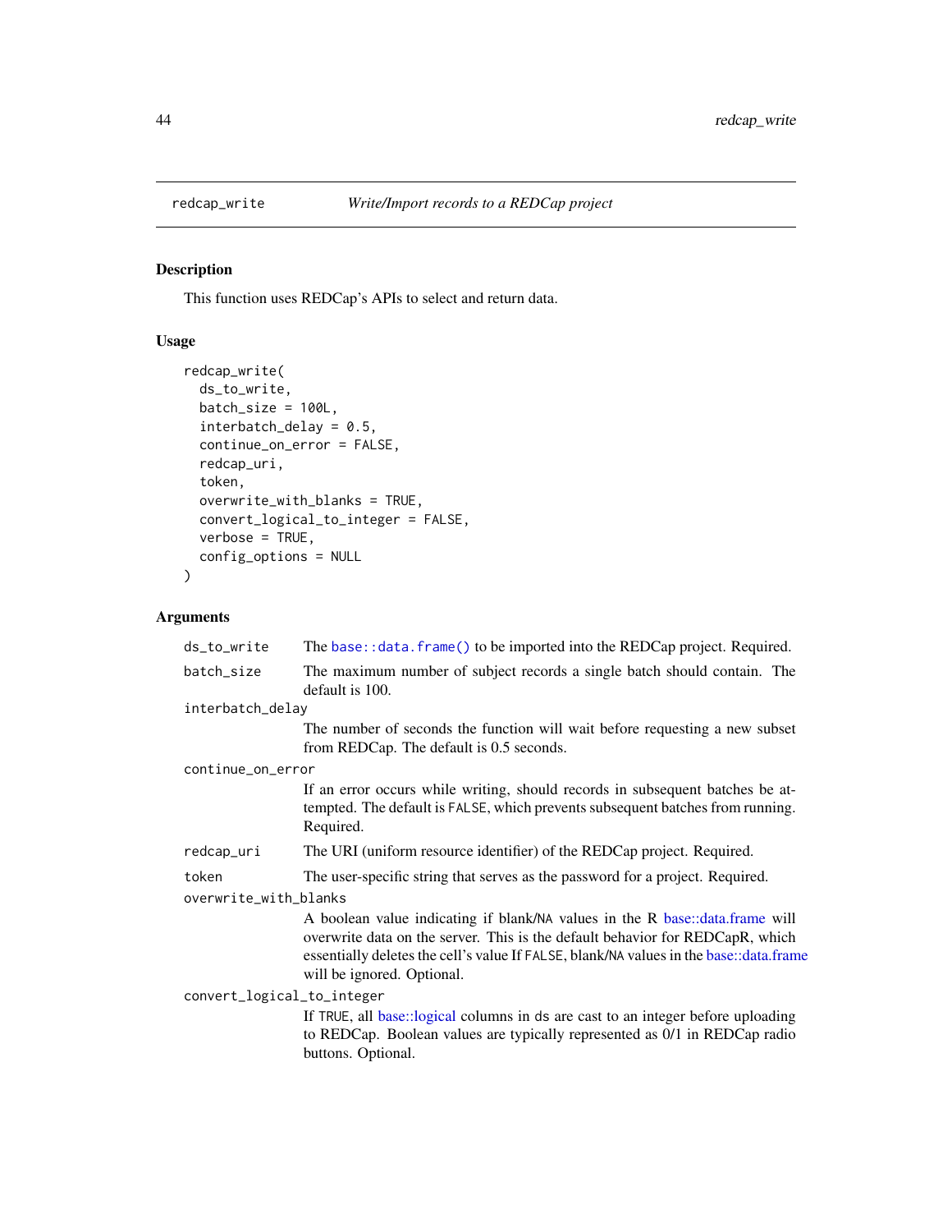## redcap_write — *Write/Import records to a REDCap project*

### Description

This function uses REDCap's APIs to select and return data.

### Usage

```
redcap_write(
  ds_to_write,
  batch_size = 100L,
  interbatch_delay = 0.5,
  continue_on_error = FALSE,
  redcap_uri,
  token,
  overwrite_with_blanks = TRUE,
  convert_logical_to_integer = FALSE,
  verbose = TRUE,
  config_options = NULL
)
```

### Arguments

`ds_to_write`
: The `base::data.frame()` to be imported into the REDCap project. Required.

`batch_size`
: The maximum number of subject records a single batch should contain. The default is 100.

`interbatch_delay`
: The number of seconds the function will wait before requesting a new subset from REDCap. The default is 0.5 seconds.

`continue_on_error`
: If an error occurs while writing, should records in subsequent batches be attempted. The default is `FALSE`, which prevents subsequent batches from running. Required.

`redcap_uri`
: The URI (uniform resource identifier) of the REDCap project. Required.

`token`
: The user-specific string that serves as the password for a project. Required.

`overwrite_with_blanks`
: A boolean value indicating if blank/`NA` values in the R base::data.frame will overwrite data on the server. This is the default behavior for REDCapR, which essentially deletes the cell's value If `FALSE`, blank/`NA` values in the base::data.frame will be ignored. Optional.

`convert_logical_to_integer`
: If `TRUE`, all base::logical columns in `ds` are cast to an integer before uploading to REDCap. Boolean values are typically represented as 0/1 in REDCap radio buttons. Optional.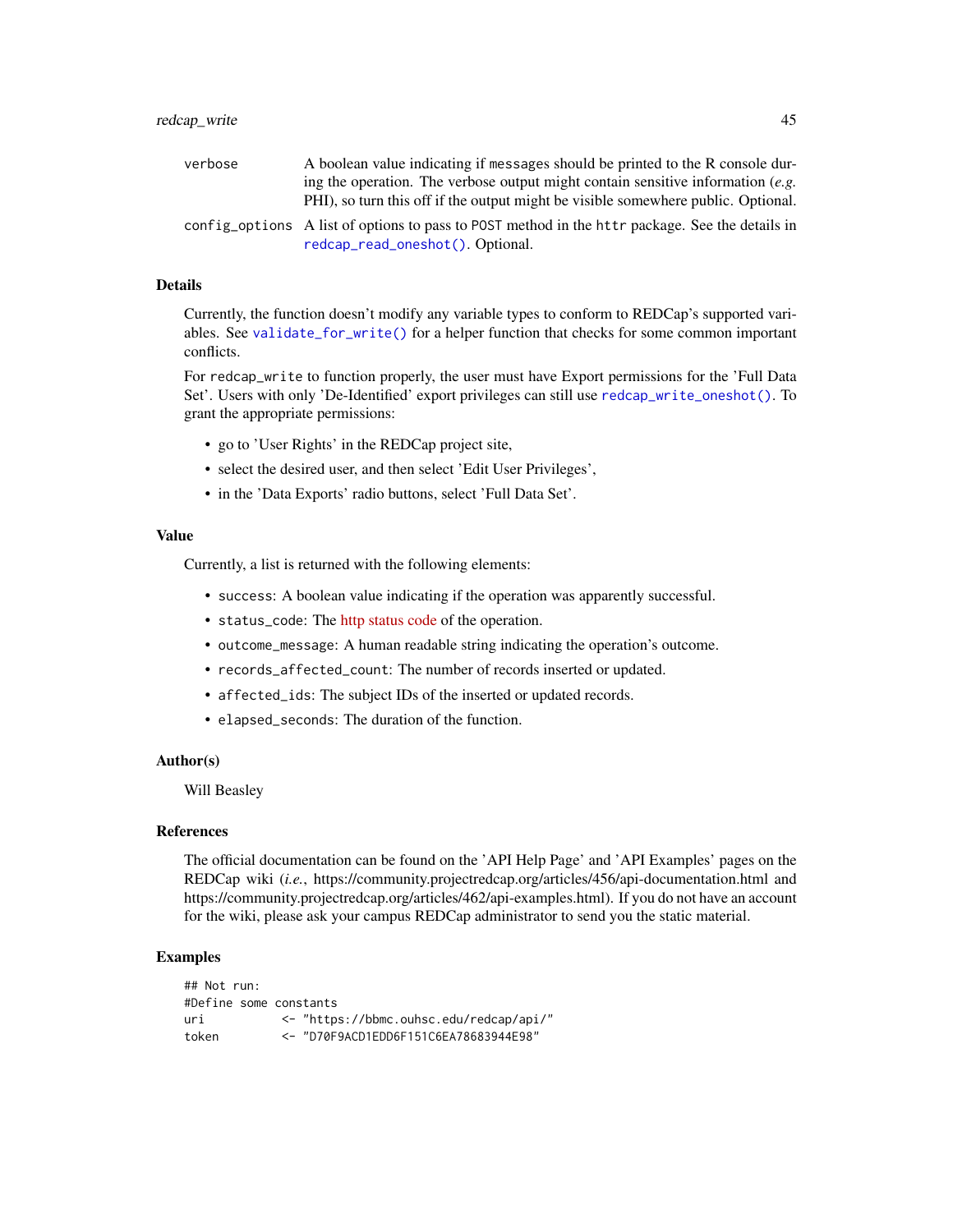verbose — A boolean value indicating if messages should be printed to the R console during the operation. The verbose output might contain sensitive information (*e.g.* PHI), so turn this off if the output might be visible somewhere public. Optional.

config_options — A list of options to pass to POST method in the httr package. See the details in `redcap_read_oneshot()`. Optional.

### Details

Currently, the function doesn't modify any variable types to conform to REDCap's supported variables. See `validate_for_write()` for a helper function that checks for some common important conflicts.

For `redcap_write` to function properly, the user must have Export permissions for the 'Full Data Set'. Users with only 'De-Identified' export privileges can still use `redcap_write_oneshot()`. To grant the appropriate permissions:

- go to 'User Rights' in the REDCap project site,
- select the desired user, and then select 'Edit User Privileges',
- in the 'Data Exports' radio buttons, select 'Full Data Set'.

### Value

Currently, a list is returned with the following elements:

- `success`: A boolean value indicating if the operation was apparently successful.
- `status_code`: The http status code of the operation.
- `outcome_message`: A human readable string indicating the operation's outcome.
- `records_affected_count`: The number of records inserted or updated.
- `affected_ids`: The subject IDs of the inserted or updated records.
- `elapsed_seconds`: The duration of the function.

### Author(s)

Will Beasley

### References

The official documentation can be found on the 'API Help Page' and 'API Examples' pages on the REDCap wiki (*i.e.*, https://community.projectredcap.org/articles/456/api-documentation.html and https://community.projectredcap.org/articles/462/api-examples.html). If you do not have an account for the wiki, please ask your campus REDCap administrator to send you the static material.

### Examples

```
## Not run:
#Define some constants
uri           <- "https://bbmc.ouhsc.edu/redcap/api/"
token         <- "D70F9ACD1EDD6F151C6EA78683944E98"
```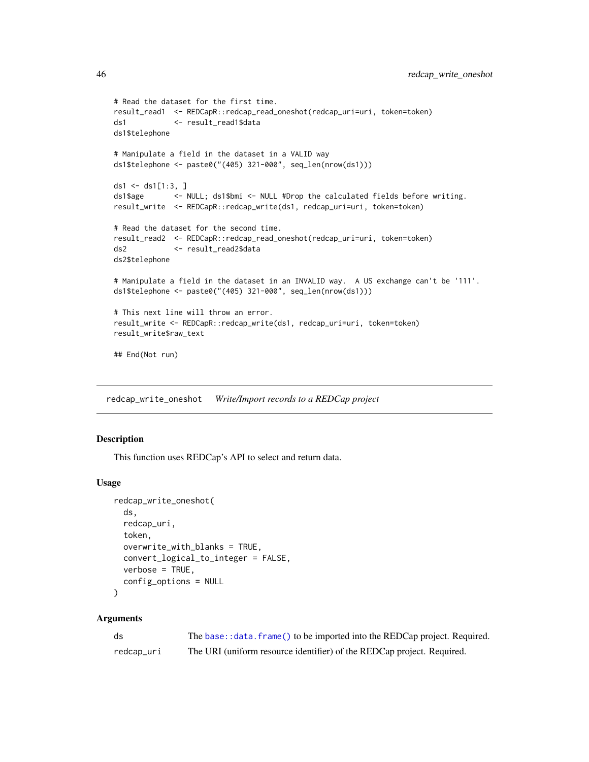```
# Read the dataset for the first time.
result_read1  <- REDCapR::redcap_read_oneshot(redcap_uri=uri, token=token)
ds1           <- result_read1$data
ds1$telephone

# Manipulate a field in the dataset in a VALID way
ds1$telephone <- paste0("(405) 321-000", seq_len(nrow(ds1)))

ds1 <- ds1[1:3, ]
ds1$age       <- NULL; ds1$bmi <- NULL #Drop the calculated fields before writing.
result_write  <- REDCapR::redcap_write(ds1, redcap_uri=uri, token=token)

# Read the dataset for the second time.
result_read2  <- REDCapR::redcap_read_oneshot(redcap_uri=uri, token=token)
ds2           <- result_read2$data
ds2$telephone

# Manipulate a field in the dataset in an INVALID way.  A US exchange can't be '111'.
ds1$telephone <- paste0("(405) 321-000", seq_len(nrow(ds1)))

# This next line will throw an error.
result_write <- REDCapR::redcap_write(ds1, redcap_uri=uri, token=token)
result_write$raw_text

## End(Not run)
```

## redcap_write_oneshot *Write/Import records to a REDCap project*

### Description

This function uses REDCap's API to select and return data.

### Usage

```
redcap_write_oneshot(
  ds,
  redcap_uri,
  token,
  overwrite_with_blanks = TRUE,
  convert_logical_to_integer = FALSE,
  verbose = TRUE,
  config_options = NULL
)
```

### Arguments

| | |
|---|---|
| ds | The base::data.frame() to be imported into the REDCap project. Required. |
| redcap_uri | The URI (uniform resource identifier) of the REDCap project. Required. |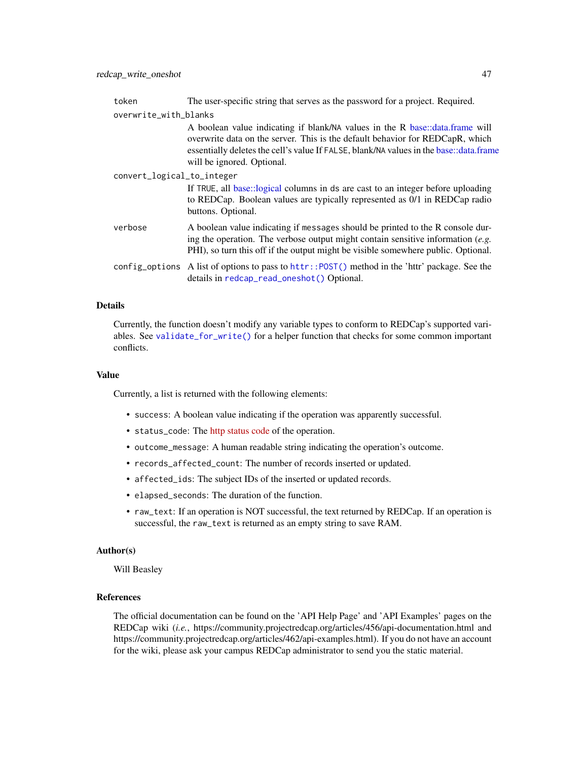token
: The user-specific string that serves as the password for a project. Required.

overwrite_with_blanks
: A boolean value indicating if blank/NA values in the R base::data.frame will overwrite data on the server. This is the default behavior for REDCapR, which essentially deletes the cell's value If FALSE, blank/NA values in the base::data.frame will be ignored. Optional.

convert_logical_to_integer
: If TRUE, all base::logical columns in ds are cast to an integer before uploading to REDCap. Boolean values are typically represented as 0/1 in REDCap radio buttons. Optional.

verbose
: A boolean value indicating if messages should be printed to the R console during the operation. The verbose output might contain sensitive information (*e.g.* PHI), so turn this off if the output might be visible somewhere public. Optional.

config_options
: A list of options to pass to `httr::POST()` method in the 'httr' package. See the details in `redcap_read_oneshot()` Optional.

### Details

Currently, the function doesn't modify any variable types to conform to REDCap's supported variables. See `validate_for_write()` for a helper function that checks for some common important conflicts.

### Value

Currently, a list is returned with the following elements:

- `success`: A boolean value indicating if the operation was apparently successful.
- `status_code`: The http status code of the operation.
- `outcome_message`: A human readable string indicating the operation's outcome.
- `records_affected_count`: The number of records inserted or updated.
- `affected_ids`: The subject IDs of the inserted or updated records.
- `elapsed_seconds`: The duration of the function.
- `raw_text`: If an operation is NOT successful, the text returned by REDCap. If an operation is successful, the `raw_text` is returned as an empty string to save RAM.

### Author(s)

Will Beasley

### References

The official documentation can be found on the 'API Help Page' and 'API Examples' pages on the REDCap wiki (*i.e.*, https://community.projectredcap.org/articles/456/api-documentation.html and https://community.projectredcap.org/articles/462/api-examples.html). If you do not have an account for the wiki, please ask your campus REDCap administrator to send you the static material.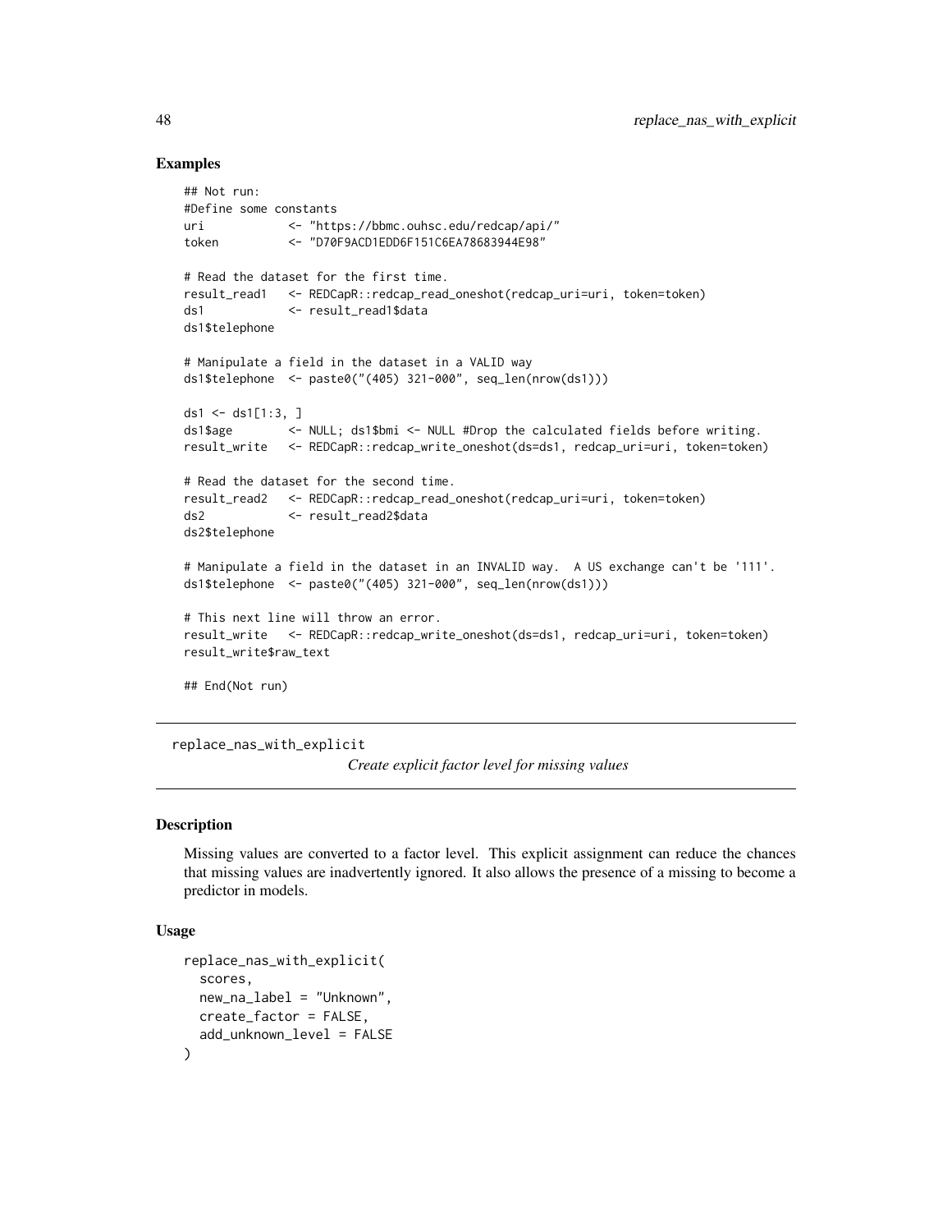### Examples

```
## Not run:
#Define some constants
uri           <- "https://bbmc.ouhsc.edu/redcap/api/"
token         <- "D70F9ACD1EDD6F151C6EA78683944E98"

# Read the dataset for the first time.
result_read1   <- REDCapR::redcap_read_oneshot(redcap_uri=uri, token=token)
ds1           <- result_read1$data
ds1$telephone

# Manipulate a field in the dataset in a VALID way
ds1$telephone  <- paste0("(405) 321-000", seq_len(nrow(ds1)))

ds1 <- ds1[1:3, ]
ds1$age        <- NULL; ds1$bmi <- NULL #Drop the calculated fields before writing.
result_write   <- REDCapR::redcap_write_oneshot(ds=ds1, redcap_uri=uri, token=token)

# Read the dataset for the second time.
result_read2   <- REDCapR::redcap_read_oneshot(redcap_uri=uri, token=token)
ds2           <- result_read2$data
ds2$telephone

# Manipulate a field in the dataset in an INVALID way.  A US exchange can't be '111'.
ds1$telephone  <- paste0("(405) 321-000", seq_len(nrow(ds1)))

# This next line will throw an error.
result_write   <- REDCapR::redcap_write_oneshot(ds=ds1, redcap_uri=uri, token=token)
result_write$raw_text

## End(Not run)
```

---

## replace_nas_with_explicit

*Create explicit factor level for missing values*

---

### Description

Missing values are converted to a factor level. This explicit assignment can reduce the chances that missing values are inadvertently ignored. It also allows the presence of a missing to become a predictor in models.

### Usage

```
replace_nas_with_explicit(
  scores,
  new_na_label = "Unknown",
  create_factor = FALSE,
  add_unknown_level = FALSE
)
```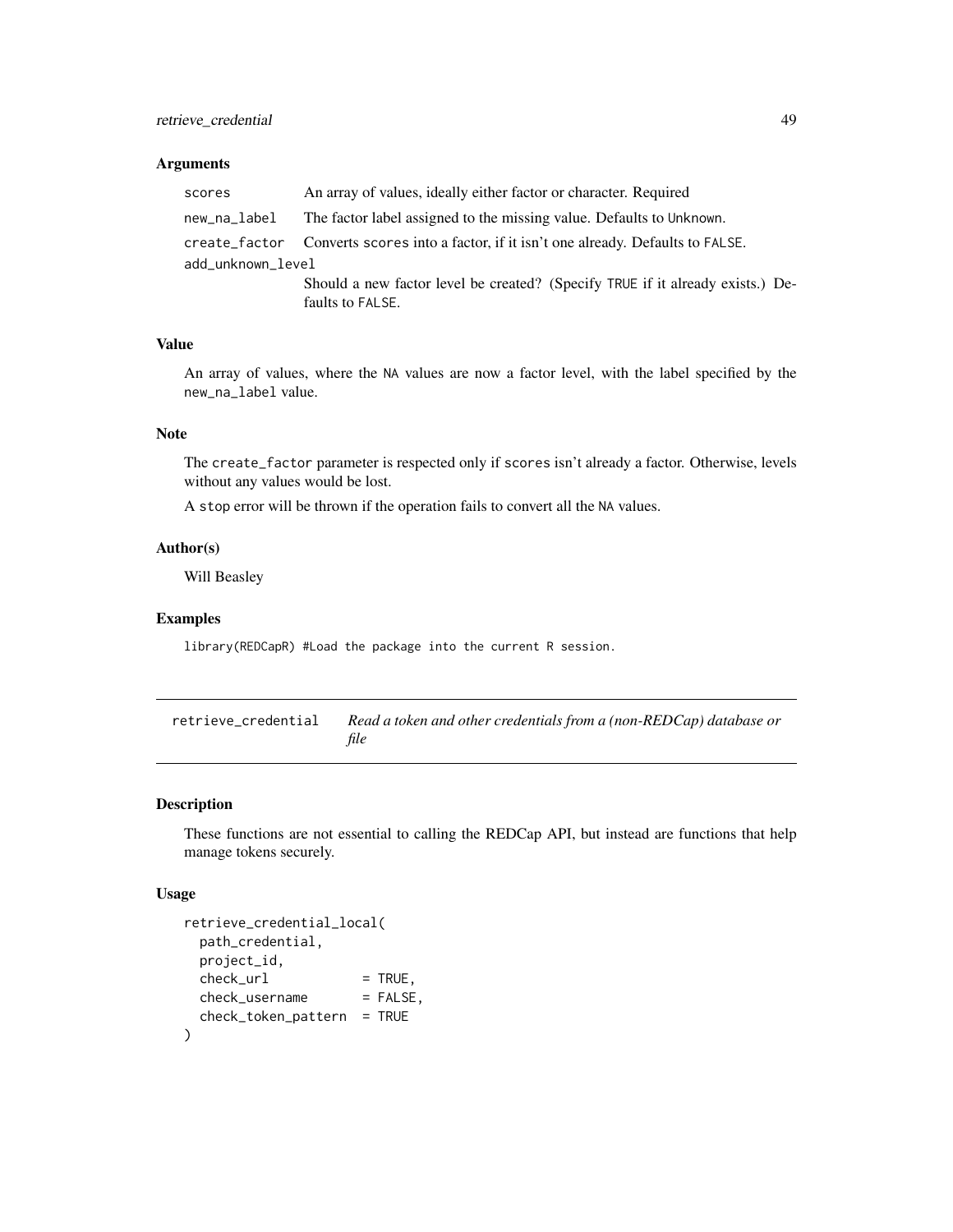### Arguments

| | |
|---|---|
| `scores` | An array of values, ideally either factor or character. Required |
| `new_na_label` | The factor label assigned to the missing value. Defaults to `Unknown`. |
| `create_factor` | Converts `scores` into a factor, if it isn't one already. Defaults to `FALSE`. |
| `add_unknown_level` | Should a new factor level be created? (Specify `TRUE` if it already exists.) Defaults to `FALSE`. |

### Value

An array of values, where the `NA` values are now a factor level, with the label specified by the `new_na_label` value.

### Note

The `create_factor` parameter is respected only if `scores` isn't already a factor. Otherwise, levels without any values would be lost.

A `stop` error will be thrown if the operation fails to convert all the `NA` values.

### Author(s)

Will Beasley

### Examples

```
library(REDCapR) #Load the package into the current R session.
```

---

## `retrieve_credential` — *Read a token and other credentials from a (non-REDCap) database or file*

### Description

These functions are not essential to calling the REDCap API, but instead are functions that help manage tokens securely.

### Usage

```
retrieve_credential_local(
  path_credential,
  project_id,
  check_url            = TRUE,
  check_username       = FALSE,
  check_token_pattern  = TRUE
)
```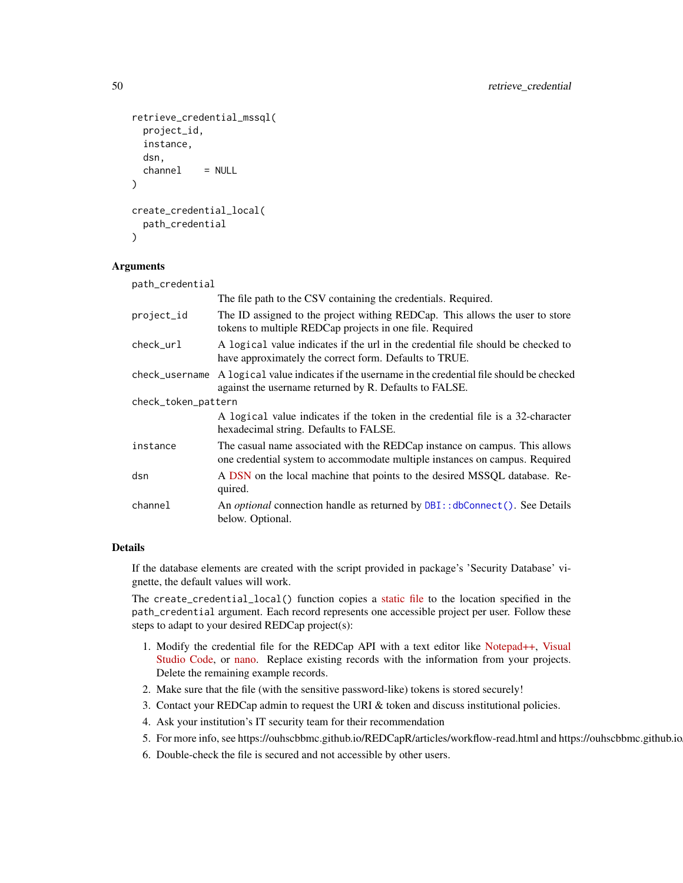```
retrieve_credential_mssql(
  project_id,
  instance,
  dsn,
  channel     = NULL
)

create_credential_local(
  path_credential
)
```

### Arguments

| Argument | Description |
|---|---|
| `path_credential` | The file path to the CSV containing the credentials. Required. |
| `project_id` | The ID assigned to the project withing REDCap. This allows the user to store tokens to multiple REDCap projects in one file. Required |
| `check_url` | A `logical` value indicates if the url in the credential file should be checked to have approximately the correct form. Defaults to TRUE. |
| `check_username` | A `logical` value indicates if the username in the credential file should be checked against the username returned by R. Defaults to FALSE. |
| `check_token_pattern` | A `logical` value indicates if the token in the credential file is a 32-character hexadecimal string. Defaults to FALSE. |
| `instance` | The casual name associated with the REDCap instance on campus. This allows one credential system to accommodate multiple instances on campus. Required |
| `dsn` | A DSN on the local machine that points to the desired MSSQL database. Required. |
| `channel` | An *optional* connection handle as returned by `DBI::dbConnect()`. See Details below. Optional. |

### Details

If the database elements are created with the script provided in package's 'Security Database' vignette, the default values will work.

The `create_credential_local()` function copies a static file to the location specified in the `path_credential` argument. Each record represents one accessible project per user. Follow these steps to adapt to your desired REDCap project(s):

1. Modify the credential file for the REDCap API with a text editor like Notepad++, Visual Studio Code, or nano. Replace existing records with the information from your projects. Delete the remaining example records.
2. Make sure that the file (with the sensitive password-like) tokens is stored securely!
3. Contact your REDCap admin to request the URI & token and discuss institutional policies.
4. Ask your institution's IT security team for their recommendation
5. For more info, see https://ouhscbbmc.github.io/REDCapR/articles/workflow-read.html and https://ouhscbbmc.github.io
6. Double-check the file is secured and not accessible by other users.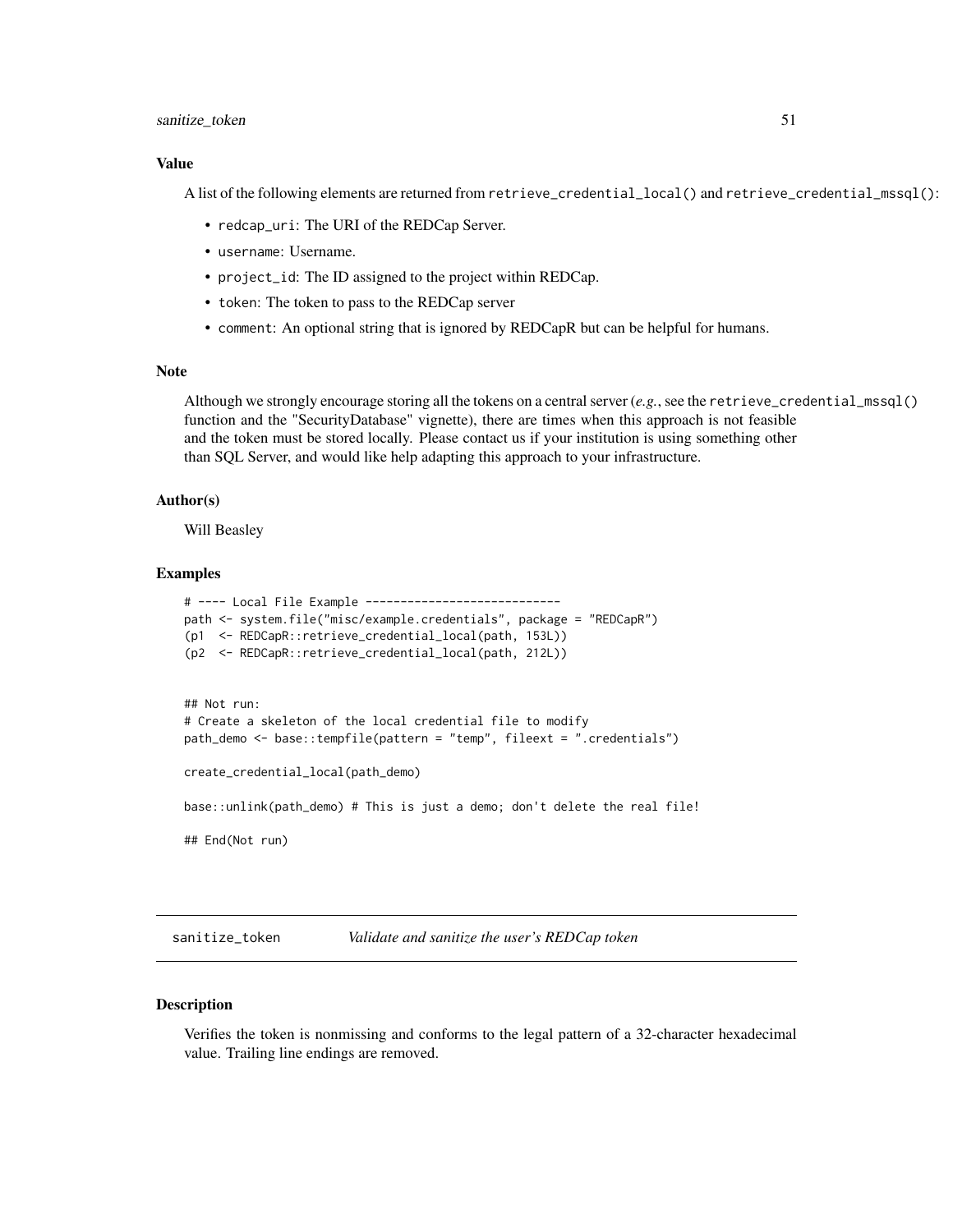### Value

A list of the following elements are returned from `retrieve_credential_local()` and `retrieve_credential_mssql()`:

- `redcap_uri`: The URI of the REDCap Server.
- `username`: Username.
- `project_id`: The ID assigned to the project within REDCap.
- `token`: The token to pass to the REDCap server
- `comment`: An optional string that is ignored by REDCapR but can be helpful for humans.

### Note

Although we strongly encourage storing all the tokens on a central server (*e.g.*, see the `retrieve_credential_mssql()` function and the "SecurityDatabase" vignette), there are times when this approach is not feasible and the token must be stored locally. Please contact us if your institution is using something other than SQL Server, and would like help adapting this approach to your infrastructure.

### Author(s)

Will Beasley

### Examples

```
# ---- Local File Example ----------------------------
path <- system.file("misc/example.credentials", package = "REDCapR")
(p1  <- REDCapR::retrieve_credential_local(path, 153L))
(p2  <- REDCapR::retrieve_credential_local(path, 212L))


## Not run:
# Create a skeleton of the local credential file to modify
path_demo <- base::tempfile(pattern = "temp", fileext = ".credentials")

create_credential_local(path_demo)

base::unlink(path_demo) # This is just a demo; don't delete the real file!

## End(Not run)
```

---

## sanitize_token — *Validate and sanitize the user's REDCap token*

### Description

Verifies the token is nonmissing and conforms to the legal pattern of a 32-character hexadecimal value. Trailing line endings are removed.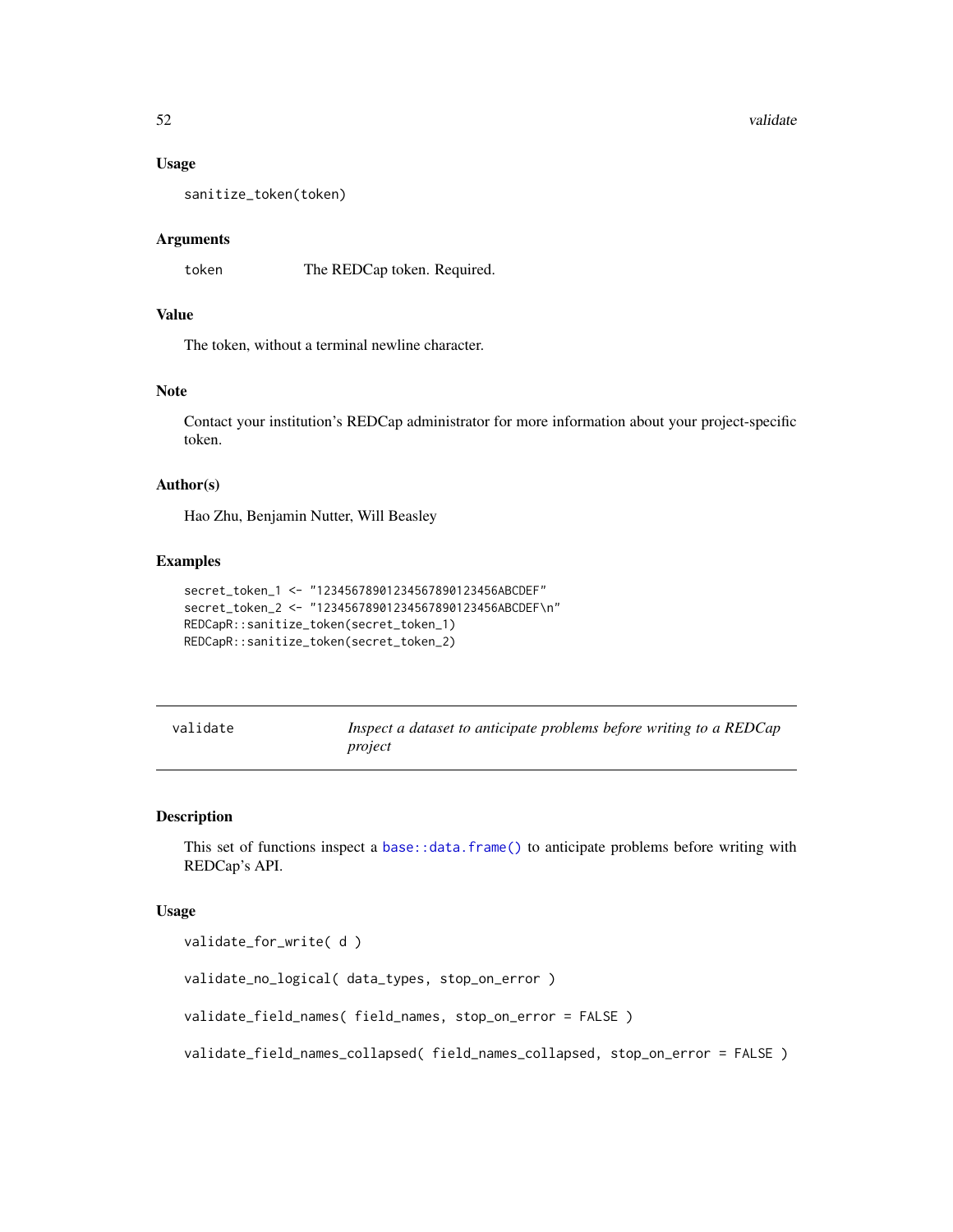### Usage

```
sanitize_token(token)
```

### Arguments

| | |
|---|---|
| token | The REDCap token. Required. |

### Value

The token, without a terminal newline character.

### Note

Contact your institution's REDCap administrator for more information about your project-specific token.

### Author(s)

Hao Zhu, Benjamin Nutter, Will Beasley

### Examples

```
secret_token_1 <- "12345678901234567890123456ABCDEF"
secret_token_2 <- "12345678901234567890123456ABCDEF\n"
REDCapR::sanitize_token(secret_token_1)
REDCapR::sanitize_token(secret_token_2)
```

---

## validate — *Inspect a dataset to anticipate problems before writing to a REDCap project*

---

### Description

This set of functions inspect a `base::data.frame()` to anticipate problems before writing with REDCap's API.

### Usage

```
validate_for_write( d )

validate_no_logical( data_types, stop_on_error )

validate_field_names( field_names, stop_on_error = FALSE )

validate_field_names_collapsed( field_names_collapsed, stop_on_error = FALSE )
```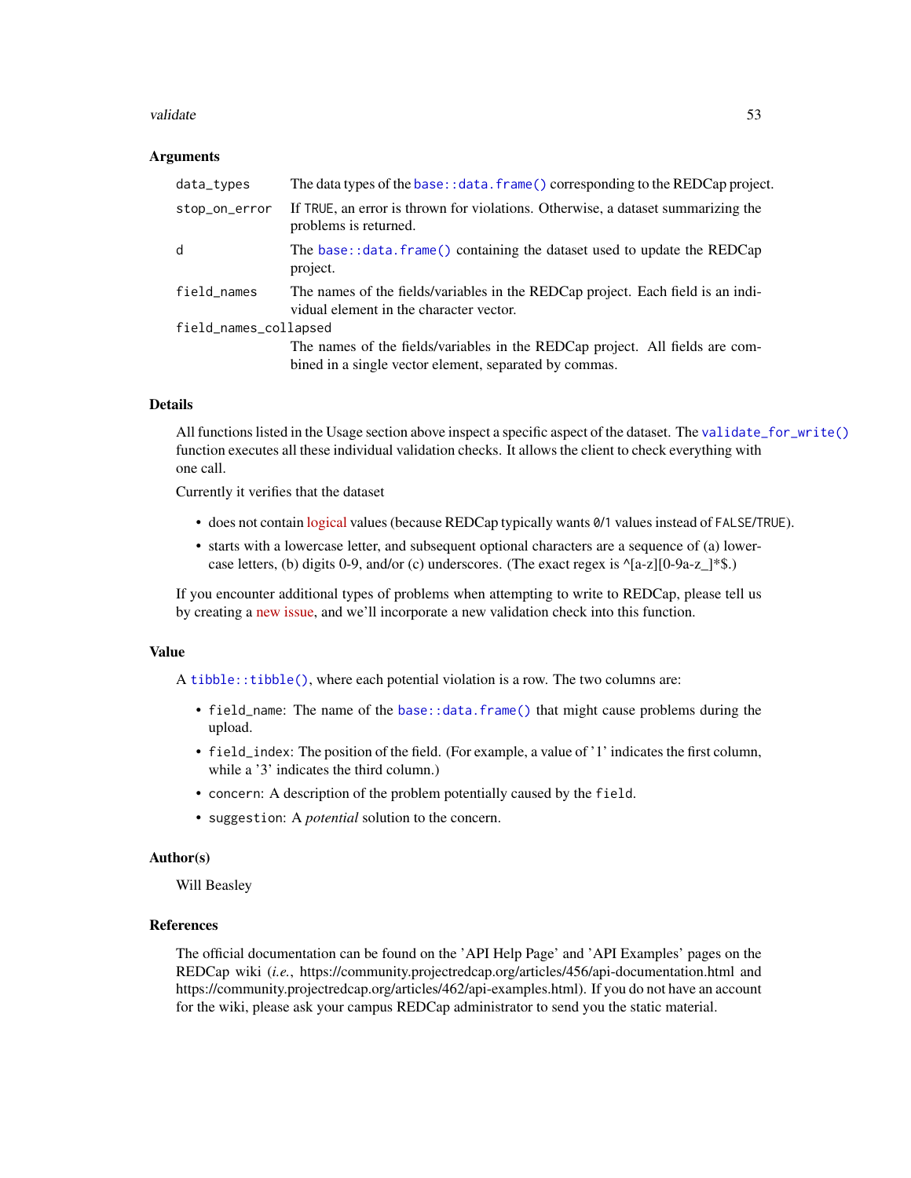### Arguments

| | |
|---|---|
| `data_types` | The data types of the `base::data.frame()` corresponding to the REDCap project. |
| `stop_on_error` | If `TRUE`, an error is thrown for violations. Otherwise, a dataset summarizing the problems is returned. |
| `d` | The `base::data.frame()` containing the dataset used to update the REDCap project. |
| `field_names` | The names of the fields/variables in the REDCap project. Each field is an individual element in the character vector. |
| `field_names_collapsed` | The names of the fields/variables in the REDCap project. All fields are combined in a single vector element, separated by commas. |

### Details

All functions listed in the Usage section above inspect a specific aspect of the dataset. The `validate_for_write()` function executes all these individual validation checks. It allows the client to check everything with one call.

Currently it verifies that the dataset

- does not contain logical values (because REDCap typically wants `0`/`1` values instead of `FALSE`/`TRUE`).
- starts with a lowercase letter, and subsequent optional characters are a sequence of (a) lowercase letters, (b) digits 0-9, and/or (c) underscores. (The exact regex is ^[a-z][0-9a-z_]*$.)

If you encounter additional types of problems when attempting to write to REDCap, please tell us by creating a new issue, and we'll incorporate a new validation check into this function.

### Value

A `tibble::tibble()`, where each potential violation is a row. The two columns are:

- `field_name`: The name of the `base::data.frame()` that might cause problems during the upload.
- `field_index`: The position of the field. (For example, a value of '1' indicates the first column, while a '3' indicates the third column.)
- `concern`: A description of the problem potentially caused by the `field`.
- `suggestion`: A *potential* solution to the concern.

### Author(s)

Will Beasley

### References

The official documentation can be found on the 'API Help Page' and 'API Examples' pages on the REDCap wiki (*i.e.*, https://community.projectredcap.org/articles/456/api-documentation.html and https://community.projectredcap.org/articles/462/api-examples.html). If you do not have an account for the wiki, please ask your campus REDCap administrator to send you the static material.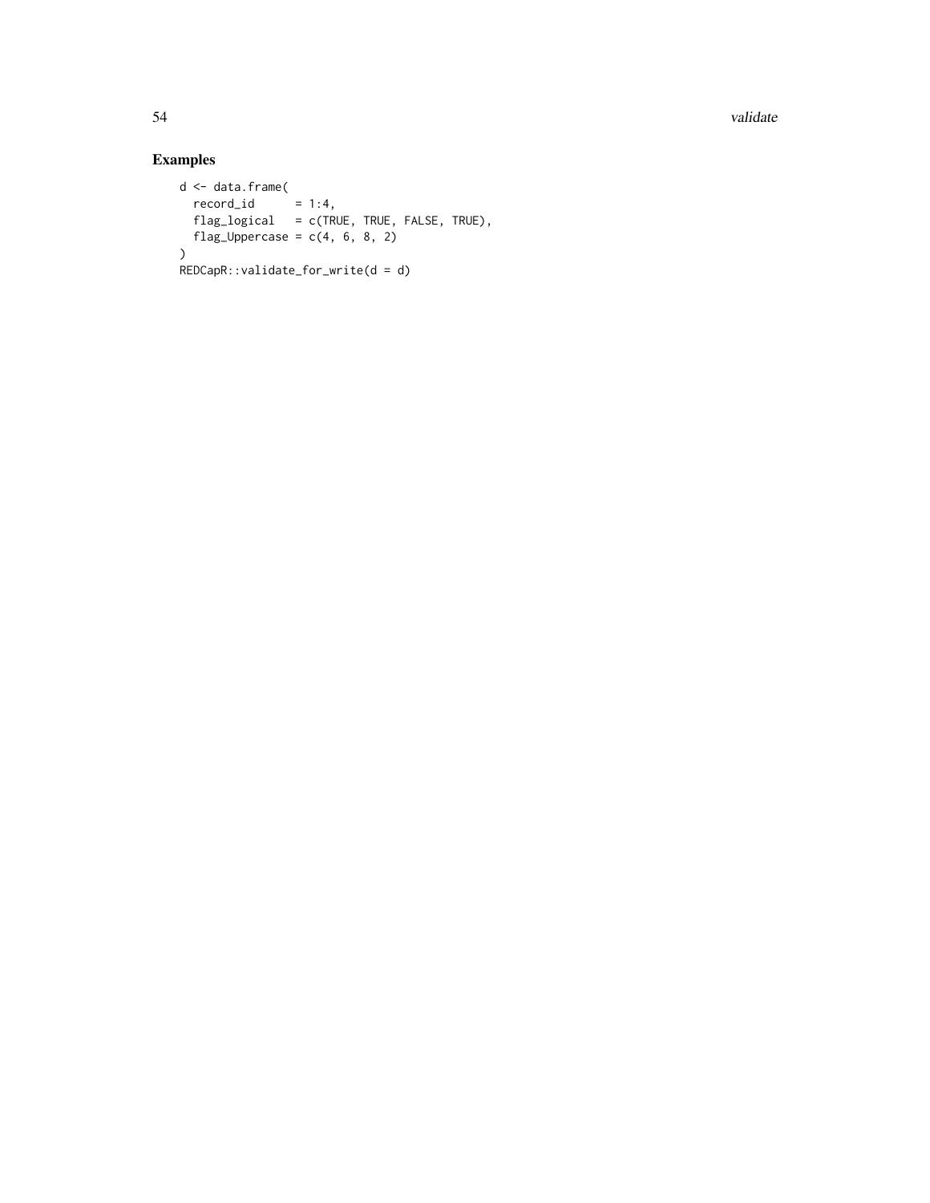## Examples

```
d <- data.frame(
  record_id      = 1:4,
  flag_logical   = c(TRUE, TRUE, FALSE, TRUE),
  flag_Uppercase = c(4, 6, 8, 2)
)
REDCapR::validate_for_write(d = d)
```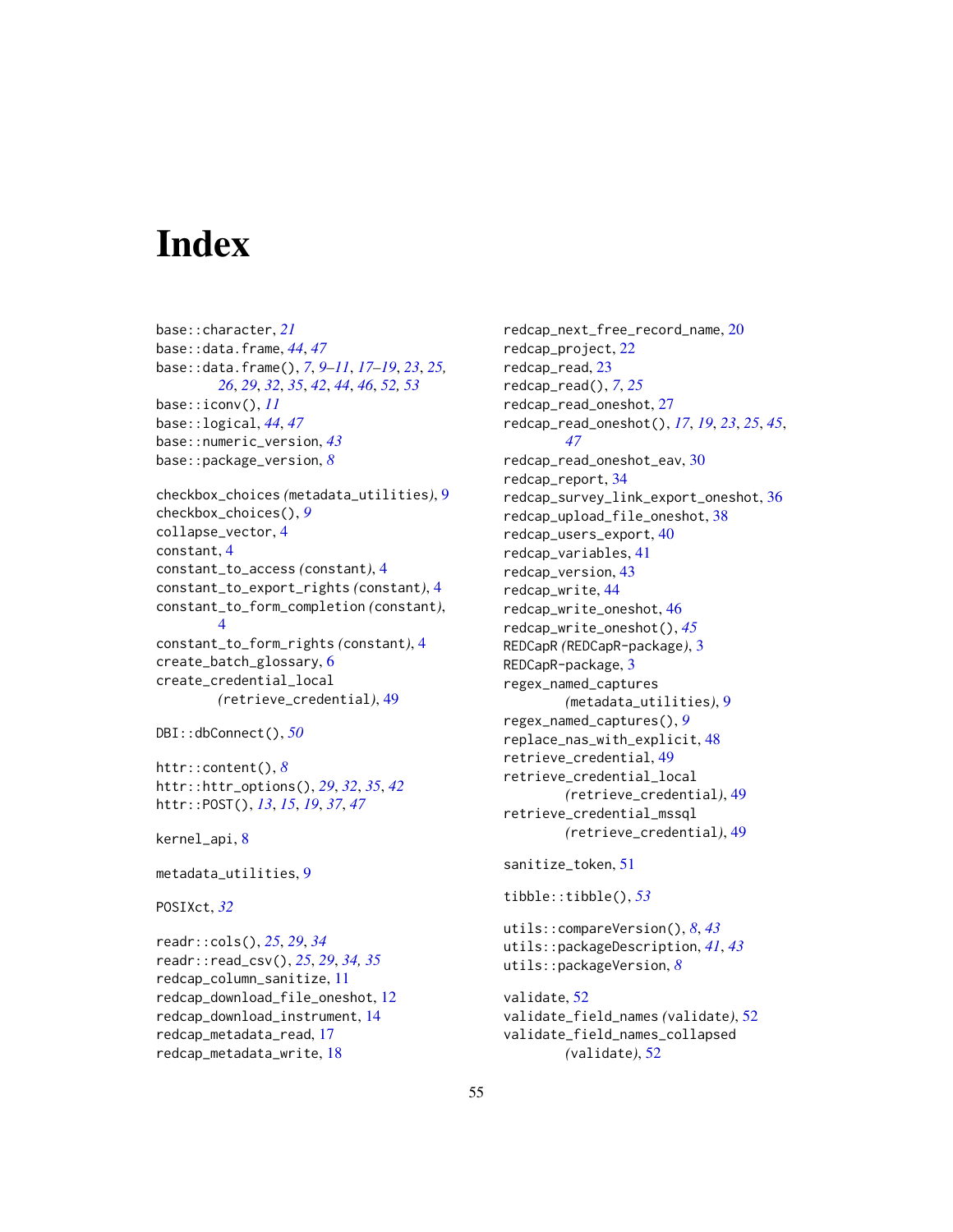# Index

base::character, *21*
base::data.frame, *44*, *47*
base::data.frame(), *7*, *9–11*, *17–19*, *23*, *25, 26*, *29*, *32*, *35*, *42*, *44*, *46*, *52, 53*
base::iconv(), *11*
base::logical, *44*, *47*
base::numeric_version, *43*
base::package_version, *8*

checkbox_choices *(metadata_utilities)*, 9
checkbox_choices(), *9*
collapse_vector, 4
constant, 4
constant_to_access *(constant)*, 4
constant_to_export_rights *(constant)*, 4
constant_to_form_completion *(constant)*, 4
constant_to_form_rights *(constant)*, 4
create_batch_glossary, 6
create_credential_local *(retrieve_credential)*, 49

DBI::dbConnect(), *50*

httr::content(), *8*
httr::httr_options(), *29*, *32*, *35*, *42*
httr::POST(), *13*, *15*, *19*, *37*, *47*

kernel_api, 8

metadata_utilities, 9

POSIXct, *32*

readr::cols(), *25*, *29*, *34*
readr::read_csv(), *25*, *29*, *34, 35*
redcap_column_sanitize, 11
redcap_download_file_oneshot, 12
redcap_download_instrument, 14
redcap_metadata_read, 17
redcap_metadata_write, 18
redcap_next_free_record_name, 20
redcap_project, 22
redcap_read, 23
redcap_read(), *7*, *25*
redcap_read_oneshot, 27
redcap_read_oneshot(), *17*, *19*, *23*, *25*, *45*, *47*
redcap_read_oneshot_eav, 30
redcap_report, 34
redcap_survey_link_export_oneshot, 36
redcap_upload_file_oneshot, 38
redcap_users_export, 40
redcap_variables, 41
redcap_version, 43
redcap_write, 44
redcap_write_oneshot, 46
redcap_write_oneshot(), *45*
REDCapR *(REDCapR-package)*, 3
REDCapR-package, 3
regex_named_captures *(metadata_utilities)*, 9
regex_named_captures(), *9*
replace_nas_with_explicit, 48
retrieve_credential, 49
retrieve_credential_local *(retrieve_credential)*, 49
retrieve_credential_mssql *(retrieve_credential)*, 49

sanitize_token, 51

tibble::tibble(), *53*

utils::compareVersion(), *8*, *43*
utils::packageDescription, *41*, *43*
utils::packageVersion, *8*

validate, 52
validate_field_names *(validate)*, 52
validate_field_names_collapsed *(validate)*, 52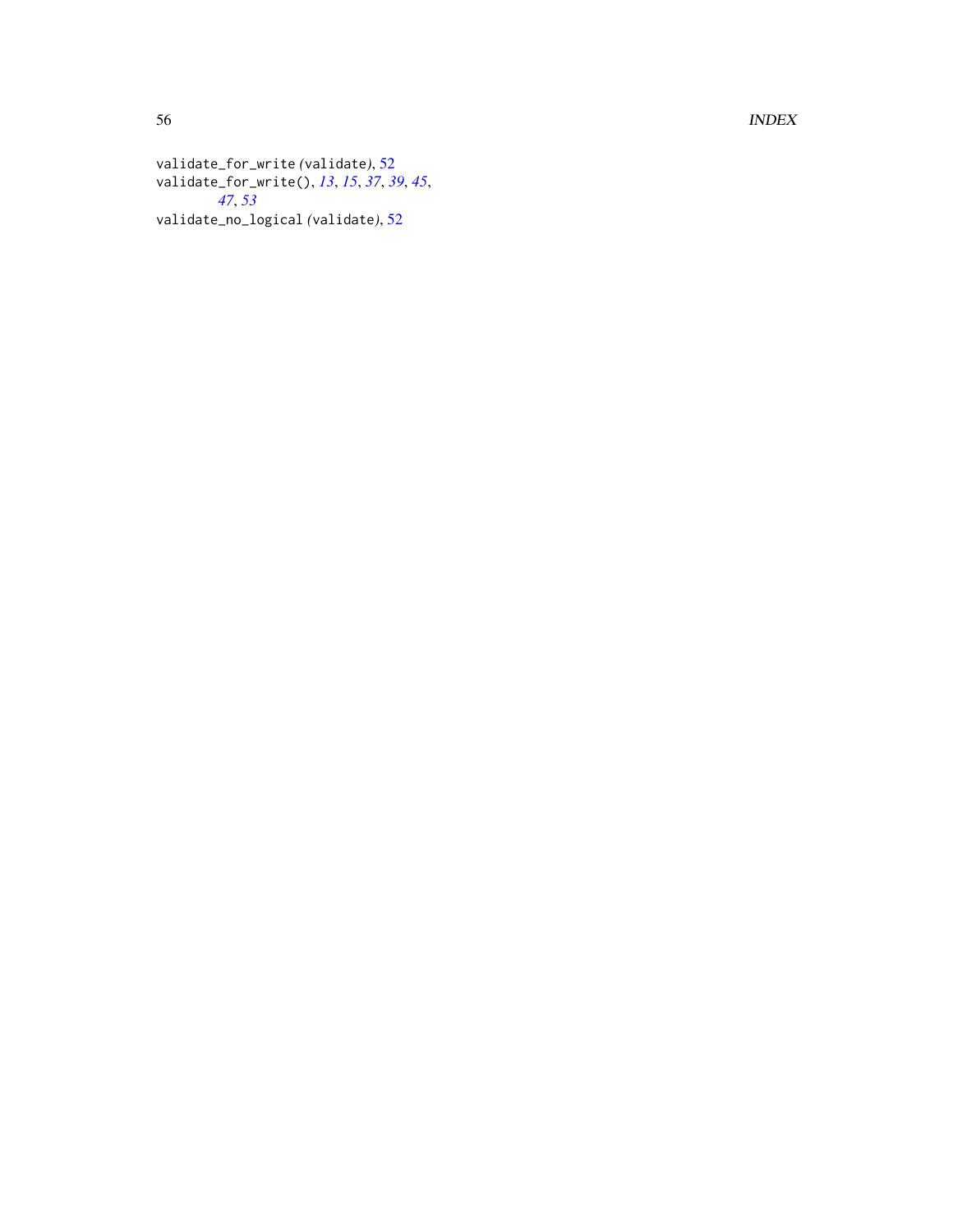validate_for_write (validate), 52
validate_for_write(), *13*, *15*, *37*, *39*, *45*, *47*, *53*
validate_no_logical (validate), 52